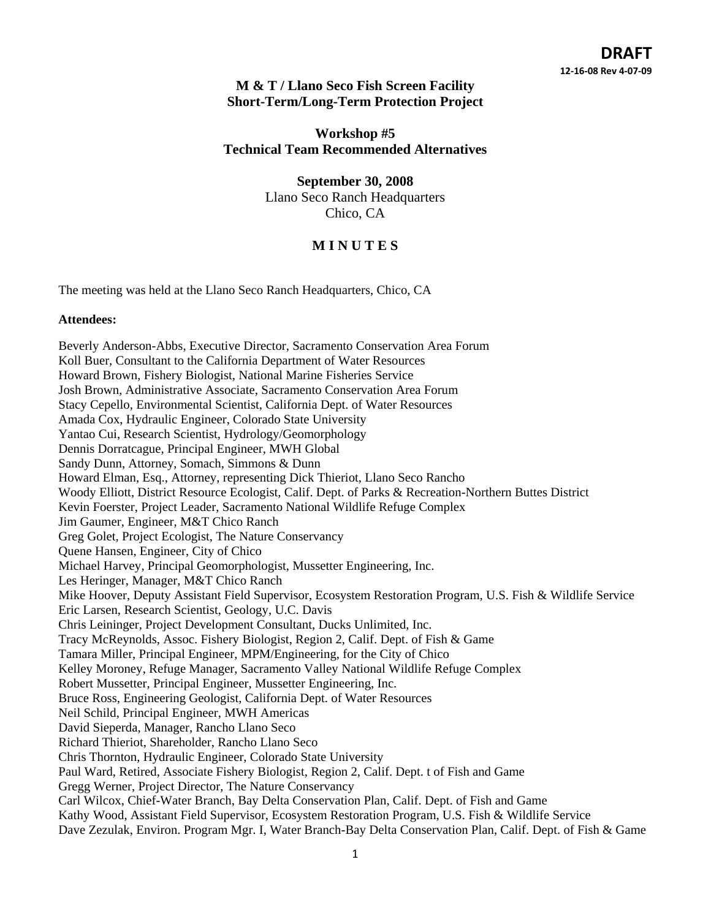**DRAFT**

**12-16-08 Rev 4-07-09**

# M & T / Llano Seco Fish Screen Facility Short-Term/Long-Term Protection Project

## Workshop #5 Technical Team Recommended Alternatives

**September 30, 2008**

Llano Seco Ranch Headquarters
Chico, CA

## M I N U T E S

The meeting was held at the Llano Seco Ranch Headquarters, Chico, CA

**Attendees:**

Beverly Anderson-Abbs, Executive Director, Sacramento Conservation Area Forum
Koll Buer, Consultant to the California Department of Water Resources
Howard Brown, Fishery Biologist, National Marine Fisheries Service
Josh Brown, Administrative Associate, Sacramento Conservation Area Forum
Stacy Cepello, Environmental Scientist, California Dept. of Water Resources
Amada Cox, Hydraulic Engineer, Colorado State University
Yantao Cui, Research Scientist, Hydrology/Geomorphology
Dennis Dorratcague, Principal Engineer, MWH Global
Sandy Dunn, Attorney, Somach, Simmons & Dunn
Howard Elman, Esq., Attorney, representing Dick Thieriot, Llano Seco Rancho
Woody Elliott, District Resource Ecologist, Calif. Dept. of Parks & Recreation-Northern Buttes District
Kevin Foerster, Project Leader, Sacramento National Wildlife Refuge Complex
Jim Gaumer, Engineer, M&T Chico Ranch
Greg Golet, Project Ecologist, The Nature Conservancy
Quene Hansen, Engineer, City of Chico
Michael Harvey, Principal Geomorphologist, Mussetter Engineering, Inc.
Les Heringer, Manager, M&T Chico Ranch
Mike Hoover, Deputy Assistant Field Supervisor, Ecosystem Restoration Program, U.S. Fish & Wildlife Service
Eric Larsen, Research Scientist, Geology, U.C. Davis
Chris Leininger, Project Development Consultant, Ducks Unlimited, Inc.
Tracy McReynolds, Assoc. Fishery Biologist, Region 2, Calif. Dept. of Fish & Game
Tamara Miller, Principal Engineer, MPM/Engineering, for the City of Chico
Kelley Moroney, Refuge Manager, Sacramento Valley National Wildlife Refuge Complex
Robert Mussetter, Principal Engineer, Mussetter Engineering, Inc.
Bruce Ross, Engineering Geologist, California Dept. of Water Resources
Neil Schild, Principal Engineer, MWH Americas
David Sieperda, Manager, Rancho Llano Seco
Richard Thieriot, Shareholder, Rancho Llano Seco
Chris Thornton, Hydraulic Engineer, Colorado State University
Paul Ward, Retired, Associate Fishery Biologist, Region 2, Calif. Dept. t of Fish and Game
Gregg Werner, Project Director, The Nature Conservancy
Carl Wilcox, Chief-Water Branch, Bay Delta Conservation Plan, Calif. Dept. of Fish and Game
Kathy Wood, Assistant Field Supervisor, Ecosystem Restoration Program, U.S. Fish & Wildlife Service
Dave Zezulak, Environ. Program Mgr. I, Water Branch-Bay Delta Conservation Plan, Calif. Dept. of Fish & Game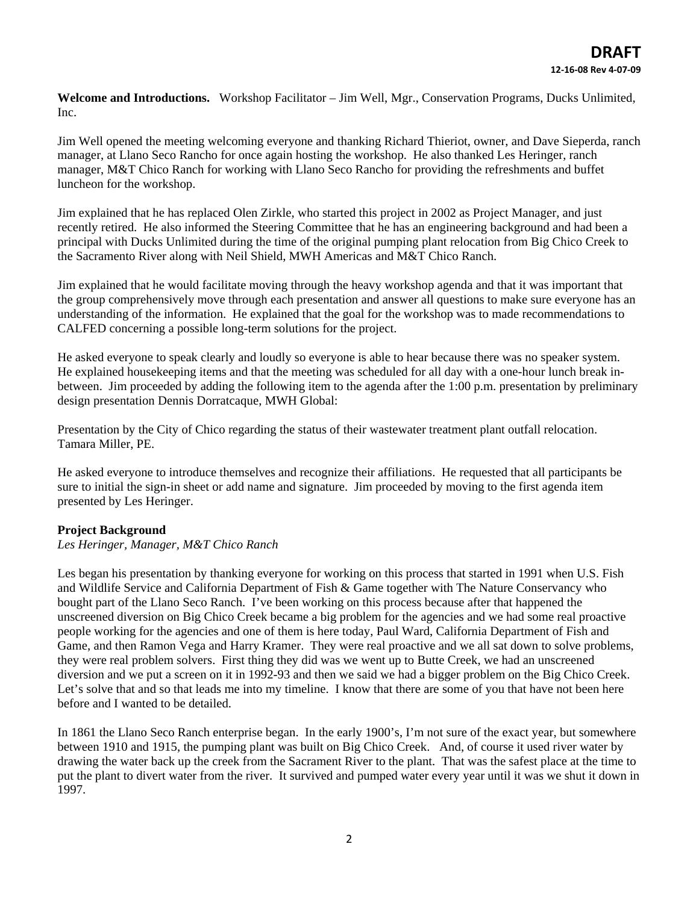**DRAFT**
12-16-08 Rev 4-07-09

**Welcome and Introductions.** Workshop Facilitator – Jim Well, Mgr., Conservation Programs, Ducks Unlimited, Inc.

Jim Well opened the meeting welcoming everyone and thanking Richard Thieriot, owner, and Dave Sieperda, ranch manager, at Llano Seco Rancho for once again hosting the workshop. He also thanked Les Heringer, ranch manager, M&T Chico Ranch for working with Llano Seco Rancho for providing the refreshments and buffet luncheon for the workshop.

Jim explained that he has replaced Olen Zirkle, who started this project in 2002 as Project Manager, and just recently retired. He also informed the Steering Committee that he has an engineering background and had been a principal with Ducks Unlimited during the time of the original pumping plant relocation from Big Chico Creek to the Sacramento River along with Neil Shield, MWH Americas and M&T Chico Ranch.

Jim explained that he would facilitate moving through the heavy workshop agenda and that it was important that the group comprehensively move through each presentation and answer all questions to make sure everyone has an understanding of the information. He explained that the goal for the workshop was to made recommendations to CALFED concerning a possible long-term solutions for the project.

He asked everyone to speak clearly and loudly so everyone is able to hear because there was no speaker system. He explained housekeeping items and that the meeting was scheduled for all day with a one-hour lunch break in-between. Jim proceeded by adding the following item to the agenda after the 1:00 p.m. presentation by preliminary design presentation Dennis Dorratcaque, MWH Global:

Presentation by the City of Chico regarding the status of their wastewater treatment plant outfall relocation. Tamara Miller, PE.

He asked everyone to introduce themselves and recognize their affiliations. He requested that all participants be sure to initial the sign-in sheet or add name and signature. Jim proceeded by moving to the first agenda item presented by Les Heringer.

**Project Background**
*Les Heringer, Manager, M&T Chico Ranch*

Les began his presentation by thanking everyone for working on this process that started in 1991 when U.S. Fish and Wildlife Service and California Department of Fish & Game together with The Nature Conservancy who bought part of the Llano Seco Ranch. I've been working on this process because after that happened the unscreened diversion on Big Chico Creek became a big problem for the agencies and we had some real proactive people working for the agencies and one of them is here today, Paul Ward, California Department of Fish and Game, and then Ramon Vega and Harry Kramer. They were real proactive and we all sat down to solve problems, they were real problem solvers. First thing they did was we went up to Butte Creek, we had an unscreened diversion and we put a screen on it in 1992-93 and then we said we had a bigger problem on the Big Chico Creek. Let's solve that and so that leads me into my timeline. I know that there are some of you that have not been here before and I wanted to be detailed.

In 1861 the Llano Seco Ranch enterprise began. In the early 1900's, I'm not sure of the exact year, but somewhere between 1910 and 1915, the pumping plant was built on Big Chico Creek. And, of course it used river water by drawing the water back up the creek from the Sacrament River to the plant. That was the safest place at the time to put the plant to divert water from the river. It survived and pumped water every year until it was we shut it down in 1997.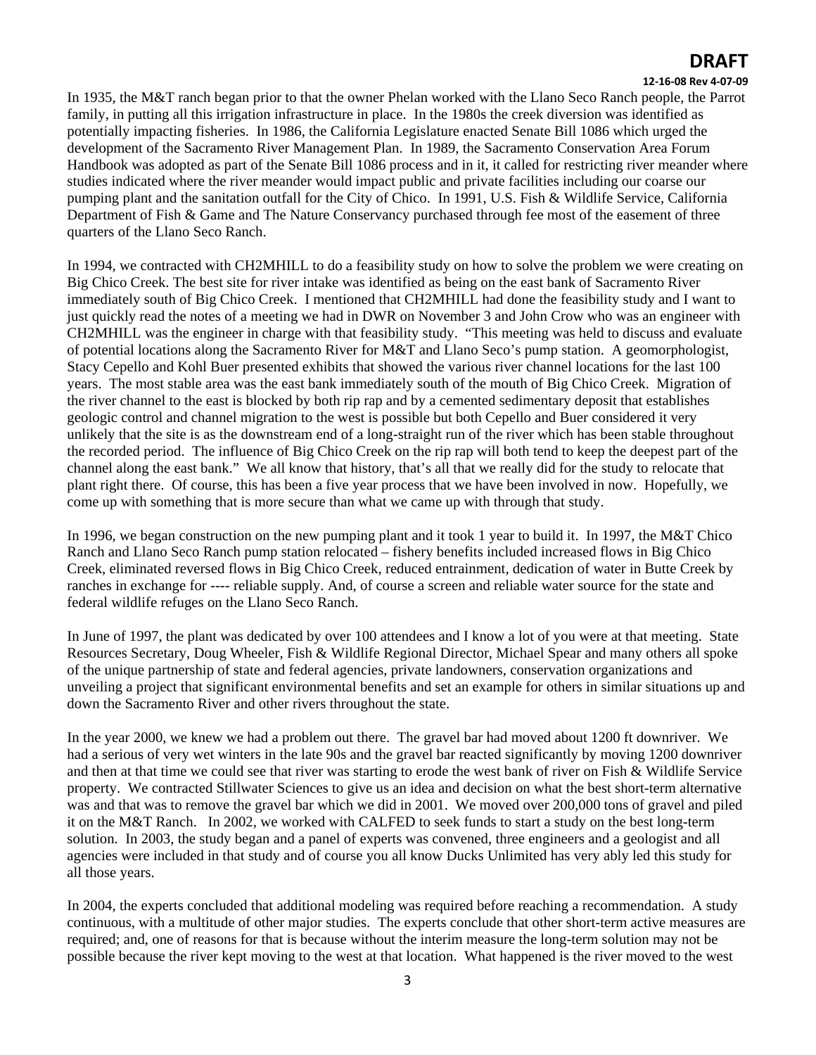In 1935, the M&T ranch began prior to that the owner Phelan worked with the Llano Seco Ranch people, the Parrot family, in putting all this irrigation infrastructure in place. In the 1980s the creek diversion was identified as potentially impacting fisheries. In 1986, the California Legislature enacted Senate Bill 1086 which urged the development of the Sacramento River Management Plan. In 1989, the Sacramento Conservation Area Forum Handbook was adopted as part of the Senate Bill 1086 process and in it, it called for restricting river meander where studies indicated where the river meander would impact public and private facilities including our coarse our pumping plant and the sanitation outfall for the City of Chico. In 1991, U.S. Fish & Wildlife Service, California Department of Fish & Game and The Nature Conservancy purchased through fee most of the easement of three quarters of the Llano Seco Ranch.

In 1994, we contracted with CH2MHILL to do a feasibility study on how to solve the problem we were creating on Big Chico Creek. The best site for river intake was identified as being on the east bank of Sacramento River immediately south of Big Chico Creek. I mentioned that CH2MHILL had done the feasibility study and I want to just quickly read the notes of a meeting we had in DWR on November 3 and John Crow who was an engineer with CH2MHILL was the engineer in charge with that feasibility study. "This meeting was held to discuss and evaluate of potential locations along the Sacramento River for M&T and Llano Seco's pump station. A geomorphologist, Stacy Cepello and Kohl Buer presented exhibits that showed the various river channel locations for the last 100 years. The most stable area was the east bank immediately south of the mouth of Big Chico Creek. Migration of the river channel to the east is blocked by both rip rap and by a cemented sedimentary deposit that establishes geologic control and channel migration to the west is possible but both Cepello and Buer considered it very unlikely that the site is as the downstream end of a long-straight run of the river which has been stable throughout the recorded period. The influence of Big Chico Creek on the rip rap will both tend to keep the deepest part of the channel along the east bank." We all know that history, that's all that we really did for the study to relocate that plant right there. Of course, this has been a five year process that we have been involved in now. Hopefully, we come up with something that is more secure than what we came up with through that study.

In 1996, we began construction on the new pumping plant and it took 1 year to build it. In 1997, the M&T Chico Ranch and Llano Seco Ranch pump station relocated – fishery benefits included increased flows in Big Chico Creek, eliminated reversed flows in Big Chico Creek, reduced entrainment, dedication of water in Butte Creek by ranches in exchange for ---- reliable supply. And, of course a screen and reliable water source for the state and federal wildlife refuges on the Llano Seco Ranch.

In June of 1997, the plant was dedicated by over 100 attendees and I know a lot of you were at that meeting. State Resources Secretary, Doug Wheeler, Fish & Wildlife Regional Director, Michael Spear and many others all spoke of the unique partnership of state and federal agencies, private landowners, conservation organizations and unveiling a project that significant environmental benefits and set an example for others in similar situations up and down the Sacramento River and other rivers throughout the state.

In the year 2000, we knew we had a problem out there. The gravel bar had moved about 1200 ft downriver. We had a serious of very wet winters in the late 90s and the gravel bar reacted significantly by moving 1200 downriver and then at that time we could see that river was starting to erode the west bank of river on Fish & Wildlife Service property. We contracted Stillwater Sciences to give us an idea and decision on what the best short-term alternative was and that was to remove the gravel bar which we did in 2001. We moved over 200,000 tons of gravel and piled it on the M&T Ranch. In 2002, we worked with CALFED to seek funds to start a study on the best long-term solution. In 2003, the study began and a panel of experts was convened, three engineers and a geologist and all agencies were included in that study and of course you all know Ducks Unlimited has very ably led this study for all those years.

In 2004, the experts concluded that additional modeling was required before reaching a recommendation. A study continuous, with a multitude of other major studies. The experts conclude that other short-term active measures are required; and, one of reasons for that is because without the interim measure the long-term solution may not be possible because the river kept moving to the west at that location. What happened is the river moved to the west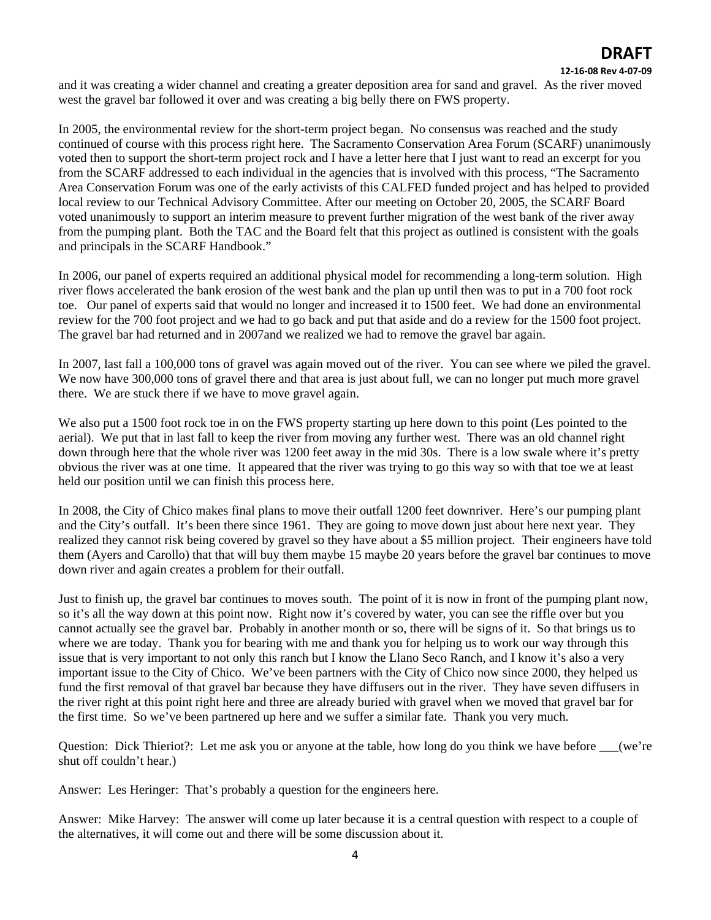and it was creating a wider channel and creating a greater deposition area for sand and gravel. As the river moved west the gravel bar followed it over and was creating a big belly there on FWS property.

In 2005, the environmental review for the short-term project began. No consensus was reached and the study continued of course with this process right here. The Sacramento Conservation Area Forum (SCARF) unanimously voted then to support the short-term project rock and I have a letter here that I just want to read an excerpt for you from the SCARF addressed to each individual in the agencies that is involved with this process, "The Sacramento Area Conservation Forum was one of the early activists of this CALFED funded project and has helped to provided local review to our Technical Advisory Committee. After our meeting on October 20, 2005, the SCARF Board voted unanimously to support an interim measure to prevent further migration of the west bank of the river away from the pumping plant. Both the TAC and the Board felt that this project as outlined is consistent with the goals and principals in the SCARF Handbook."

In 2006, our panel of experts required an additional physical model for recommending a long-term solution. High river flows accelerated the bank erosion of the west bank and the plan up until then was to put in a 700 foot rock toe. Our panel of experts said that would no longer and increased it to 1500 feet. We had done an environmental review for the 700 foot project and we had to go back and put that aside and do a review for the 1500 foot project. The gravel bar had returned and in 2007and we realized we had to remove the gravel bar again.

In 2007, last fall a 100,000 tons of gravel was again moved out of the river. You can see where we piled the gravel. We now have 300,000 tons of gravel there and that area is just about full, we can no longer put much more gravel there. We are stuck there if we have to move gravel again.

We also put a 1500 foot rock toe in on the FWS property starting up here down to this point (Les pointed to the aerial). We put that in last fall to keep the river from moving any further west. There was an old channel right down through here that the whole river was 1200 feet away in the mid 30s. There is a low swale where it's pretty obvious the river was at one time. It appeared that the river was trying to go this way so with that toe we at least held our position until we can finish this process here.

In 2008, the City of Chico makes final plans to move their outfall 1200 feet downriver. Here's our pumping plant and the City's outfall. It's been there since 1961. They are going to move down just about here next year. They realized they cannot risk being covered by gravel so they have about a $5 million project. Their engineers have told them (Ayers and Carollo) that that will buy them maybe 15 maybe 20 years before the gravel bar continues to move down river and again creates a problem for their outfall.

Just to finish up, the gravel bar continues to moves south. The point of it is now in front of the pumping plant now, so it's all the way down at this point now. Right now it's covered by water, you can see the riffle over but you cannot actually see the gravel bar. Probably in another month or so, there will be signs of it. So that brings us to where we are today. Thank you for bearing with me and thank you for helping us to work our way through this issue that is very important to not only this ranch but I know the Llano Seco Ranch, and I know it's also a very important issue to the City of Chico. We've been partners with the City of Chico now since 2000, they helped us fund the first removal of that gravel bar because they have diffusers out in the river. They have seven diffusers in the river right at this point right here and three are already buried with gravel when we moved that gravel bar for the first time. So we've been partnered up here and we suffer a similar fate. Thank you very much.

Question: Dick Thieriot?: Let me ask you or anyone at the table, how long do you think we have before ___(we're shut off couldn't hear.)

Answer: Les Heringer: That's probably a question for the engineers here.

Answer: Mike Harvey: The answer will come up later because it is a central question with respect to a couple of the alternatives, it will come out and there will be some discussion about it.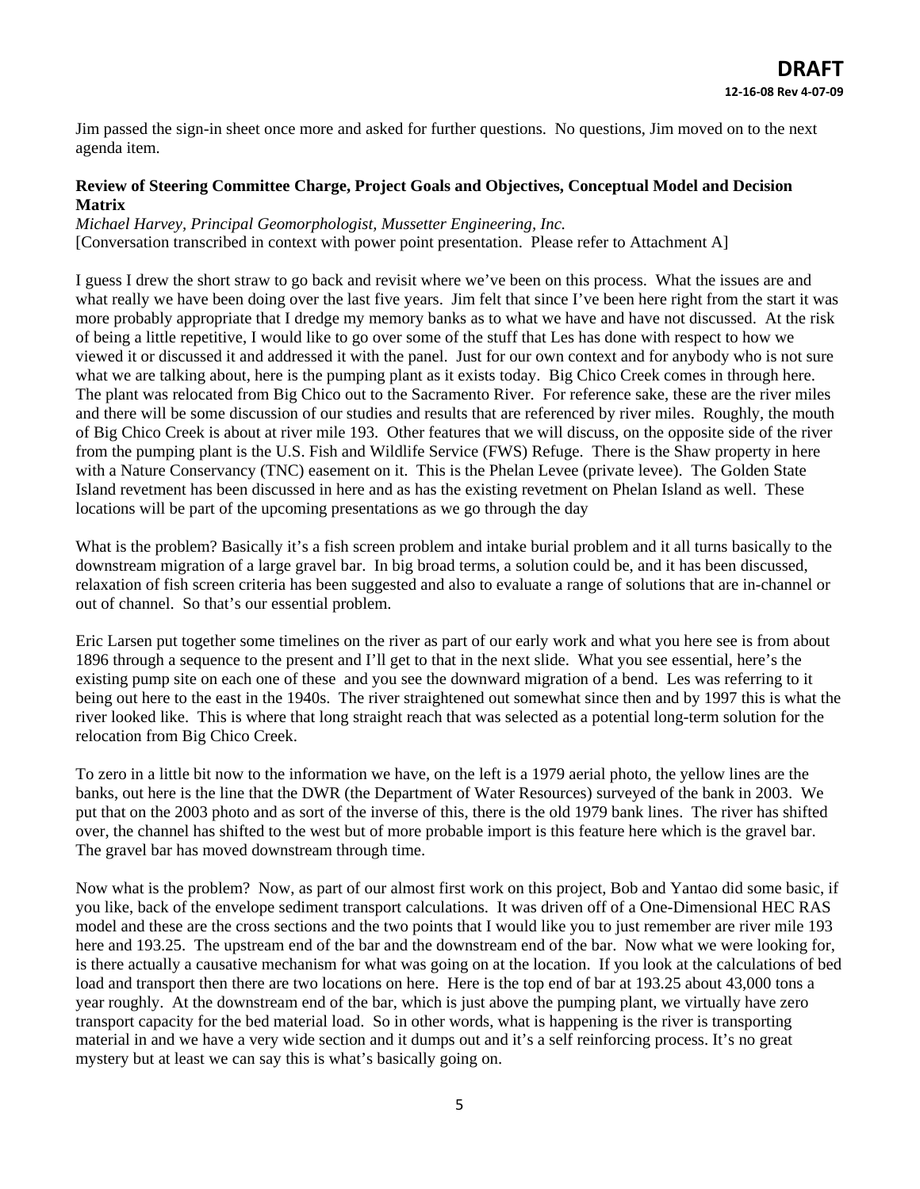Jim passed the sign-in sheet once more and asked for further questions. No questions, Jim moved on to the next agenda item.

**Review of Steering Committee Charge, Project Goals and Objectives, Conceptual Model and Decision Matrix**

*Michael Harvey, Principal Geomorphologist, Mussetter Engineering, Inc.*

[Conversation transcribed in context with power point presentation. Please refer to Attachment A]

I guess I drew the short straw to go back and revisit where we've been on this process. What the issues are and what really we have been doing over the last five years. Jim felt that since I've been here right from the start it was more probably appropriate that I dredge my memory banks as to what we have and have not discussed. At the risk of being a little repetitive, I would like to go over some of the stuff that Les has done with respect to how we viewed it or discussed it and addressed it with the panel. Just for our own context and for anybody who is not sure what we are talking about, here is the pumping plant as it exists today. Big Chico Creek comes in through here. The plant was relocated from Big Chico out to the Sacramento River. For reference sake, these are the river miles and there will be some discussion of our studies and results that are referenced by river miles. Roughly, the mouth of Big Chico Creek is about at river mile 193. Other features that we will discuss, on the opposite side of the river from the pumping plant is the U.S. Fish and Wildlife Service (FWS) Refuge. There is the Shaw property in here with a Nature Conservancy (TNC) easement on it. This is the Phelan Levee (private levee). The Golden State Island revetment has been discussed in here and as has the existing revetment on Phelan Island as well. These locations will be part of the upcoming presentations as we go through the day

What is the problem? Basically it's a fish screen problem and intake burial problem and it all turns basically to the downstream migration of a large gravel bar. In big broad terms, a solution could be, and it has been discussed, relaxation of fish screen criteria has been suggested and also to evaluate a range of solutions that are in-channel or out of channel. So that's our essential problem.

Eric Larsen put together some timelines on the river as part of our early work and what you here see is from about 1896 through a sequence to the present and I'll get to that in the next slide. What you see essential, here's the existing pump site on each one of these and you see the downward migration of a bend. Les was referring to it being out here to the east in the 1940s. The river straightened out somewhat since then and by 1997 this is what the river looked like. This is where that long straight reach that was selected as a potential long-term solution for the relocation from Big Chico Creek.

To zero in a little bit now to the information we have, on the left is a 1979 aerial photo, the yellow lines are the banks, out here is the line that the DWR (the Department of Water Resources) surveyed of the bank in 2003. We put that on the 2003 photo and as sort of the inverse of this, there is the old 1979 bank lines. The river has shifted over, the channel has shifted to the west but of more probable import is this feature here which is the gravel bar. The gravel bar has moved downstream through time.

Now what is the problem? Now, as part of our almost first work on this project, Bob and Yantao did some basic, if you like, back of the envelope sediment transport calculations. It was driven off of a One-Dimensional HEC RAS model and these are the cross sections and the two points that I would like you to just remember are river mile 193 here and 193.25. The upstream end of the bar and the downstream end of the bar. Now what we were looking for, is there actually a causative mechanism for what was going on at the location. If you look at the calculations of bed load and transport then there are two locations on here. Here is the top end of bar at 193.25 about 43,000 tons a year roughly. At the downstream end of the bar, which is just above the pumping plant, we virtually have zero transport capacity for the bed material load. So in other words, what is happening is the river is transporting material in and we have a very wide section and it dumps out and it's a self reinforcing process. It's no great mystery but at least we can say this is what's basically going on.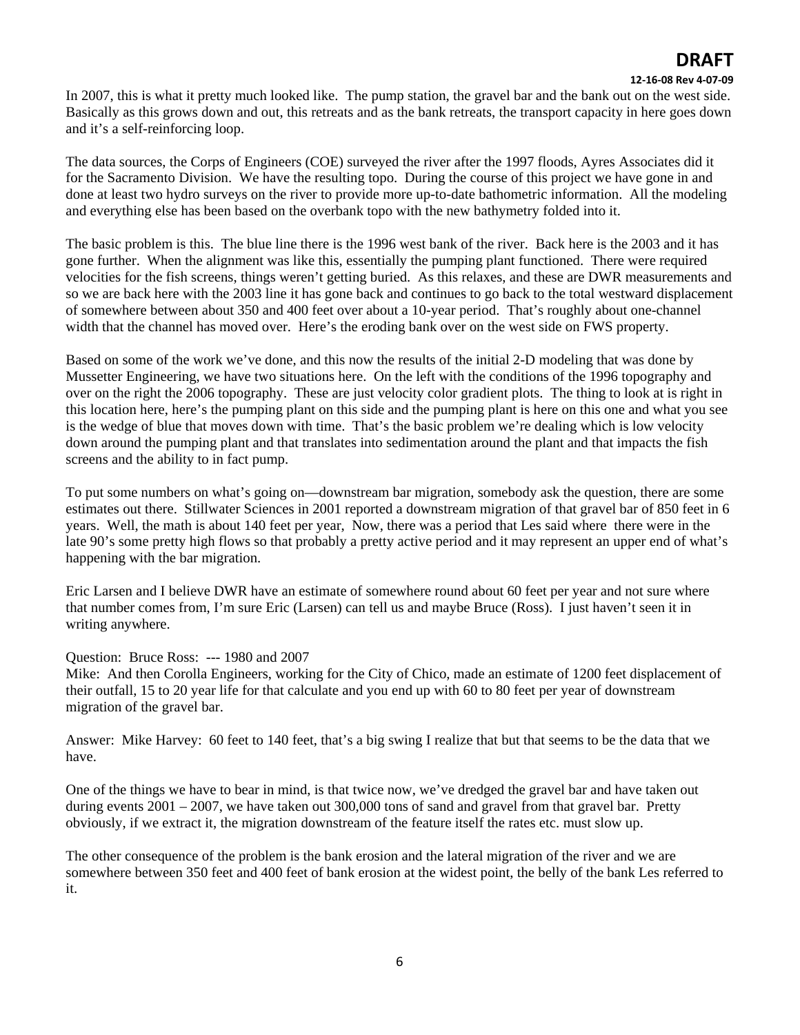In 2007, this is what it pretty much looked like. The pump station, the gravel bar and the bank out on the west side. Basically as this grows down and out, this retreats and as the bank retreats, the transport capacity in here goes down and it's a self-reinforcing loop.

The data sources, the Corps of Engineers (COE) surveyed the river after the 1997 floods, Ayres Associates did it for the Sacramento Division. We have the resulting topo. During the course of this project we have gone in and done at least two hydro surveys on the river to provide more up-to-date bathometric information. All the modeling and everything else has been based on the overbank topo with the new bathymetry folded into it.

The basic problem is this. The blue line there is the 1996 west bank of the river. Back here is the 2003 and it has gone further. When the alignment was like this, essentially the pumping plant functioned. There were required velocities for the fish screens, things weren't getting buried. As this relaxes, and these are DWR measurements and so we are back here with the 2003 line it has gone back and continues to go back to the total westward displacement of somewhere between about 350 and 400 feet over about a 10-year period. That's roughly about one-channel width that the channel has moved over. Here's the eroding bank over on the west side on FWS property.

Based on some of the work we've done, and this now the results of the initial 2-D modeling that was done by Mussetter Engineering, we have two situations here. On the left with the conditions of the 1996 topography and over on the right the 2006 topography. These are just velocity color gradient plots. The thing to look at is right in this location here, here's the pumping plant on this side and the pumping plant is here on this one and what you see is the wedge of blue that moves down with time. That's the basic problem we're dealing which is low velocity down around the pumping plant and that translates into sedimentation around the plant and that impacts the fish screens and the ability to in fact pump.

To put some numbers on what's going on—downstream bar migration, somebody ask the question, there are some estimates out there. Stillwater Sciences in 2001 reported a downstream migration of that gravel bar of 850 feet in 6 years. Well, the math is about 140 feet per year, Now, there was a period that Les said where there were in the late 90's some pretty high flows so that probably a pretty active period and it may represent an upper end of what's happening with the bar migration.

Eric Larsen and I believe DWR have an estimate of somewhere round about 60 feet per year and not sure where that number comes from, I'm sure Eric (Larsen) can tell us and maybe Bruce (Ross). I just haven't seen it in writing anywhere.

Question: Bruce Ross: --- 1980 and 2007
Mike: And then Corolla Engineers, working for the City of Chico, made an estimate of 1200 feet displacement of their outfall, 15 to 20 year life for that calculate and you end up with 60 to 80 feet per year of downstream migration of the gravel bar.

Answer: Mike Harvey: 60 feet to 140 feet, that's a big swing I realize that but that seems to be the data that we have.

One of the things we have to bear in mind, is that twice now, we've dredged the gravel bar and have taken out during events 2001 – 2007, we have taken out 300,000 tons of sand and gravel from that gravel bar. Pretty obviously, if we extract it, the migration downstream of the feature itself the rates etc. must slow up.

The other consequence of the problem is the bank erosion and the lateral migration of the river and we are somewhere between 350 feet and 400 feet of bank erosion at the widest point, the belly of the bank Les referred to it.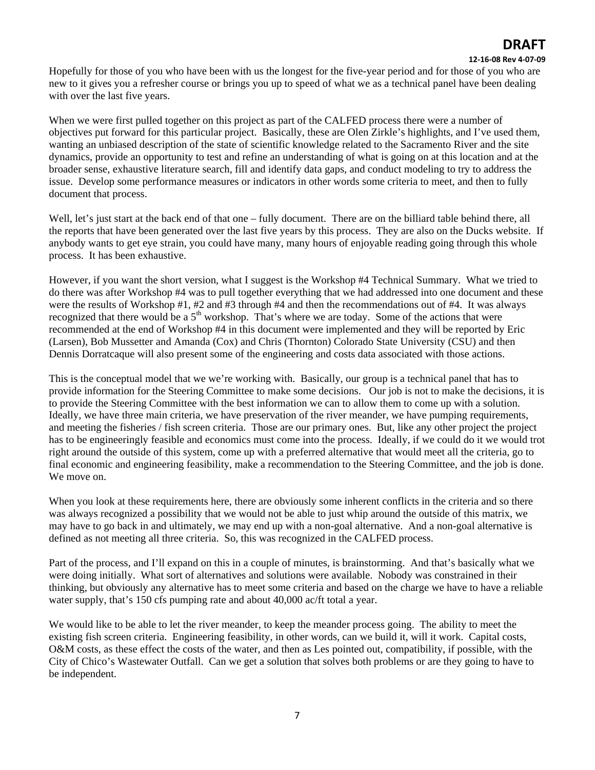Hopefully for those of you who have been with us the longest for the five-year period and for those of you who are new to it gives you a refresher course or brings you up to speed of what we as a technical panel have been dealing with over the last five years.

When we were first pulled together on this project as part of the CALFED process there were a number of objectives put forward for this particular project. Basically, these are Olen Zirkle's highlights, and I've used them, wanting an unbiased description of the state of scientific knowledge related to the Sacramento River and the site dynamics, provide an opportunity to test and refine an understanding of what is going on at this location and at the broader sense, exhaustive literature search, fill and identify data gaps, and conduct modeling to try to address the issue. Develop some performance measures or indicators in other words some criteria to meet, and then to fully document that process.

Well, let's just start at the back end of that one – fully document. There are on the billiard table behind there, all the reports that have been generated over the last five years by this process. They are also on the Ducks website. If anybody wants to get eye strain, you could have many, many hours of enjoyable reading going through this whole process. It has been exhaustive.

However, if you want the short version, what I suggest is the Workshop #4 Technical Summary. What we tried to do there was after Workshop #4 was to pull together everything that we had addressed into one document and these were the results of Workshop #1, #2 and #3 through #4 and then the recommendations out of #4. It was always recognized that there would be a 5th workshop. That's where we are today. Some of the actions that were recommended at the end of Workshop #4 in this document were implemented and they will be reported by Eric (Larsen), Bob Mussetter and Amanda (Cox) and Chris (Thornton) Colorado State University (CSU) and then Dennis Dorratcaque will also present some of the engineering and costs data associated with those actions.

This is the conceptual model that we we're working with. Basically, our group is a technical panel that has to provide information for the Steering Committee to make some decisions. Our job is not to make the decisions, it is to provide the Steering Committee with the best information we can to allow them to come up with a solution. Ideally, we have three main criteria, we have preservation of the river meander, we have pumping requirements, and meeting the fisheries / fish screen criteria. Those are our primary ones. But, like any other project the project has to be engineeringly feasible and economics must come into the process. Ideally, if we could do it we would trot right around the outside of this system, come up with a preferred alternative that would meet all the criteria, go to final economic and engineering feasibility, make a recommendation to the Steering Committee, and the job is done. We move on.

When you look at these requirements here, there are obviously some inherent conflicts in the criteria and so there was always recognized a possibility that we would not be able to just whip around the outside of this matrix, we may have to go back in and ultimately, we may end up with a non-goal alternative. And a non-goal alternative is defined as not meeting all three criteria. So, this was recognized in the CALFED process.

Part of the process, and I'll expand on this in a couple of minutes, is brainstorming. And that's basically what we were doing initially. What sort of alternatives and solutions were available. Nobody was constrained in their thinking, but obviously any alternative has to meet some criteria and based on the charge we have to have a reliable water supply, that's 150 cfs pumping rate and about 40,000 ac/ft total a year.

We would like to be able to let the river meander, to keep the meander process going. The ability to meet the existing fish screen criteria. Engineering feasibility, in other words, can we build it, will it work. Capital costs, O&M costs, as these effect the costs of the water, and then as Les pointed out, compatibility, if possible, with the City of Chico's Wastewater Outfall. Can we get a solution that solves both problems or are they going to have to be independent.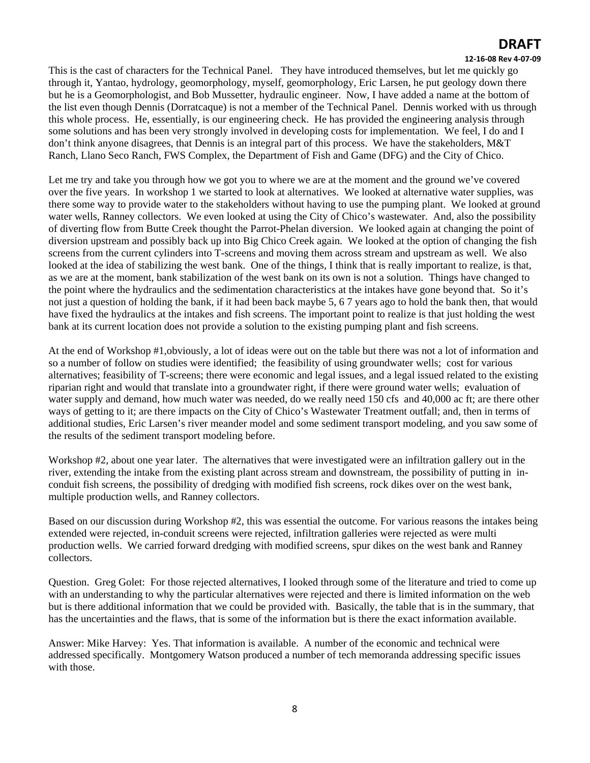This is the cast of characters for the Technical Panel. They have introduced themselves, but let me quickly go through it, Yantao, hydrology, geomorphology, myself, geomorphology, Eric Larsen, he put geology down there but he is a Geomorphologist, and Bob Mussetter, hydraulic engineer. Now, I have added a name at the bottom of the list even though Dennis (Dorratcaque) is not a member of the Technical Panel. Dennis worked with us through this whole process. He, essentially, is our engineering check. He has provided the engineering analysis through some solutions and has been very strongly involved in developing costs for implementation. We feel, I do and I don't think anyone disagrees, that Dennis is an integral part of this process. We have the stakeholders, M&T Ranch, Llano Seco Ranch, FWS Complex, the Department of Fish and Game (DFG) and the City of Chico.

Let me try and take you through how we got you to where we are at the moment and the ground we've covered over the five years. In workshop 1 we started to look at alternatives. We looked at alternative water supplies, was there some way to provide water to the stakeholders without having to use the pumping plant. We looked at ground water wells, Ranney collectors. We even looked at using the City of Chico's wastewater. And, also the possibility of diverting flow from Butte Creek thought the Parrot-Phelan diversion. We looked again at changing the point of diversion upstream and possibly back up into Big Chico Creek again. We looked at the option of changing the fish screens from the current cylinders into T-screens and moving them across stream and upstream as well. We also looked at the idea of stabilizing the west bank. One of the things, I think that is really important to realize, is that, as we are at the moment, bank stabilization of the west bank on its own is not a solution. Things have changed to the point where the hydraulics and the sedimentation characteristics at the intakes have gone beyond that. So it's not just a question of holding the bank, if it had been back maybe 5, 6 7 years ago to hold the bank then, that would have fixed the hydraulics at the intakes and fish screens. The important point to realize is that just holding the west bank at its current location does not provide a solution to the existing pumping plant and fish screens.

At the end of Workshop #1,obviously, a lot of ideas were out on the table but there was not a lot of information and so a number of follow on studies were identified; the feasibility of using groundwater wells; cost for various alternatives; feasibility of T-screens; there were economic and legal issues, and a legal issued related to the existing riparian right and would that translate into a groundwater right, if there were ground water wells; evaluation of water supply and demand, how much water was needed, do we really need 150 cfs and 40,000 ac ft; are there other ways of getting to it; are there impacts on the City of Chico's Wastewater Treatment outfall; and, then in terms of additional studies, Eric Larsen's river meander model and some sediment transport modeling, and you saw some of the results of the sediment transport modeling before.

Workshop #2, about one year later. The alternatives that were investigated were an infiltration gallery out in the river, extending the intake from the existing plant across stream and downstream, the possibility of putting in in-conduit fish screens, the possibility of dredging with modified fish screens, rock dikes over on the west bank, multiple production wells, and Ranney collectors.

Based on our discussion during Workshop #2, this was essential the outcome. For various reasons the intakes being extended were rejected, in-conduit screens were rejected, infiltration galleries were rejected as were multi production wells. We carried forward dredging with modified screens, spur dikes on the west bank and Ranney collectors.

Question. Greg Golet: For those rejected alternatives, I looked through some of the literature and tried to come up with an understanding to why the particular alternatives were rejected and there is limited information on the web but is there additional information that we could be provided with. Basically, the table that is in the summary, that has the uncertainties and the flaws, that is some of the information but is there the exact information available.

Answer: Mike Harvey: Yes. That information is available. A number of the economic and technical were addressed specifically. Montgomery Watson produced a number of tech memoranda addressing specific issues with those.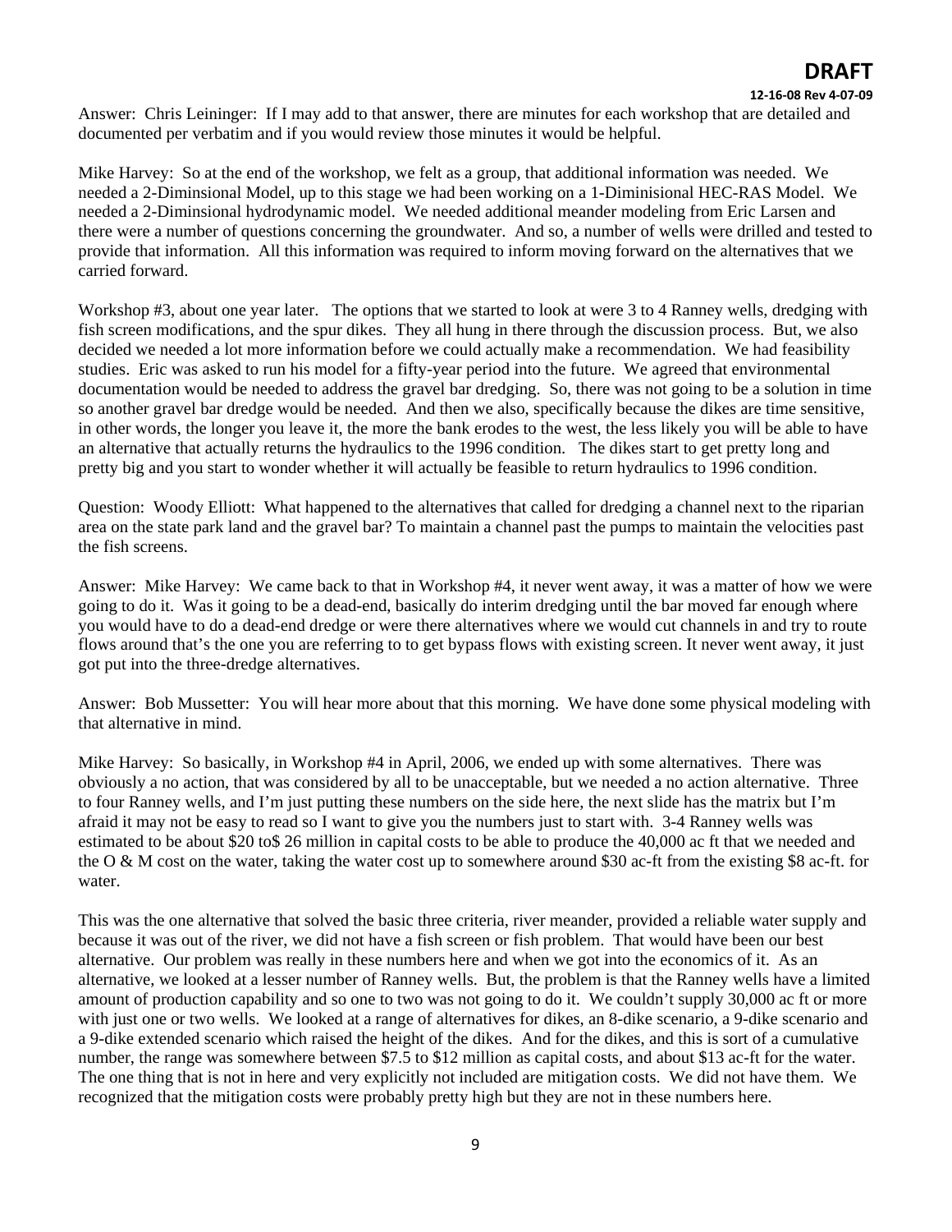Answer: Chris Leininger: If I may add to that answer, there are minutes for each workshop that are detailed and documented per verbatim and if you would review those minutes it would be helpful.

Mike Harvey: So at the end of the workshop, we felt as a group, that additional information was needed. We needed a 2-Diminsional Model, up to this stage we had been working on a 1-Diminisional HEC-RAS Model. We needed a 2-Diminsional hydrodynamic model. We needed additional meander modeling from Eric Larsen and there were a number of questions concerning the groundwater. And so, a number of wells were drilled and tested to provide that information. All this information was required to inform moving forward on the alternatives that we carried forward.

Workshop #3, about one year later. The options that we started to look at were 3 to 4 Ranney wells, dredging with fish screen modifications, and the spur dikes. They all hung in there through the discussion process. But, we also decided we needed a lot more information before we could actually make a recommendation. We had feasibility studies. Eric was asked to run his model for a fifty-year period into the future. We agreed that environmental documentation would be needed to address the gravel bar dredging. So, there was not going to be a solution in time so another gravel bar dredge would be needed. And then we also, specifically because the dikes are time sensitive, in other words, the longer you leave it, the more the bank erodes to the west, the less likely you will be able to have an alternative that actually returns the hydraulics to the 1996 condition. The dikes start to get pretty long and pretty big and you start to wonder whether it will actually be feasible to return hydraulics to 1996 condition.

Question: Woody Elliott: What happened to the alternatives that called for dredging a channel next to the riparian area on the state park land and the gravel bar? To maintain a channel past the pumps to maintain the velocities past the fish screens.

Answer: Mike Harvey: We came back to that in Workshop #4, it never went away, it was a matter of how we were going to do it. Was it going to be a dead-end, basically do interim dredging until the bar moved far enough where you would have to do a dead-end dredge or were there alternatives where we would cut channels in and try to route flows around that's the one you are referring to to get bypass flows with existing screen. It never went away, it just got put into the three-dredge alternatives.

Answer: Bob Mussetter: You will hear more about that this morning. We have done some physical modeling with that alternative in mind.

Mike Harvey: So basically, in Workshop #4 in April, 2006, we ended up with some alternatives. There was obviously a no action, that was considered by all to be unacceptable, but we needed a no action alternative. Three to four Ranney wells, and I'm just putting these numbers on the side here, the next slide has the matrix but I'm afraid it may not be easy to read so I want to give you the numbers just to start with. 3-4 Ranney wells was estimated to be about $20 to$ 26 million in capital costs to be able to produce the 40,000 ac ft that we needed and the O & M cost on the water, taking the water cost up to somewhere around $30 ac-ft from the existing $8 ac-ft. for water.

This was the one alternative that solved the basic three criteria, river meander, provided a reliable water supply and because it was out of the river, we did not have a fish screen or fish problem. That would have been our best alternative. Our problem was really in these numbers here and when we got into the economics of it. As an alternative, we looked at a lesser number of Ranney wells. But, the problem is that the Ranney wells have a limited amount of production capability and so one to two was not going to do it. We couldn't supply 30,000 ac ft or more with just one or two wells. We looked at a range of alternatives for dikes, an 8-dike scenario, a 9-dike scenario and a 9-dike extended scenario which raised the height of the dikes. And for the dikes, and this is sort of a cumulative number, the range was somewhere between $7.5 to $12 million as capital costs, and about $13 ac-ft for the water. The one thing that is not in here and very explicitly not included are mitigation costs. We did not have them. We recognized that the mitigation costs were probably pretty high but they are not in these numbers here.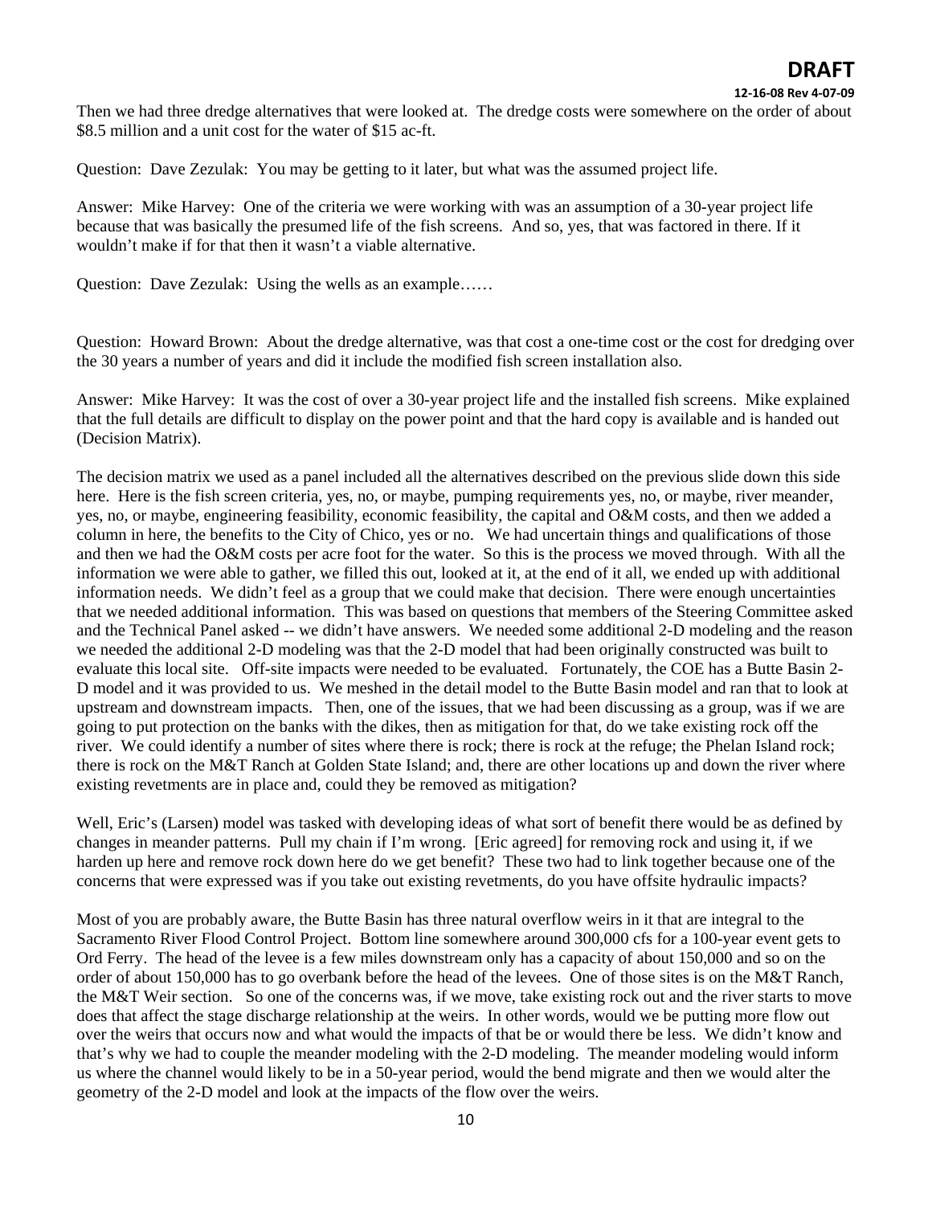Then we had three dredge alternatives that were looked at. The dredge costs were somewhere on the order of about $8.5 million and a unit cost for the water of $15 ac-ft.

Question: Dave Zezulak: You may be getting to it later, but what was the assumed project life.

Answer: Mike Harvey: One of the criteria we were working with was an assumption of a 30-year project life because that was basically the presumed life of the fish screens. And so, yes, that was factored in there. If it wouldn't make if for that then it wasn't a viable alternative.

Question: Dave Zezulak: Using the wells as an example……

Question: Howard Brown: About the dredge alternative, was that cost a one-time cost or the cost for dredging over the 30 years a number of years and did it include the modified fish screen installation also.

Answer: Mike Harvey: It was the cost of over a 30-year project life and the installed fish screens. Mike explained that the full details are difficult to display on the power point and that the hard copy is available and is handed out (Decision Matrix).

The decision matrix we used as a panel included all the alternatives described on the previous slide down this side here. Here is the fish screen criteria, yes, no, or maybe, pumping requirements yes, no, or maybe, river meander, yes, no, or maybe, engineering feasibility, economic feasibility, the capital and O&M costs, and then we added a column in here, the benefits to the City of Chico, yes or no. We had uncertain things and qualifications of those and then we had the O&M costs per acre foot for the water. So this is the process we moved through. With all the information we were able to gather, we filled this out, looked at it, at the end of it all, we ended up with additional information needs. We didn't feel as a group that we could make that decision. There were enough uncertainties that we needed additional information. This was based on questions that members of the Steering Committee asked and the Technical Panel asked -- we didn't have answers. We needed some additional 2-D modeling and the reason we needed the additional 2-D modeling was that the 2-D model that had been originally constructed was built to evaluate this local site. Off-site impacts were needed to be evaluated. Fortunately, the COE has a Butte Basin 2-D model and it was provided to us. We meshed in the detail model to the Butte Basin model and ran that to look at upstream and downstream impacts. Then, one of the issues, that we had been discussing as a group, was if we are going to put protection on the banks with the dikes, then as mitigation for that, do we take existing rock off the river. We could identify a number of sites where there is rock; there is rock at the refuge; the Phelan Island rock; there is rock on the M&T Ranch at Golden State Island; and, there are other locations up and down the river where existing revetments are in place and, could they be removed as mitigation?

Well, Eric's (Larsen) model was tasked with developing ideas of what sort of benefit there would be as defined by changes in meander patterns. Pull my chain if I'm wrong. [Eric agreed] for removing rock and using it, if we harden up here and remove rock down here do we get benefit? These two had to link together because one of the concerns that were expressed was if you take out existing revetments, do you have offsite hydraulic impacts?

Most of you are probably aware, the Butte Basin has three natural overflow weirs in it that are integral to the Sacramento River Flood Control Project. Bottom line somewhere around 300,000 cfs for a 100-year event gets to Ord Ferry. The head of the levee is a few miles downstream only has a capacity of about 150,000 and so on the order of about 150,000 has to go overbank before the head of the levees. One of those sites is on the M&T Ranch, the M&T Weir section. So one of the concerns was, if we move, take existing rock out and the river starts to move does that affect the stage discharge relationship at the weirs. In other words, would we be putting more flow out over the weirs that occurs now and what would the impacts of that be or would there be less. We didn't know and that's why we had to couple the meander modeling with the 2-D modeling. The meander modeling would inform us where the channel would likely to be in a 50-year period, would the bend migrate and then we would alter the geometry of the 2-D model and look at the impacts of the flow over the weirs.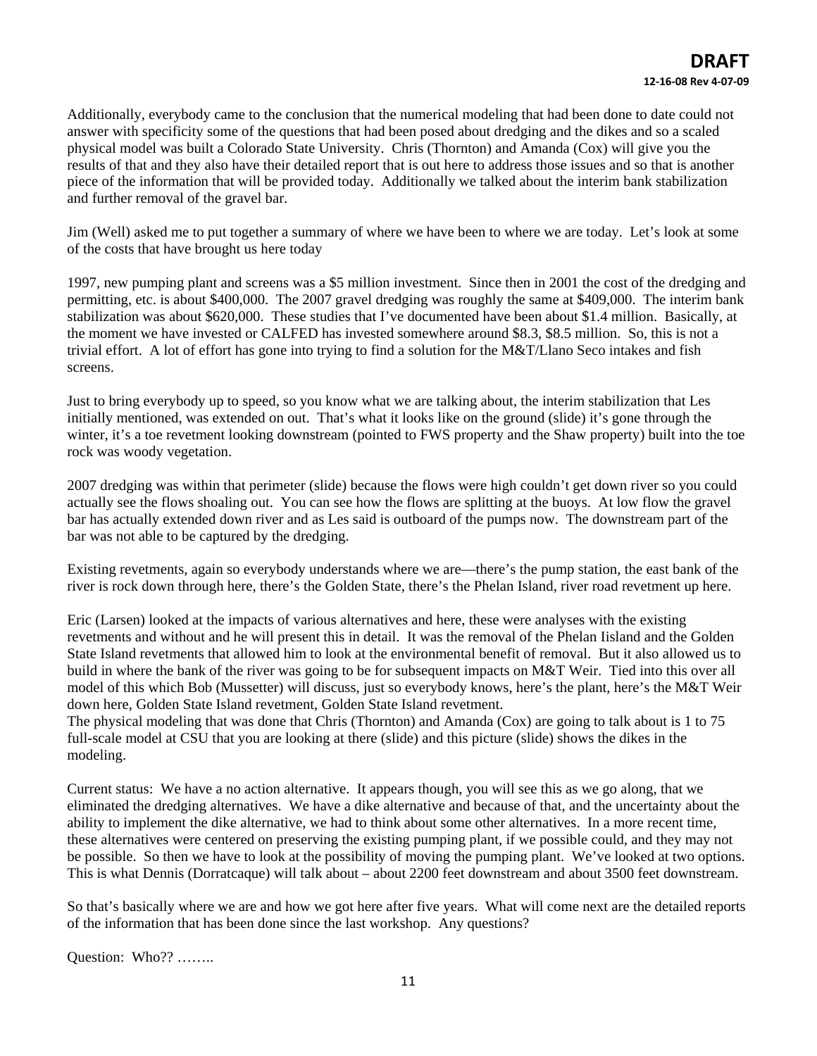Additionally, everybody came to the conclusion that the numerical modeling that had been done to date could not answer with specificity some of the questions that had been posed about dredging and the dikes and so a scaled physical model was built a Colorado State University. Chris (Thornton) and Amanda (Cox) will give you the results of that and they also have their detailed report that is out here to address those issues and so that is another piece of the information that will be provided today. Additionally we talked about the interim bank stabilization and further removal of the gravel bar.

Jim (Well) asked me to put together a summary of where we have been to where we are today. Let's look at some of the costs that have brought us here today

1997, new pumping plant and screens was a $5 million investment. Since then in 2001 the cost of the dredging and permitting, etc. is about $400,000. The 2007 gravel dredging was roughly the same at $409,000. The interim bank stabilization was about $620,000. These studies that I've documented have been about $1.4 million. Basically, at the moment we have invested or CALFED has invested somewhere around $8.3, $8.5 million. So, this is not a trivial effort. A lot of effort has gone into trying to find a solution for the M&T/Llano Seco intakes and fish screens.

Just to bring everybody up to speed, so you know what we are talking about, the interim stabilization that Les initially mentioned, was extended on out. That's what it looks like on the ground (slide) it's gone through the winter, it's a toe revetment looking downstream (pointed to FWS property and the Shaw property) built into the toe rock was woody vegetation.

2007 dredging was within that perimeter (slide) because the flows were high couldn't get down river so you could actually see the flows shoaling out. You can see how the flows are splitting at the buoys. At low flow the gravel bar has actually extended down river and as Les said is outboard of the pumps now. The downstream part of the bar was not able to be captured by the dredging.

Existing revetments, again so everybody understands where we are—there's the pump station, the east bank of the river is rock down through here, there's the Golden State, there's the Phelan Island, river road revetment up here.

Eric (Larsen) looked at the impacts of various alternatives and here, these were analyses with the existing revetments and without and he will present this in detail. It was the removal of the Phelan Iisland and the Golden State Island revetments that allowed him to look at the environmental benefit of removal. But it also allowed us to build in where the bank of the river was going to be for subsequent impacts on M&T Weir. Tied into this over all model of this which Bob (Mussetter) will discuss, just so everybody knows, here's the plant, here's the M&T Weir down here, Golden State Island revetment, Golden State Island revetment.
The physical modeling that was done that Chris (Thornton) and Amanda (Cox) are going to talk about is 1 to 75 full-scale model at CSU that you are looking at there (slide) and this picture (slide) shows the dikes in the modeling.

Current status: We have a no action alternative. It appears though, you will see this as we go along, that we eliminated the dredging alternatives. We have a dike alternative and because of that, and the uncertainty about the ability to implement the dike alternative, we had to think about some other alternatives. In a more recent time, these alternatives were centered on preserving the existing pumping plant, if we possible could, and they may not be possible. So then we have to look at the possibility of moving the pumping plant. We've looked at two options. This is what Dennis (Dorratcaque) will talk about – about 2200 feet downstream and about 3500 feet downstream.

So that's basically where we are and how we got here after five years. What will come next are the detailed reports of the information that has been done since the last workshop. Any questions?

Question: Who?? ……..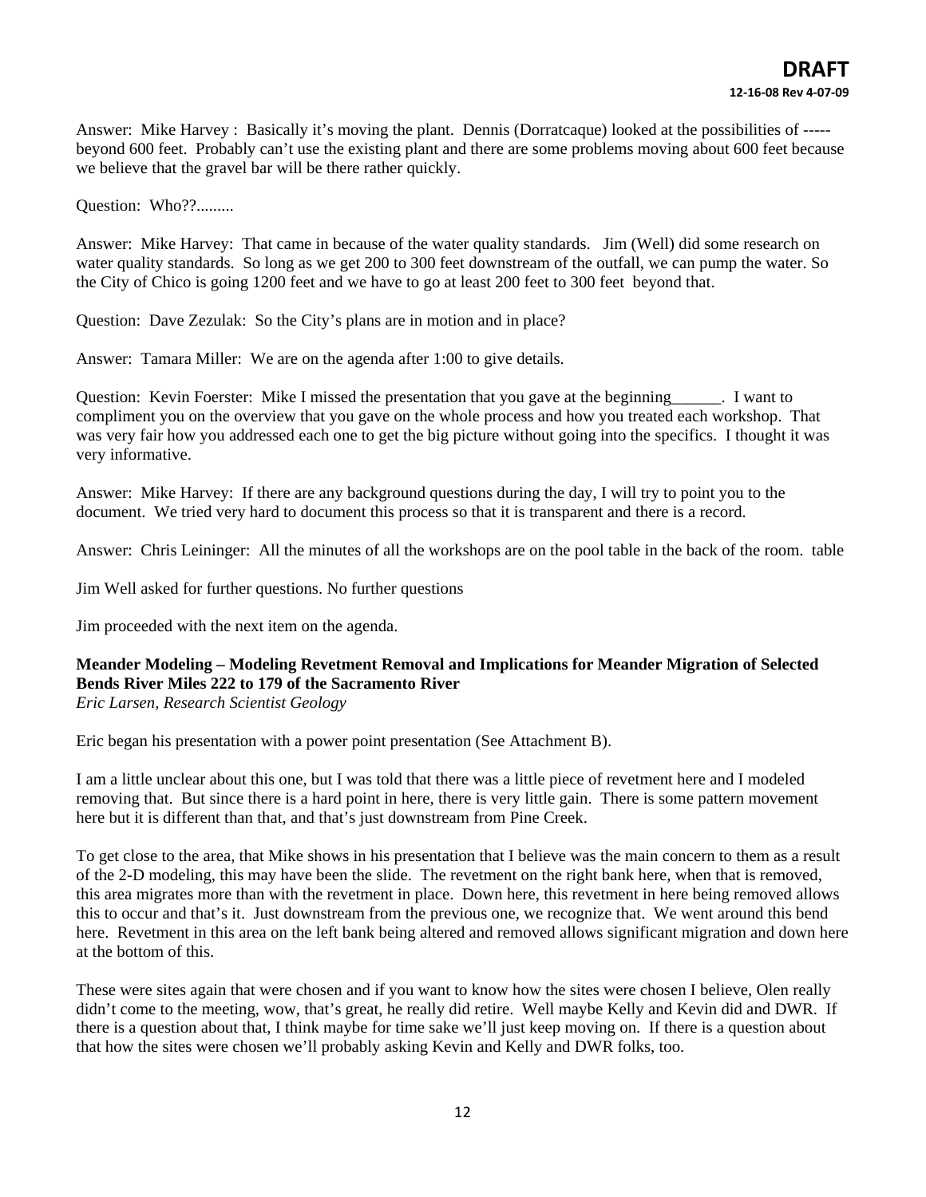Answer: Mike Harvey : Basically it's moving the plant. Dennis (Dorratcaque) looked at the possibilities of ----- beyond 600 feet. Probably can't use the existing plant and there are some problems moving about 600 feet because we believe that the gravel bar will be there rather quickly.

Question: Who??.........

Answer: Mike Harvey: That came in because of the water quality standards. Jim (Well) did some research on water quality standards. So long as we get 200 to 300 feet downstream of the outfall, we can pump the water. So the City of Chico is going 1200 feet and we have to go at least 200 feet to 300 feet beyond that.

Question: Dave Zezulak: So the City's plans are in motion and in place?

Answer: Tamara Miller: We are on the agenda after 1:00 to give details.

Question: Kevin Foerster: Mike I missed the presentation that you gave at the beginning______. I want to compliment you on the overview that you gave on the whole process and how you treated each workshop. That was very fair how you addressed each one to get the big picture without going into the specifics. I thought it was very informative.

Answer: Mike Harvey: If there are any background questions during the day, I will try to point you to the document. We tried very hard to document this process so that it is transparent and there is a record.

Answer: Chris Leininger: All the minutes of all the workshops are on the pool table in the back of the room. table

Jim Well asked for further questions. No further questions

Jim proceeded with the next item on the agenda.

**Meander Modeling – Modeling Revetment Removal and Implications for Meander Migration of Selected Bends River Miles 222 to 179 of the Sacramento River**
*Eric Larsen, Research Scientist Geology*

Eric began his presentation with a power point presentation (See Attachment B).

I am a little unclear about this one, but I was told that there was a little piece of revetment here and I modeled removing that. But since there is a hard point in here, there is very little gain. There is some pattern movement here but it is different than that, and that's just downstream from Pine Creek.

To get close to the area, that Mike shows in his presentation that I believe was the main concern to them as a result of the 2-D modeling, this may have been the slide. The revetment on the right bank here, when that is removed, this area migrates more than with the revetment in place. Down here, this revetment in here being removed allows this to occur and that's it. Just downstream from the previous one, we recognize that. We went around this bend here. Revetment in this area on the left bank being altered and removed allows significant migration and down here at the bottom of this.

These were sites again that were chosen and if you want to know how the sites were chosen I believe, Olen really didn't come to the meeting, wow, that's great, he really did retire. Well maybe Kelly and Kevin did and DWR. If there is a question about that, I think maybe for time sake we'll just keep moving on. If there is a question about that how the sites were chosen we'll probably asking Kevin and Kelly and DWR folks, too.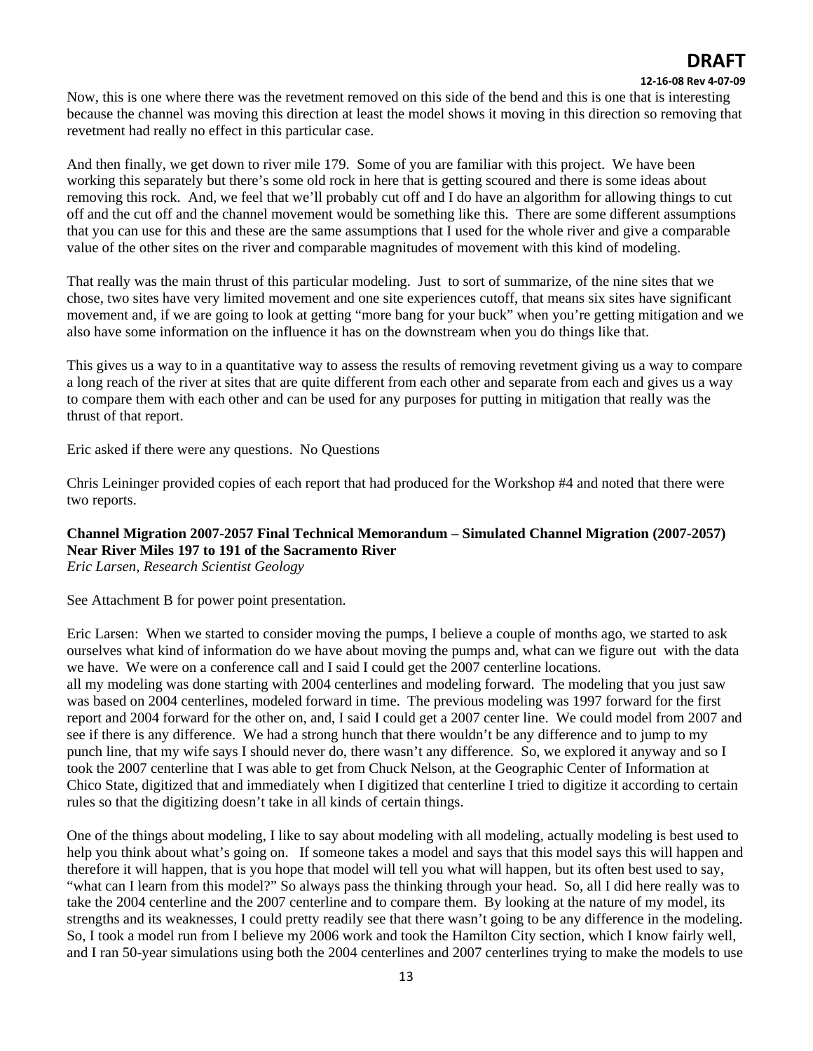Now, this is one where there was the revetment removed on this side of the bend and this is one that is interesting because the channel was moving this direction at least the model shows it moving in this direction so removing that revetment had really no effect in this particular case.

And then finally, we get down to river mile 179. Some of you are familiar with this project. We have been working this separately but there's some old rock in here that is getting scoured and there is some ideas about removing this rock. And, we feel that we'll probably cut off and I do have an algorithm for allowing things to cut off and the cut off and the channel movement would be something like this. There are some different assumptions that you can use for this and these are the same assumptions that I used for the whole river and give a comparable value of the other sites on the river and comparable magnitudes of movement with this kind of modeling.

That really was the main thrust of this particular modeling. Just to sort of summarize, of the nine sites that we chose, two sites have very limited movement and one site experiences cutoff, that means six sites have significant movement and, if we are going to look at getting "more bang for your buck" when you're getting mitigation and we also have some information on the influence it has on the downstream when you do things like that.

This gives us a way to in a quantitative way to assess the results of removing revetment giving us a way to compare a long reach of the river at sites that are quite different from each other and separate from each and gives us a way to compare them with each other and can be used for any purposes for putting in mitigation that really was the thrust of that report.

Eric asked if there were any questions. No Questions

Chris Leininger provided copies of each report that had produced for the Workshop #4 and noted that there were two reports.

**Channel Migration 2007-2057 Final Technical Memorandum – Simulated Channel Migration (2007-2057) Near River Miles 197 to 191 of the Sacramento River**
*Eric Larsen, Research Scientist Geology*

See Attachment B for power point presentation.

Eric Larsen: When we started to consider moving the pumps, I believe a couple of months ago, we started to ask ourselves what kind of information do we have about moving the pumps and, what can we figure out with the data we have. We were on a conference call and I said I could get the 2007 centerline locations.
all my modeling was done starting with 2004 centerlines and modeling forward. The modeling that you just saw was based on 2004 centerlines, modeled forward in time. The previous modeling was 1997 forward for the first report and 2004 forward for the other on, and, I said I could get a 2007 center line. We could model from 2007 and see if there is any difference. We had a strong hunch that there wouldn't be any difference and to jump to my punch line, that my wife says I should never do, there wasn't any difference. So, we explored it anyway and so I took the 2007 centerline that I was able to get from Chuck Nelson, at the Geographic Center of Information at Chico State, digitized that and immediately when I digitized that centerline I tried to digitize it according to certain rules so that the digitizing doesn't take in all kinds of certain things.

One of the things about modeling, I like to say about modeling with all modeling, actually modeling is best used to help you think about what's going on. If someone takes a model and says that this model says this will happen and therefore it will happen, that is you hope that model will tell you what will happen, but its often best used to say, "what can I learn from this model?" So always pass the thinking through your head. So, all I did here really was to take the 2004 centerline and the 2007 centerline and to compare them. By looking at the nature of my model, its strengths and its weaknesses, I could pretty readily see that there wasn't going to be any difference in the modeling. So, I took a model run from I believe my 2006 work and took the Hamilton City section, which I know fairly well, and I ran 50-year simulations using both the 2004 centerlines and 2007 centerlines trying to make the models to use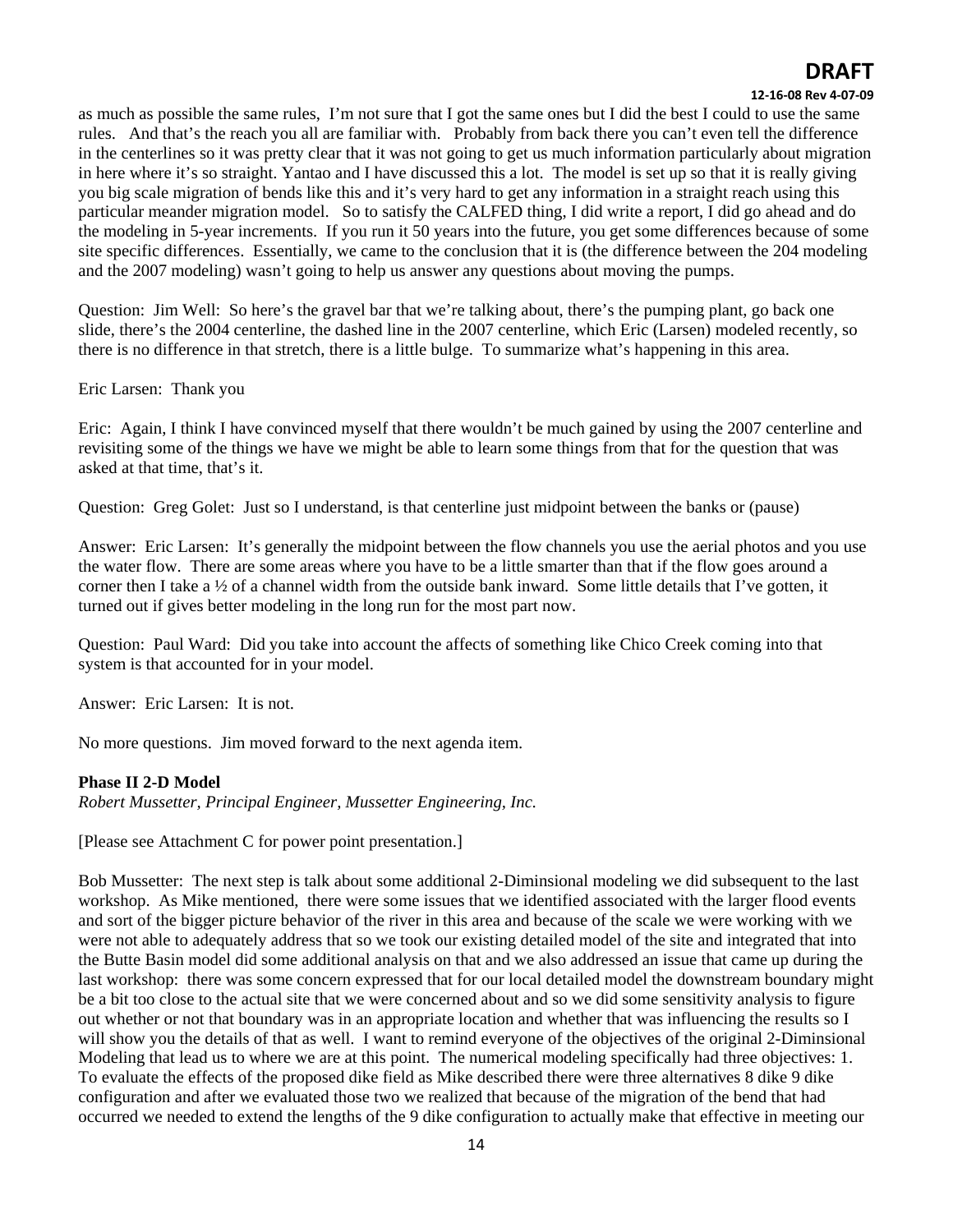as much as possible the same rules, I'm not sure that I got the same ones but I did the best I could to use the same rules. And that's the reach you all are familiar with. Probably from back there you can't even tell the difference in the centerlines so it was pretty clear that it was not going to get us much information particularly about migration in here where it's so straight. Yantao and I have discussed this a lot. The model is set up so that it is really giving you big scale migration of bends like this and it's very hard to get any information in a straight reach using this particular meander migration model. So to satisfy the CALFED thing, I did write a report, I did go ahead and do the modeling in 5-year increments. If you run it 50 years into the future, you get some differences because of some site specific differences. Essentially, we came to the conclusion that it is (the difference between the 204 modeling and the 2007 modeling) wasn't going to help us answer any questions about moving the pumps.

Question: Jim Well: So here's the gravel bar that we're talking about, there's the pumping plant, go back one slide, there's the 2004 centerline, the dashed line in the 2007 centerline, which Eric (Larsen) modeled recently, so there is no difference in that stretch, there is a little bulge. To summarize what's happening in this area.

Eric Larsen: Thank you

Eric: Again, I think I have convinced myself that there wouldn't be much gained by using the 2007 centerline and revisiting some of the things we have we might be able to learn some things from that for the question that was asked at that time, that's it.

Question: Greg Golet: Just so I understand, is that centerline just midpoint between the banks or (pause)

Answer: Eric Larsen: It's generally the midpoint between the flow channels you use the aerial photos and you use the water flow. There are some areas where you have to be a little smarter than that if the flow goes around a corner then I take a ½ of a channel width from the outside bank inward. Some little details that I've gotten, it turned out if gives better modeling in the long run for the most part now.

Question: Paul Ward: Did you take into account the affects of something like Chico Creek coming into that system is that accounted for in your model.

Answer: Eric Larsen: It is not.

No more questions. Jim moved forward to the next agenda item.

**Phase II 2-D Model**
*Robert Mussetter, Principal Engineer, Mussetter Engineering, Inc.*

[Please see Attachment C for power point presentation.]

Bob Mussetter: The next step is talk about some additional 2-Diminsional modeling we did subsequent to the last workshop. As Mike mentioned, there were some issues that we identified associated with the larger flood events and sort of the bigger picture behavior of the river in this area and because of the scale we were working with we were not able to adequately address that so we took our existing detailed model of the site and integrated that into the Butte Basin model did some additional analysis on that and we also addressed an issue that came up during the last workshop: there was some concern expressed that for our local detailed model the downstream boundary might be a bit too close to the actual site that we were concerned about and so we did some sensitivity analysis to figure out whether or not that boundary was in an appropriate location and whether that was influencing the results so I will show you the details of that as well. I want to remind everyone of the objectives of the original 2-Diminsional Modeling that lead us to where we are at this point. The numerical modeling specifically had three objectives: 1. To evaluate the effects of the proposed dike field as Mike described there were three alternatives 8 dike 9 dike configuration and after we evaluated those two we realized that because of the migration of the bend that had occurred we needed to extend the lengths of the 9 dike configuration to actually make that effective in meeting our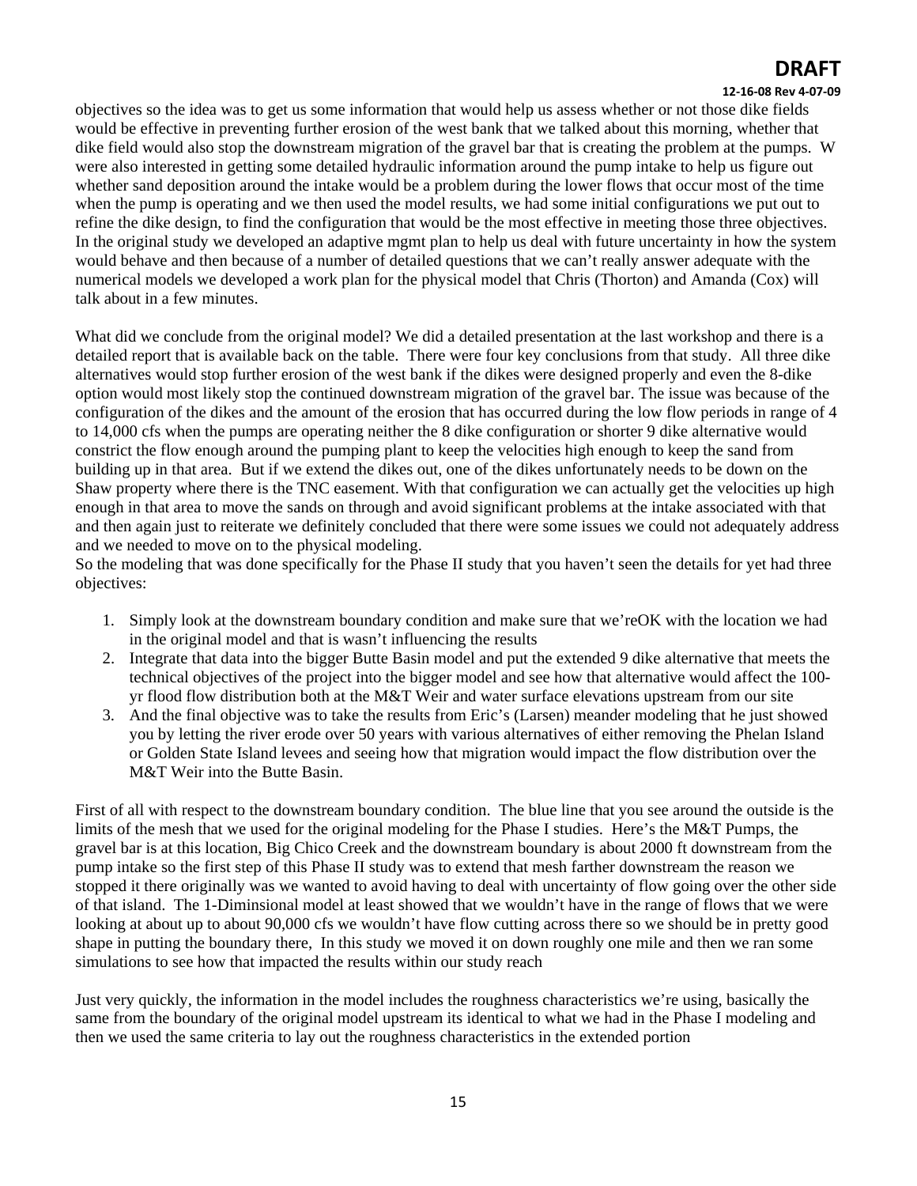objectives so the idea was to get us some information that would help us assess whether or not those dike fields would be effective in preventing further erosion of the west bank that we talked about this morning, whether that dike field would also stop the downstream migration of the gravel bar that is creating the problem at the pumps. W were also interested in getting some detailed hydraulic information around the pump intake to help us figure out whether sand deposition around the intake would be a problem during the lower flows that occur most of the time when the pump is operating and we then used the model results, we had some initial configurations we put out to refine the dike design, to find the configuration that would be the most effective in meeting those three objectives. In the original study we developed an adaptive mgmt plan to help us deal with future uncertainty in how the system would behave and then because of a number of detailed questions that we can't really answer adequate with the numerical models we developed a work plan for the physical model that Chris (Thorton) and Amanda (Cox) will talk about in a few minutes.

What did we conclude from the original model? We did a detailed presentation at the last workshop and there is a detailed report that is available back on the table. There were four key conclusions from that study. All three dike alternatives would stop further erosion of the west bank if the dikes were designed properly and even the 8-dike option would most likely stop the continued downstream migration of the gravel bar. The issue was because of the configuration of the dikes and the amount of the erosion that has occurred during the low flow periods in range of 4 to 14,000 cfs when the pumps are operating neither the 8 dike configuration or shorter 9 dike alternative would constrict the flow enough around the pumping plant to keep the velocities high enough to keep the sand from building up in that area. But if we extend the dikes out, one of the dikes unfortunately needs to be down on the Shaw property where there is the TNC easement. With that configuration we can actually get the velocities up high enough in that area to move the sands on through and avoid significant problems at the intake associated with that and then again just to reiterate we definitely concluded that there were some issues we could not adequately address and we needed to move on to the physical modeling.
So the modeling that was done specifically for the Phase II study that you haven't seen the details for yet had three objectives:

1. Simply look at the downstream boundary condition and make sure that we'reOK with the location we had in the original model and that is wasn't influencing the results
2. Integrate that data into the bigger Butte Basin model and put the extended 9 dike alternative that meets the technical objectives of the project into the bigger model and see how that alternative would affect the 100-yr flood flow distribution both at the M&T Weir and water surface elevations upstream from our site
3. And the final objective was to take the results from Eric's (Larsen) meander modeling that he just showed you by letting the river erode over 50 years with various alternatives of either removing the Phelan Island or Golden State Island levees and seeing how that migration would impact the flow distribution over the M&T Weir into the Butte Basin.

First of all with respect to the downstream boundary condition. The blue line that you see around the outside is the limits of the mesh that we used for the original modeling for the Phase I studies. Here's the M&T Pumps, the gravel bar is at this location, Big Chico Creek and the downstream boundary is about 2000 ft downstream from the pump intake so the first step of this Phase II study was to extend that mesh farther downstream the reason we stopped it there originally was we wanted to avoid having to deal with uncertainty of flow going over the other side of that island. The 1-Diminsional model at least showed that we wouldn't have in the range of flows that we were looking at about up to about 90,000 cfs we wouldn't have flow cutting across there so we should be in pretty good shape in putting the boundary there, In this study we moved it on down roughly one mile and then we ran some simulations to see how that impacted the results within our study reach

Just very quickly, the information in the model includes the roughness characteristics we're using, basically the same from the boundary of the original model upstream its identical to what we had in the Phase I modeling and then we used the same criteria to lay out the roughness characteristics in the extended portion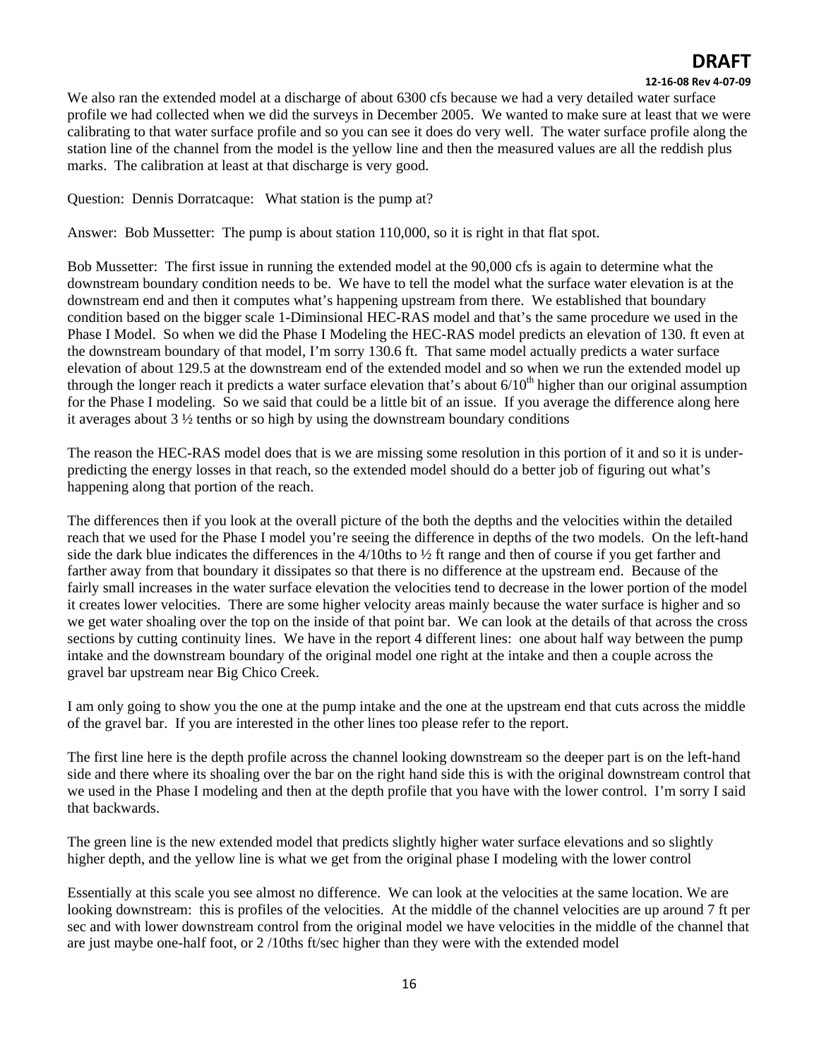We also ran the extended model at a discharge of about 6300 cfs because we had a very detailed water surface profile we had collected when we did the surveys in December 2005. We wanted to make sure at least that we were calibrating to that water surface profile and so you can see it does do very well. The water surface profile along the station line of the channel from the model is the yellow line and then the measured values are all the reddish plus marks. The calibration at least at that discharge is very good.

Question: Dennis Dorratcaque: What station is the pump at?

Answer: Bob Mussetter: The pump is about station 110,000, so it is right in that flat spot.

Bob Mussetter: The first issue in running the extended model at the 90,000 cfs is again to determine what the downstream boundary condition needs to be. We have to tell the model what the surface water elevation is at the downstream end and then it computes what's happening upstream from there. We established that boundary condition based on the bigger scale 1-Diminsional HEC-RAS model and that's the same procedure we used in the Phase I Model. So when we did the Phase I Modeling the HEC-RAS model predicts an elevation of 130. ft even at the downstream boundary of that model, I'm sorry 130.6 ft. That same model actually predicts a water surface elevation of about 129.5 at the downstream end of the extended model and so when we run the extended model up through the longer reach it predicts a water surface elevation that's about 6/10th higher than our original assumption for the Phase I modeling. So we said that could be a little bit of an issue. If you average the difference along here it averages about 3 ½ tenths or so high by using the downstream boundary conditions

The reason the HEC-RAS model does that is we are missing some resolution in this portion of it and so it is under-predicting the energy losses in that reach, so the extended model should do a better job of figuring out what's happening along that portion of the reach.

The differences then if you look at the overall picture of the both the depths and the velocities within the detailed reach that we used for the Phase I model you're seeing the difference in depths of the two models. On the left-hand side the dark blue indicates the differences in the 4/10ths to ½ ft range and then of course if you get farther and farther away from that boundary it dissipates so that there is no difference at the upstream end. Because of the fairly small increases in the water surface elevation the velocities tend to decrease in the lower portion of the model it creates lower velocities. There are some higher velocity areas mainly because the water surface is higher and so we get water shoaling over the top on the inside of that point bar. We can look at the details of that across the cross sections by cutting continuity lines. We have in the report 4 different lines: one about half way between the pump intake and the downstream boundary of the original model one right at the intake and then a couple across the gravel bar upstream near Big Chico Creek.

I am only going to show you the one at the pump intake and the one at the upstream end that cuts across the middle of the gravel bar. If you are interested in the other lines too please refer to the report.

The first line here is the depth profile across the channel looking downstream so the deeper part is on the left-hand side and there where its shoaling over the bar on the right hand side this is with the original downstream control that we used in the Phase I modeling and then at the depth profile that you have with the lower control. I'm sorry I said that backwards.

The green line is the new extended model that predicts slightly higher water surface elevations and so slightly higher depth, and the yellow line is what we get from the original phase I modeling with the lower control

Essentially at this scale you see almost no difference. We can look at the velocities at the same location. We are looking downstream: this is profiles of the velocities. At the middle of the channel velocities are up around 7 ft per sec and with lower downstream control from the original model we have velocities in the middle of the channel that are just maybe one-half foot, or 2 /10ths ft/sec higher than they were with the extended model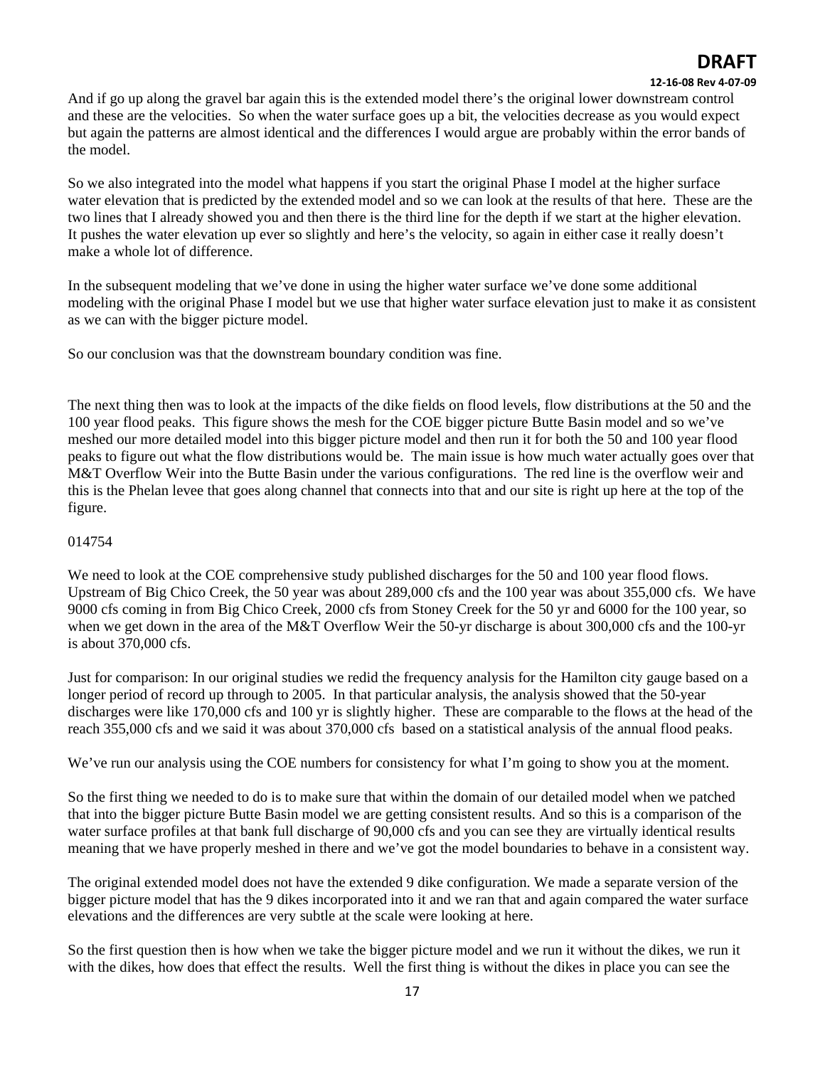And if go up along the gravel bar again this is the extended model there's the original lower downstream control and these are the velocities. So when the water surface goes up a bit, the velocities decrease as you would expect but again the patterns are almost identical and the differences I would argue are probably within the error bands of the model.

So we also integrated into the model what happens if you start the original Phase I model at the higher surface water elevation that is predicted by the extended model and so we can look at the results of that here. These are the two lines that I already showed you and then there is the third line for the depth if we start at the higher elevation. It pushes the water elevation up ever so slightly and here's the velocity, so again in either case it really doesn't make a whole lot of difference.

In the subsequent modeling that we've done in using the higher water surface we've done some additional modeling with the original Phase I model but we use that higher water surface elevation just to make it as consistent as we can with the bigger picture model.

So our conclusion was that the downstream boundary condition was fine.

The next thing then was to look at the impacts of the dike fields on flood levels, flow distributions at the 50 and the 100 year flood peaks. This figure shows the mesh for the COE bigger picture Butte Basin model and so we've meshed our more detailed model into this bigger picture model and then run it for both the 50 and 100 year flood peaks to figure out what the flow distributions would be. The main issue is how much water actually goes over that M&T Overflow Weir into the Butte Basin under the various configurations. The red line is the overflow weir and this is the Phelan levee that goes along channel that connects into that and our site is right up here at the top of the figure.

014754

We need to look at the COE comprehensive study published discharges for the 50 and 100 year flood flows. Upstream of Big Chico Creek, the 50 year was about 289,000 cfs and the 100 year was about 355,000 cfs. We have 9000 cfs coming in from Big Chico Creek, 2000 cfs from Stoney Creek for the 50 yr and 6000 for the 100 year, so when we get down in the area of the M&T Overflow Weir the 50-yr discharge is about 300,000 cfs and the 100-yr is about 370,000 cfs.

Just for comparison: In our original studies we redid the frequency analysis for the Hamilton city gauge based on a longer period of record up through to 2005. In that particular analysis, the analysis showed that the 50-year discharges were like 170,000 cfs and 100 yr is slightly higher. These are comparable to the flows at the head of the reach 355,000 cfs and we said it was about 370,000 cfs based on a statistical analysis of the annual flood peaks.

We've run our analysis using the COE numbers for consistency for what I'm going to show you at the moment.

So the first thing we needed to do is to make sure that within the domain of our detailed model when we patched that into the bigger picture Butte Basin model we are getting consistent results. And so this is a comparison of the water surface profiles at that bank full discharge of 90,000 cfs and you can see they are virtually identical results meaning that we have properly meshed in there and we've got the model boundaries to behave in a consistent way.

The original extended model does not have the extended 9 dike configuration. We made a separate version of the bigger picture model that has the 9 dikes incorporated into it and we ran that and again compared the water surface elevations and the differences are very subtle at the scale were looking at here.

So the first question then is how when we take the bigger picture model and we run it without the dikes, we run it with the dikes, how does that effect the results. Well the first thing is without the dikes in place you can see the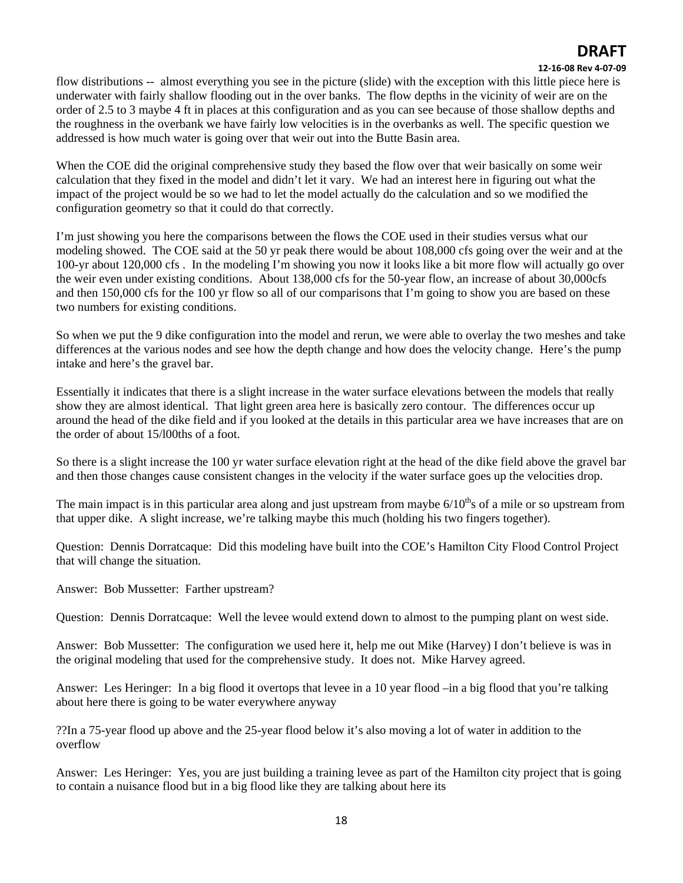flow distributions -- almost everything you see in the picture (slide) with the exception with this little piece here is underwater with fairly shallow flooding out in the over banks. The flow depths in the vicinity of weir are on the order of 2.5 to 3 maybe 4 ft in places at this configuration and as you can see because of those shallow depths and the roughness in the overbank we have fairly low velocities is in the overbanks as well. The specific question we addressed is how much water is going over that weir out into the Butte Basin area.

When the COE did the original comprehensive study they based the flow over that weir basically on some weir calculation that they fixed in the model and didn't let it vary. We had an interest here in figuring out what the impact of the project would be so we had to let the model actually do the calculation and so we modified the configuration geometry so that it could do that correctly.

I'm just showing you here the comparisons between the flows the COE used in their studies versus what our modeling showed. The COE said at the 50 yr peak there would be about 108,000 cfs going over the weir and at the 100-yr about 120,000 cfs . In the modeling I'm showing you now it looks like a bit more flow will actually go over the weir even under existing conditions. About 138,000 cfs for the 50-year flow, an increase of about 30,000cfs and then 150,000 cfs for the 100 yr flow so all of our comparisons that I'm going to show you are based on these two numbers for existing conditions.

So when we put the 9 dike configuration into the model and rerun, we were able to overlay the two meshes and take differences at the various nodes and see how the depth change and how does the velocity change. Here's the pump intake and here's the gravel bar.

Essentially it indicates that there is a slight increase in the water surface elevations between the models that really show they are almost identical. That light green area here is basically zero contour. The differences occur up around the head of the dike field and if you looked at the details in this particular area we have increases that are on the order of about 15/l00ths of a foot.

So there is a slight increase the 100 yr water surface elevation right at the head of the dike field above the gravel bar and then those changes cause consistent changes in the velocity if the water surface goes up the velocities drop.

The main impact is in this particular area along and just upstream from maybe 6/10ths of a mile or so upstream from that upper dike. A slight increase, we're talking maybe this much (holding his two fingers together).

Question: Dennis Dorratcaque: Did this modeling have built into the COE's Hamilton City Flood Control Project that will change the situation.

Answer: Bob Mussetter: Farther upstream?

Question: Dennis Dorratcaque: Well the levee would extend down to almost to the pumping plant on west side.

Answer: Bob Mussetter: The configuration we used here it, help me out Mike (Harvey) I don't believe is was in the original modeling that used for the comprehensive study. It does not. Mike Harvey agreed.

Answer: Les Heringer: In a big flood it overtops that levee in a 10 year flood –in a big flood that you're talking about here there is going to be water everywhere anyway

??In a 75-year flood up above and the 25-year flood below it's also moving a lot of water in addition to the overflow

Answer: Les Heringer: Yes, you are just building a training levee as part of the Hamilton city project that is going to contain a nuisance flood but in a big flood like they are talking about here its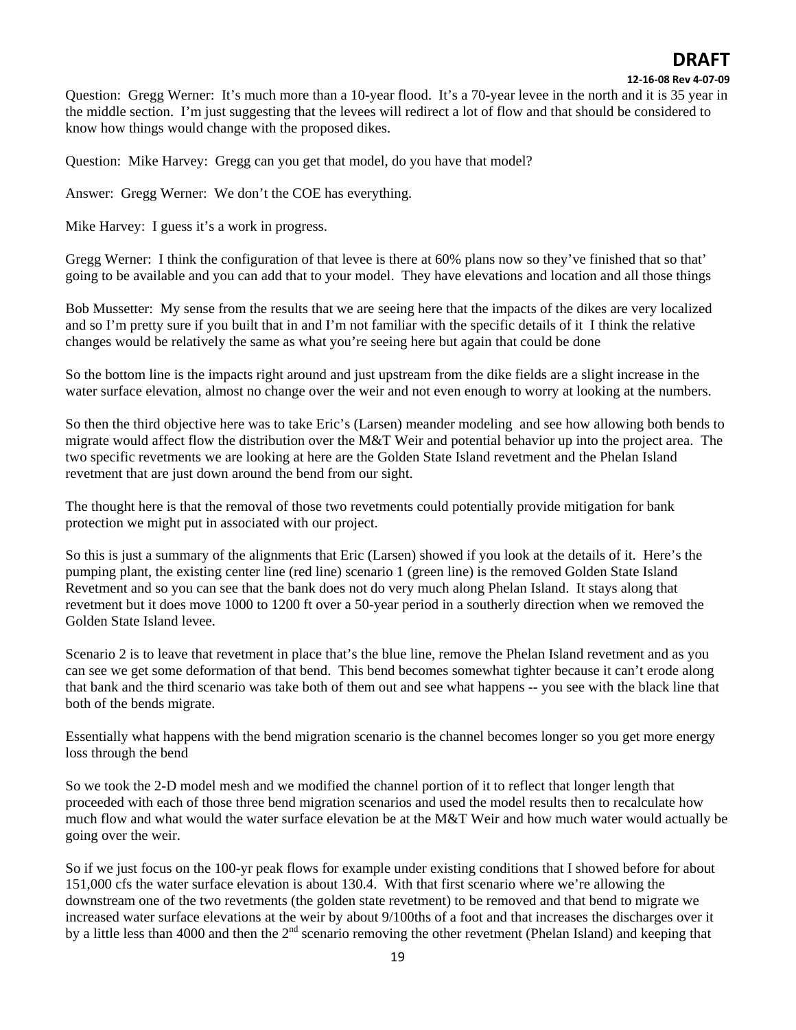Question: Gregg Werner: It's much more than a 10-year flood. It's a 70-year levee in the north and it is 35 year in the middle section. I'm just suggesting that the levees will redirect a lot of flow and that should be considered to know how things would change with the proposed dikes.

Question: Mike Harvey: Gregg can you get that model, do you have that model?

Answer: Gregg Werner: We don't the COE has everything.

Mike Harvey: I guess it's a work in progress.

Gregg Werner: I think the configuration of that levee is there at 60% plans now so they've finished that so that' going to be available and you can add that to your model. They have elevations and location and all those things

Bob Mussetter: My sense from the results that we are seeing here that the impacts of the dikes are very localized and so I'm pretty sure if you built that in and I'm not familiar with the specific details of it I think the relative changes would be relatively the same as what you're seeing here but again that could be done

So the bottom line is the impacts right around and just upstream from the dike fields are a slight increase in the water surface elevation, almost no change over the weir and not even enough to worry at looking at the numbers.

So then the third objective here was to take Eric's (Larsen) meander modeling and see how allowing both bends to migrate would affect flow the distribution over the M&T Weir and potential behavior up into the project area. The two specific revetments we are looking at here are the Golden State Island revetment and the Phelan Island revetment that are just down around the bend from our sight.

The thought here is that the removal of those two revetments could potentially provide mitigation for bank protection we might put in associated with our project.

So this is just a summary of the alignments that Eric (Larsen) showed if you look at the details of it. Here's the pumping plant, the existing center line (red line) scenario 1 (green line) is the removed Golden State Island Revetment and so you can see that the bank does not do very much along Phelan Island. It stays along that revetment but it does move 1000 to 1200 ft over a 50-year period in a southerly direction when we removed the Golden State Island levee.

Scenario 2 is to leave that revetment in place that's the blue line, remove the Phelan Island revetment and as you can see we get some deformation of that bend. This bend becomes somewhat tighter because it can't erode along that bank and the third scenario was take both of them out and see what happens -- you see with the black line that both of the bends migrate.

Essentially what happens with the bend migration scenario is the channel becomes longer so you get more energy loss through the bend

So we took the 2-D model mesh and we modified the channel portion of it to reflect that longer length that proceeded with each of those three bend migration scenarios and used the model results then to recalculate how much flow and what would the water surface elevation be at the M&T Weir and how much water would actually be going over the weir.

So if we just focus on the 100-yr peak flows for example under existing conditions that I showed before for about 151,000 cfs the water surface elevation is about 130.4. With that first scenario where we're allowing the downstream one of the two revetments (the golden state revetment) to be removed and that bend to migrate we increased water surface elevations at the weir by about 9/100ths of a foot and that increases the discharges over it by a little less than 4000 and then the 2nd scenario removing the other revetment (Phelan Island) and keeping that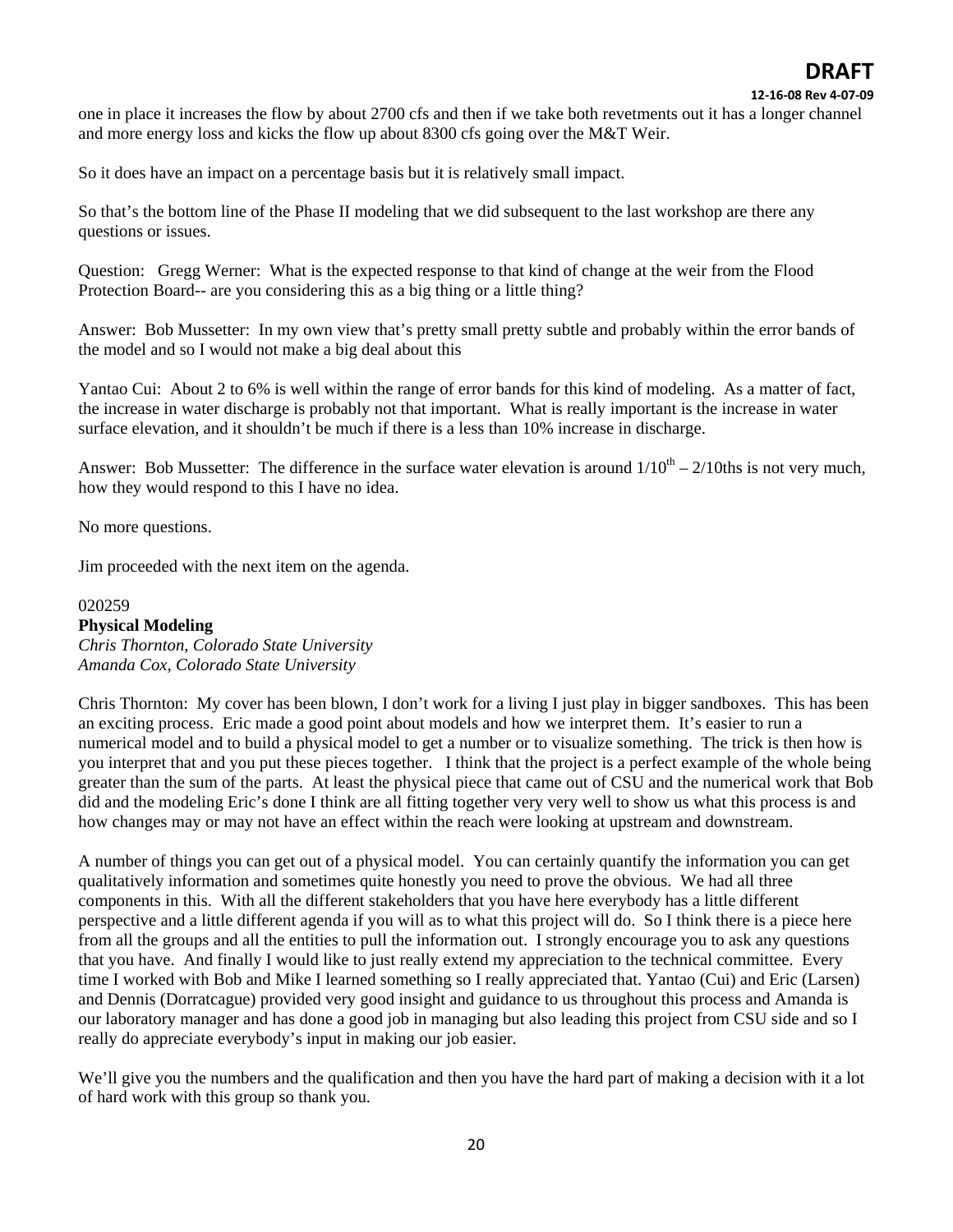one in place it increases the flow by about 2700 cfs and then if we take both revetments out it has a longer channel and more energy loss and kicks the flow up about 8300 cfs going over the M&T Weir.

So it does have an impact on a percentage basis but it is relatively small impact.

So that's the bottom line of the Phase II modeling that we did subsequent to the last workshop are there any questions or issues.

Question: Gregg Werner: What is the expected response to that kind of change at the weir from the Flood Protection Board-- are you considering this as a big thing or a little thing?

Answer: Bob Mussetter: In my own view that's pretty small pretty subtle and probably within the error bands of the model and so I would not make a big deal about this

Yantao Cui: About 2 to 6% is well within the range of error bands for this kind of modeling. As a matter of fact, the increase in water discharge is probably not that important. What is really important is the increase in water surface elevation, and it shouldn't be much if there is a less than 10% increase in discharge.

Answer: Bob Mussetter: The difference in the surface water elevation is around 1/10$^{th}$ – 2/10ths is not very much, how they would respond to this I have no idea.

No more questions.

Jim proceeded with the next item on the agenda.

020259

**Physical Modeling**

*Chris Thornton, Colorado State University*

*Amanda Cox, Colorado State University*

Chris Thornton: My cover has been blown, I don't work for a living I just play in bigger sandboxes. This has been an exciting process. Eric made a good point about models and how we interpret them. It's easier to run a numerical model and to build a physical model to get a number or to visualize something. The trick is then how is you interpret that and you put these pieces together. I think that the project is a perfect example of the whole being greater than the sum of the parts. At least the physical piece that came out of CSU and the numerical work that Bob did and the modeling Eric's done I think are all fitting together very very well to show us what this process is and how changes may or may not have an effect within the reach were looking at upstream and downstream.

A number of things you can get out of a physical model. You can certainly quantify the information you can get qualitatively information and sometimes quite honestly you need to prove the obvious. We had all three components in this. With all the different stakeholders that you have here everybody has a little different perspective and a little different agenda if you will as to what this project will do. So I think there is a piece here from all the groups and all the entities to pull the information out. I strongly encourage you to ask any questions that you have. And finally I would like to just really extend my appreciation to the technical committee. Every time I worked with Bob and Mike I learned something so I really appreciated that. Yantao (Cui) and Eric (Larsen) and Dennis (Dorratcague) provided very good insight and guidance to us throughout this process and Amanda is our laboratory manager and has done a good job in managing but also leading this project from CSU side and so I really do appreciate everybody's input in making our job easier.

We'll give you the numbers and the qualification and then you have the hard part of making a decision with it a lot of hard work with this group so thank you.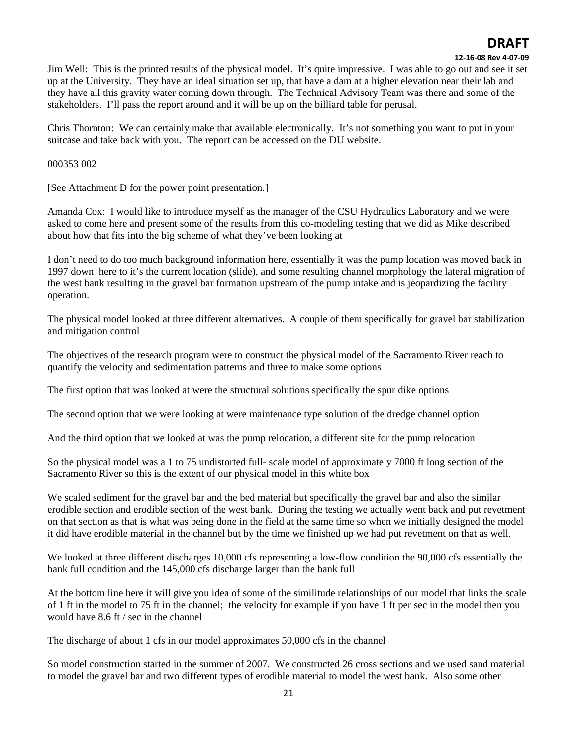Jim Well: This is the printed results of the physical model. It's quite impressive. I was able to go out and see it set up at the University. They have an ideal situation set up, that have a dam at a higher elevation near their lab and they have all this gravity water coming down through. The Technical Advisory Team was there and some of the stakeholders. I'll pass the report around and it will be up on the billiard table for perusal.

Chris Thornton: We can certainly make that available electronically. It's not something you want to put in your suitcase and take back with you. The report can be accessed on the DU website.

000353 002

[See Attachment D for the power point presentation.]

Amanda Cox: I would like to introduce myself as the manager of the CSU Hydraulics Laboratory and we were asked to come here and present some of the results from this co-modeling testing that we did as Mike described about how that fits into the big scheme of what they've been looking at

I don't need to do too much background information here, essentially it was the pump location was moved back in 1997 down here to it's the current location (slide), and some resulting channel morphology the lateral migration of the west bank resulting in the gravel bar formation upstream of the pump intake and is jeopardizing the facility operation.

The physical model looked at three different alternatives. A couple of them specifically for gravel bar stabilization and mitigation control

The objectives of the research program were to construct the physical model of the Sacramento River reach to quantify the velocity and sedimentation patterns and three to make some options

The first option that was looked at were the structural solutions specifically the spur dike options

The second option that we were looking at were maintenance type solution of the dredge channel option

And the third option that we looked at was the pump relocation, a different site for the pump relocation

So the physical model was a 1 to 75 undistorted full- scale model of approximately 7000 ft long section of the Sacramento River so this is the extent of our physical model in this white box

We scaled sediment for the gravel bar and the bed material but specifically the gravel bar and also the similar erodible section and erodible section of the west bank. During the testing we actually went back and put revetment on that section as that is what was being done in the field at the same time so when we initially designed the model it did have erodible material in the channel but by the time we finished up we had put revetment on that as well.

We looked at three different discharges 10,000 cfs representing a low-flow condition the 90,000 cfs essentially the bank full condition and the 145,000 cfs discharge larger than the bank full

At the bottom line here it will give you idea of some of the similitude relationships of our model that links the scale of 1 ft in the model to 75 ft in the channel; the velocity for example if you have 1 ft per sec in the model then you would have 8.6 ft / sec in the channel

The discharge of about 1 cfs in our model approximates 50,000 cfs in the channel

So model construction started in the summer of 2007. We constructed 26 cross sections and we used sand material to model the gravel bar and two different types of erodible material to model the west bank. Also some other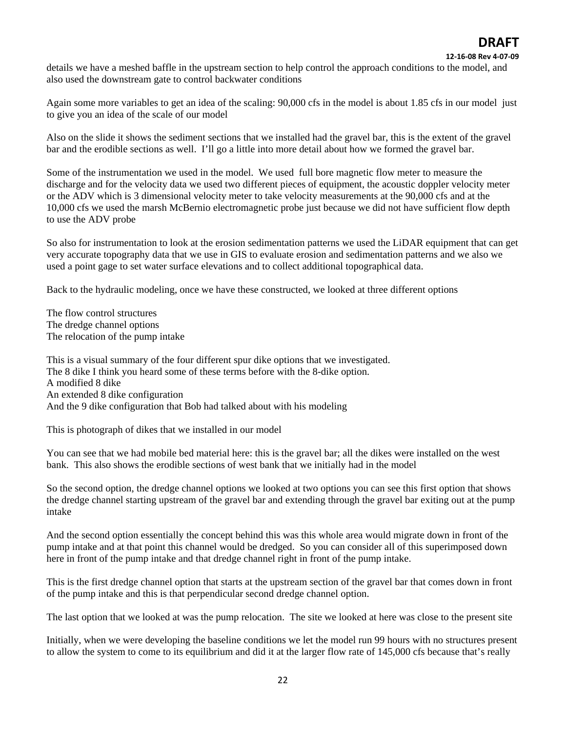details we have a meshed baffle in the upstream section to help control the approach conditions to the model, and also used the downstream gate to control backwater conditions

Again some more variables to get an idea of the scaling: 90,000 cfs in the model is about 1.85 cfs in our model just to give you an idea of the scale of our model

Also on the slide it shows the sediment sections that we installed had the gravel bar, this is the extent of the gravel bar and the erodible sections as well. I'll go a little into more detail about how we formed the gravel bar.

Some of the instrumentation we used in the model. We used full bore magnetic flow meter to measure the discharge and for the velocity data we used two different pieces of equipment, the acoustic doppler velocity meter or the ADV which is 3 dimensional velocity meter to take velocity measurements at the 90,000 cfs and at the 10,000 cfs we used the marsh McBernio electromagnetic probe just because we did not have sufficient flow depth to use the ADV probe

So also for instrumentation to look at the erosion sedimentation patterns we used the LiDAR equipment that can get very accurate topography data that we use in GIS to evaluate erosion and sedimentation patterns and we also we used a point gage to set water surface elevations and to collect additional topographical data.

Back to the hydraulic modeling, once we have these constructed, we looked at three different options

The flow control structures
The dredge channel options
The relocation of the pump intake

This is a visual summary of the four different spur dike options that we investigated.
The 8 dike I think you heard some of these terms before with the 8-dike option.
A modified 8 dike
An extended 8 dike configuration
And the 9 dike configuration that Bob had talked about with his modeling

This is photograph of dikes that we installed in our model

You can see that we had mobile bed material here: this is the gravel bar; all the dikes were installed on the west bank. This also shows the erodible sections of west bank that we initially had in the model

So the second option, the dredge channel options we looked at two options you can see this first option that shows the dredge channel starting upstream of the gravel bar and extending through the gravel bar exiting out at the pump intake

And the second option essentially the concept behind this was this whole area would migrate down in front of the pump intake and at that point this channel would be dredged. So you can consider all of this superimposed down here in front of the pump intake and that dredge channel right in front of the pump intake.

This is the first dredge channel option that starts at the upstream section of the gravel bar that comes down in front of the pump intake and this is that perpendicular second dredge channel option.

The last option that we looked at was the pump relocation. The site we looked at here was close to the present site

Initially, when we were developing the baseline conditions we let the model run 99 hours with no structures present to allow the system to come to its equilibrium and did it at the larger flow rate of 145,000 cfs because that's really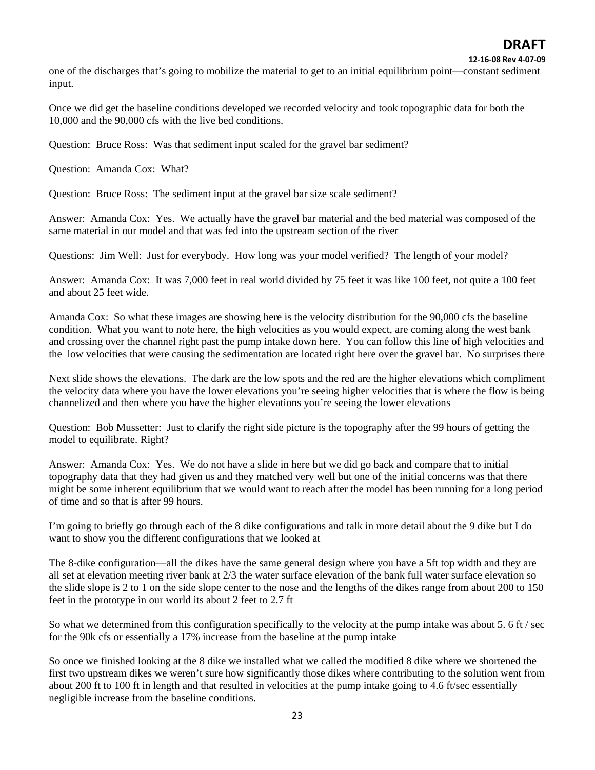one of the discharges that's going to mobilize the material to get to an initial equilibrium point—constant sediment input.

Once we did get the baseline conditions developed we recorded velocity and took topographic data for both the 10,000 and the 90,000 cfs with the live bed conditions.

Question: Bruce Ross: Was that sediment input scaled for the gravel bar sediment?

Question: Amanda Cox: What?

Question: Bruce Ross: The sediment input at the gravel bar size scale sediment?

Answer: Amanda Cox: Yes. We actually have the gravel bar material and the bed material was composed of the same material in our model and that was fed into the upstream section of the river

Questions: Jim Well: Just for everybody. How long was your model verified? The length of your model?

Answer: Amanda Cox: It was 7,000 feet in real world divided by 75 feet it was like 100 feet, not quite a 100 feet and about 25 feet wide.

Amanda Cox: So what these images are showing here is the velocity distribution for the 90,000 cfs the baseline condition. What you want to note here, the high velocities as you would expect, are coming along the west bank and crossing over the channel right past the pump intake down here. You can follow this line of high velocities and the low velocities that were causing the sedimentation are located right here over the gravel bar. No surprises there

Next slide shows the elevations. The dark are the low spots and the red are the higher elevations which compliment the velocity data where you have the lower elevations you're seeing higher velocities that is where the flow is being channelized and then where you have the higher elevations you're seeing the lower elevations

Question: Bob Mussetter: Just to clarify the right side picture is the topography after the 99 hours of getting the model to equilibrate. Right?

Answer: Amanda Cox: Yes. We do not have a slide in here but we did go back and compare that to initial topography data that they had given us and they matched very well but one of the initial concerns was that there might be some inherent equilibrium that we would want to reach after the model has been running for a long period of time and so that is after 99 hours.

I'm going to briefly go through each of the 8 dike configurations and talk in more detail about the 9 dike but I do want to show you the different configurations that we looked at

The 8-dike configuration—all the dikes have the same general design where you have a 5ft top width and they are all set at elevation meeting river bank at 2/3 the water surface elevation of the bank full water surface elevation so the slide slope is 2 to 1 on the side slope center to the nose and the lengths of the dikes range from about 200 to 150 feet in the prototype in our world its about 2 feet to 2.7 ft

So what we determined from this configuration specifically to the velocity at the pump intake was about 5. 6 ft / sec for the 90k cfs or essentially a 17% increase from the baseline at the pump intake

So once we finished looking at the 8 dike we installed what we called the modified 8 dike where we shortened the first two upstream dikes we weren't sure how significantly those dikes where contributing to the solution went from about 200 ft to 100 ft in length and that resulted in velocities at the pump intake going to 4.6 ft/sec essentially negligible increase from the baseline conditions.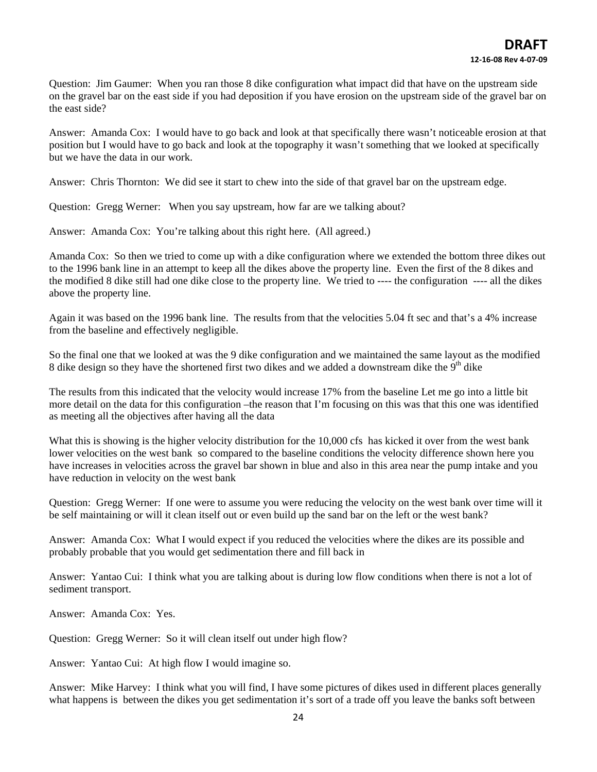Question: Jim Gaumer: When you ran those 8 dike configuration what impact did that have on the upstream side on the gravel bar on the east side if you had deposition if you have erosion on the upstream side of the gravel bar on the east side?

Answer: Amanda Cox: I would have to go back and look at that specifically there wasn't noticeable erosion at that position but I would have to go back and look at the topography it wasn't something that we looked at specifically but we have the data in our work.

Answer: Chris Thornton: We did see it start to chew into the side of that gravel bar on the upstream edge.

Question: Gregg Werner: When you say upstream, how far are we talking about?

Answer: Amanda Cox: You're talking about this right here. (All agreed.)

Amanda Cox: So then we tried to come up with a dike configuration where we extended the bottom three dikes out to the 1996 bank line in an attempt to keep all the dikes above the property line. Even the first of the 8 dikes and the modified 8 dike still had one dike close to the property line. We tried to ---- the configuration ---- all the dikes above the property line.

Again it was based on the 1996 bank line. The results from that the velocities 5.04 ft sec and that's a 4% increase from the baseline and effectively negligible.

So the final one that we looked at was the 9 dike configuration and we maintained the same layout as the modified 8 dike design so they have the shortened first two dikes and we added a downstream dike the 9th dike

The results from this indicated that the velocity would increase 17% from the baseline Let me go into a little bit more detail on the data for this configuration –the reason that I'm focusing on this was that this one was identified as meeting all the objectives after having all the data

What this is showing is the higher velocity distribution for the 10,000 cfs has kicked it over from the west bank lower velocities on the west bank so compared to the baseline conditions the velocity difference shown here you have increases in velocities across the gravel bar shown in blue and also in this area near the pump intake and you have reduction in velocity on the west bank

Question: Gregg Werner: If one were to assume you were reducing the velocity on the west bank over time will it be self maintaining or will it clean itself out or even build up the sand bar on the left or the west bank?

Answer: Amanda Cox: What I would expect if you reduced the velocities where the dikes are its possible and probably probable that you would get sedimentation there and fill back in

Answer: Yantao Cui: I think what you are talking about is during low flow conditions when there is not a lot of sediment transport.

Answer: Amanda Cox: Yes.

Question: Gregg Werner: So it will clean itself out under high flow?

Answer: Yantao Cui: At high flow I would imagine so.

Answer: Mike Harvey: I think what you will find, I have some pictures of dikes used in different places generally what happens is between the dikes you get sedimentation it's sort of a trade off you leave the banks soft between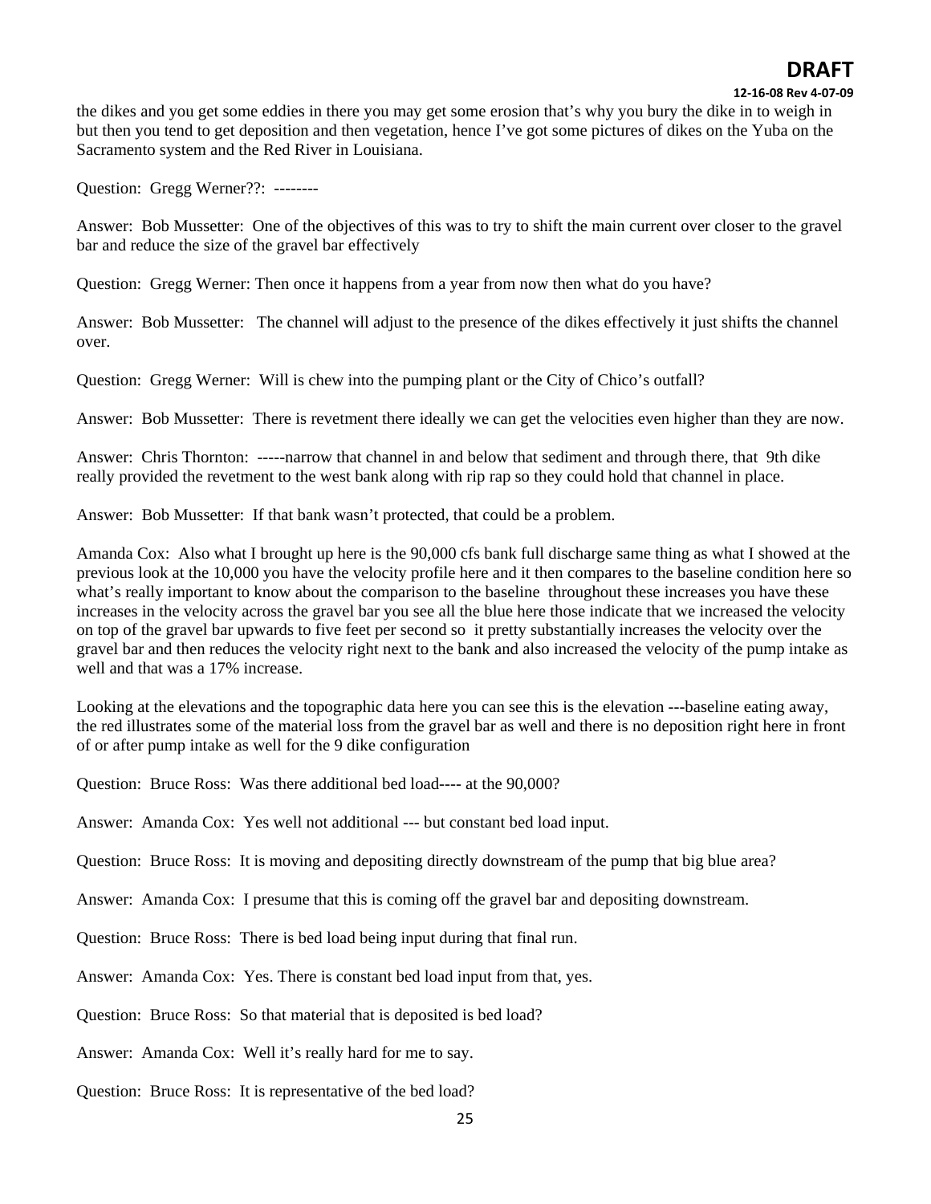the dikes and you get some eddies in there you may get some erosion that's why you bury the dike in to weigh in but then you tend to get deposition and then vegetation, hence I've got some pictures of dikes on the Yuba on the Sacramento system and the Red River in Louisiana.

Question: Gregg Werner??: --------

Answer: Bob Mussetter: One of the objectives of this was to try to shift the main current over closer to the gravel bar and reduce the size of the gravel bar effectively

Question: Gregg Werner: Then once it happens from a year from now then what do you have?

Answer: Bob Mussetter: The channel will adjust to the presence of the dikes effectively it just shifts the channel over.

Question: Gregg Werner: Will is chew into the pumping plant or the City of Chico's outfall?

Answer: Bob Mussetter: There is revetment there ideally we can get the velocities even higher than they are now.

Answer: Chris Thornton: -----narrow that channel in and below that sediment and through there, that 9th dike really provided the revetment to the west bank along with rip rap so they could hold that channel in place.

Answer: Bob Mussetter: If that bank wasn't protected, that could be a problem.

Amanda Cox: Also what I brought up here is the 90,000 cfs bank full discharge same thing as what I showed at the previous look at the 10,000 you have the velocity profile here and it then compares to the baseline condition here so what's really important to know about the comparison to the baseline throughout these increases you have these increases in the velocity across the gravel bar you see all the blue here those indicate that we increased the velocity on top of the gravel bar upwards to five feet per second so it pretty substantially increases the velocity over the gravel bar and then reduces the velocity right next to the bank and also increased the velocity of the pump intake as well and that was a 17% increase.

Looking at the elevations and the topographic data here you can see this is the elevation ---baseline eating away, the red illustrates some of the material loss from the gravel bar as well and there is no deposition right here in front of or after pump intake as well for the 9 dike configuration

Question: Bruce Ross: Was there additional bed load---- at the 90,000?

Answer: Amanda Cox: Yes well not additional --- but constant bed load input.

Question: Bruce Ross: It is moving and depositing directly downstream of the pump that big blue area?

Answer: Amanda Cox: I presume that this is coming off the gravel bar and depositing downstream.

Question: Bruce Ross: There is bed load being input during that final run.

Answer: Amanda Cox: Yes. There is constant bed load input from that, yes.

Question: Bruce Ross: So that material that is deposited is bed load?

Answer: Amanda Cox: Well it's really hard for me to say.

Question: Bruce Ross: It is representative of the bed load?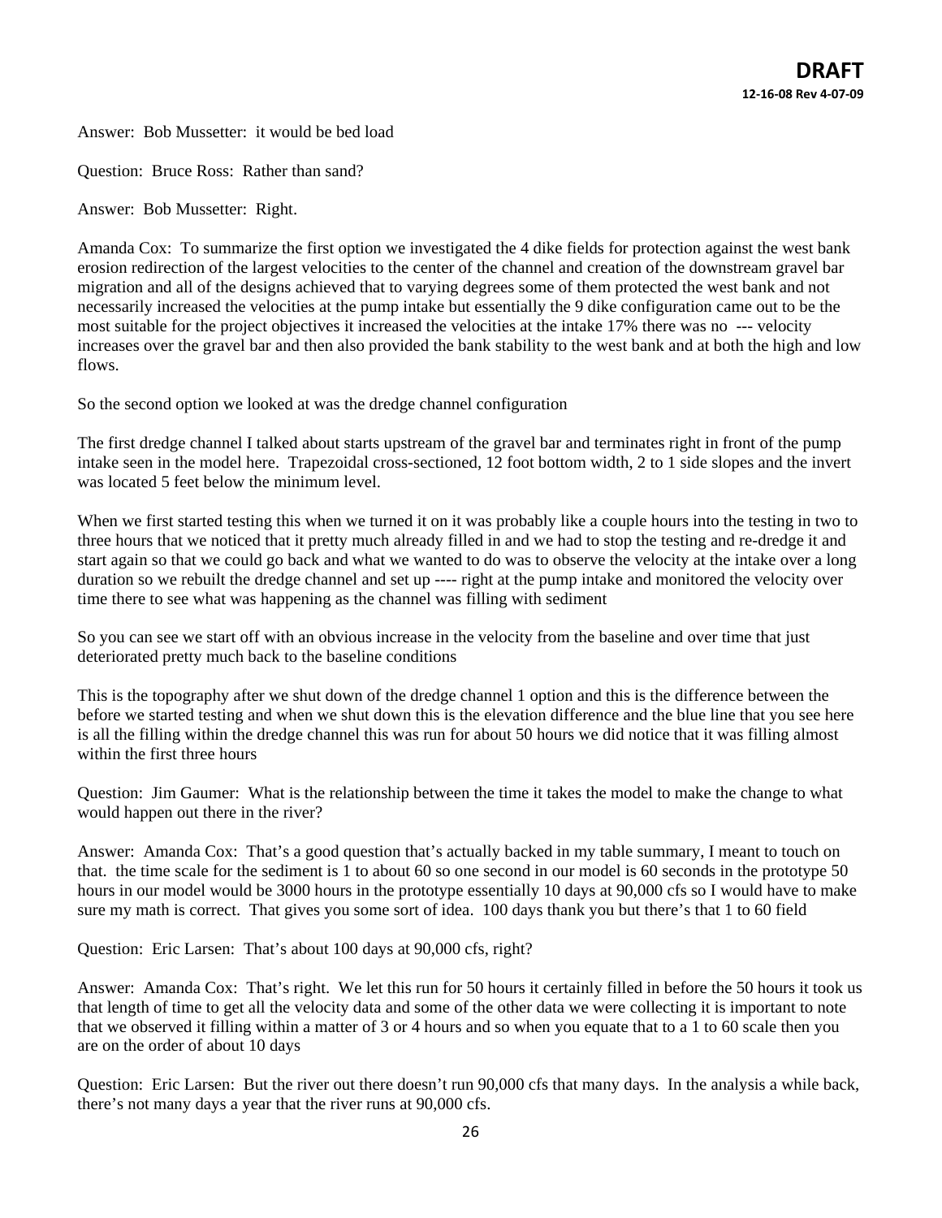Answer: Bob Mussetter: it would be bed load

Question: Bruce Ross: Rather than sand?

Answer: Bob Mussetter: Right.

Amanda Cox: To summarize the first option we investigated the 4 dike fields for protection against the west bank erosion redirection of the largest velocities to the center of the channel and creation of the downstream gravel bar migration and all of the designs achieved that to varying degrees some of them protected the west bank and not necessarily increased the velocities at the pump intake but essentially the 9 dike configuration came out to be the most suitable for the project objectives it increased the velocities at the intake 17% there was no --- velocity increases over the gravel bar and then also provided the bank stability to the west bank and at both the high and low flows.

So the second option we looked at was the dredge channel configuration

The first dredge channel I talked about starts upstream of the gravel bar and terminates right in front of the pump intake seen in the model here. Trapezoidal cross-sectioned, 12 foot bottom width, 2 to 1 side slopes and the invert was located 5 feet below the minimum level.

When we first started testing this when we turned it on it was probably like a couple hours into the testing in two to three hours that we noticed that it pretty much already filled in and we had to stop the testing and re-dredge it and start again so that we could go back and what we wanted to do was to observe the velocity at the intake over a long duration so we rebuilt the dredge channel and set up ---- right at the pump intake and monitored the velocity over time there to see what was happening as the channel was filling with sediment

So you can see we start off with an obvious increase in the velocity from the baseline and over time that just deteriorated pretty much back to the baseline conditions

This is the topography after we shut down of the dredge channel 1 option and this is the difference between the before we started testing and when we shut down this is the elevation difference and the blue line that you see here is all the filling within the dredge channel this was run for about 50 hours we did notice that it was filling almost within the first three hours

Question: Jim Gaumer: What is the relationship between the time it takes the model to make the change to what would happen out there in the river?

Answer: Amanda Cox: That's a good question that's actually backed in my table summary, I meant to touch on that. the time scale for the sediment is 1 to about 60 so one second in our model is 60 seconds in the prototype 50 hours in our model would be 3000 hours in the prototype essentially 10 days at 90,000 cfs so I would have to make sure my math is correct. That gives you some sort of idea. 100 days thank you but there's that 1 to 60 field

Question: Eric Larsen: That's about 100 days at 90,000 cfs, right?

Answer: Amanda Cox: That's right. We let this run for 50 hours it certainly filled in before the 50 hours it took us that length of time to get all the velocity data and some of the other data we were collecting it is important to note that we observed it filling within a matter of 3 or 4 hours and so when you equate that to a 1 to 60 scale then you are on the order of about 10 days

Question: Eric Larsen: But the river out there doesn't run 90,000 cfs that many days. In the analysis a while back, there's not many days a year that the river runs at 90,000 cfs.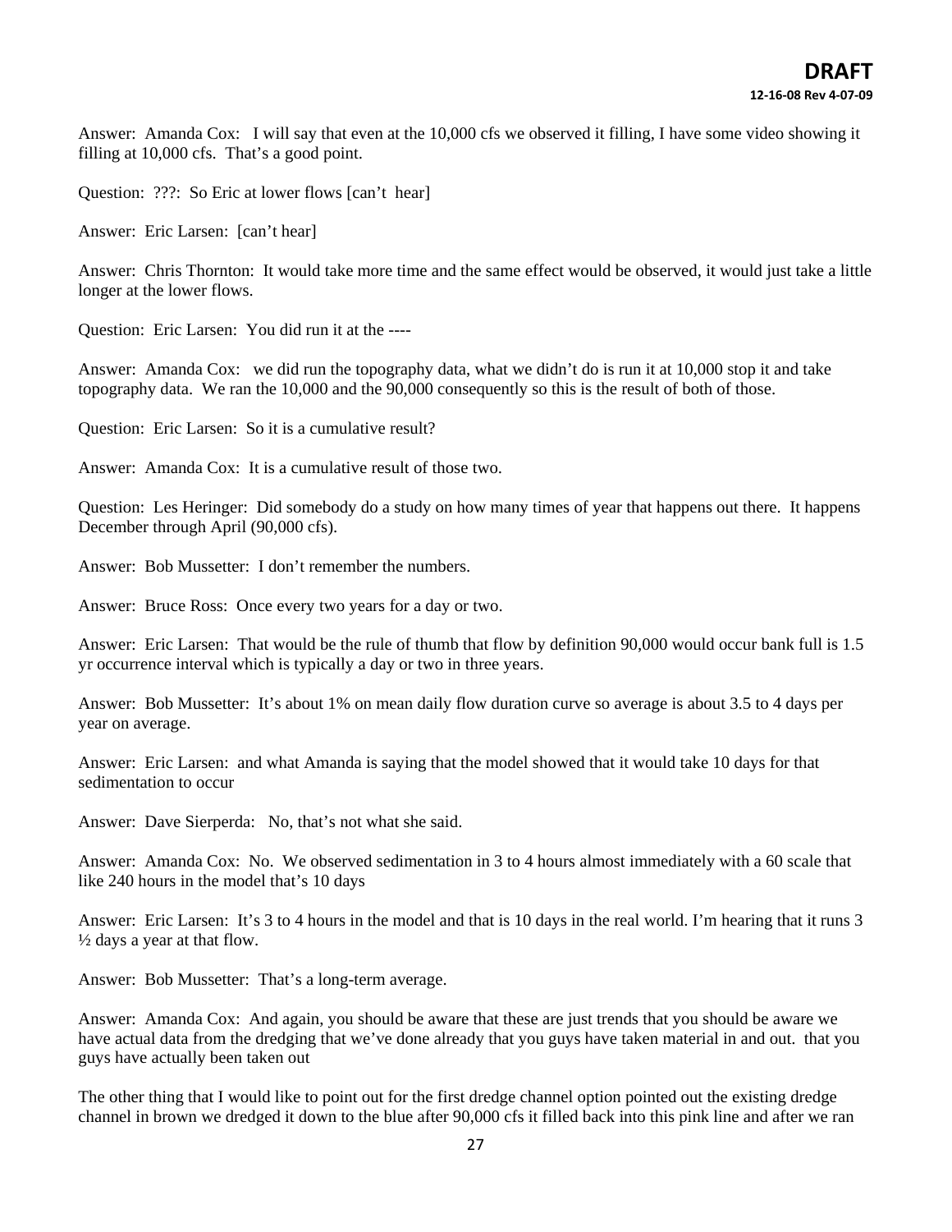Answer: Amanda Cox: I will say that even at the 10,000 cfs we observed it filling, I have some video showing it filling at 10,000 cfs. That's a good point.

Question: ???: So Eric at lower flows [can't hear]

Answer: Eric Larsen: [can't hear]

Answer: Chris Thornton: It would take more time and the same effect would be observed, it would just take a little longer at the lower flows.

Question: Eric Larsen: You did run it at the ----

Answer: Amanda Cox: we did run the topography data, what we didn't do is run it at 10,000 stop it and take topography data. We ran the 10,000 and the 90,000 consequently so this is the result of both of those.

Question: Eric Larsen: So it is a cumulative result?

Answer: Amanda Cox: It is a cumulative result of those two.

Question: Les Heringer: Did somebody do a study on how many times of year that happens out there. It happens December through April (90,000 cfs).

Answer: Bob Mussetter: I don't remember the numbers.

Answer: Bruce Ross: Once every two years for a day or two.

Answer: Eric Larsen: That would be the rule of thumb that flow by definition 90,000 would occur bank full is 1.5 yr occurrence interval which is typically a day or two in three years.

Answer: Bob Mussetter: It's about 1% on mean daily flow duration curve so average is about 3.5 to 4 days per year on average.

Answer: Eric Larsen: and what Amanda is saying that the model showed that it would take 10 days for that sedimentation to occur

Answer: Dave Sierperda: No, that's not what she said.

Answer: Amanda Cox: No. We observed sedimentation in 3 to 4 hours almost immediately with a 60 scale that like 240 hours in the model that's 10 days

Answer: Eric Larsen: It's 3 to 4 hours in the model and that is 10 days in the real world. I'm hearing that it runs 3 ½ days a year at that flow.

Answer: Bob Mussetter: That's a long-term average.

Answer: Amanda Cox: And again, you should be aware that these are just trends that you should be aware we have actual data from the dredging that we've done already that you guys have taken material in and out. that you guys have actually been taken out

The other thing that I would like to point out for the first dredge channel option pointed out the existing dredge channel in brown we dredged it down to the blue after 90,000 cfs it filled back into this pink line and after we ran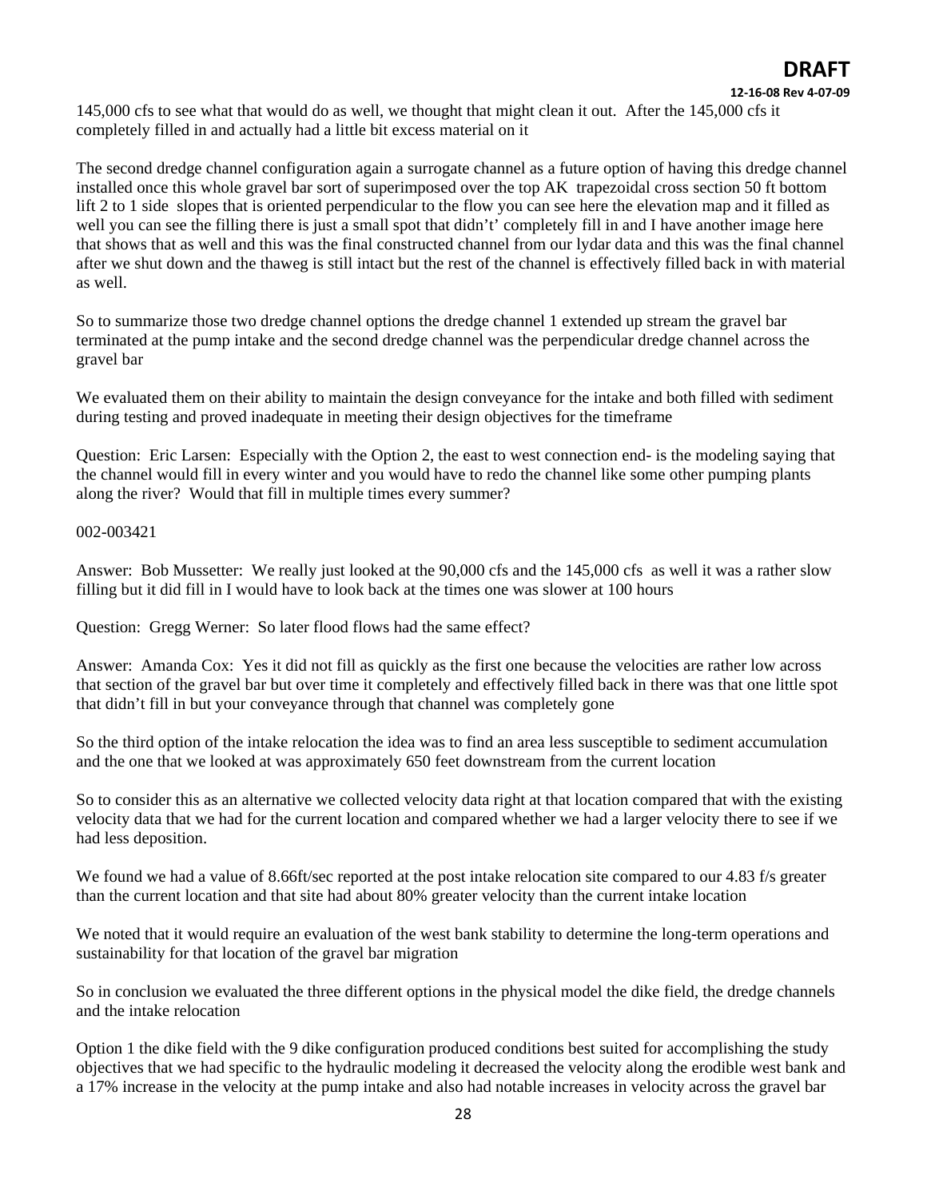145,000 cfs to see what that would do as well, we thought that might clean it out. After the 145,000 cfs it completely filled in and actually had a little bit excess material on it

The second dredge channel configuration again a surrogate channel as a future option of having this dredge channel installed once this whole gravel bar sort of superimposed over the top AK trapezoidal cross section 50 ft bottom lift 2 to 1 side slopes that is oriented perpendicular to the flow you can see here the elevation map and it filled as well you can see the filling there is just a small spot that didn't' completely fill in and I have another image here that shows that as well and this was the final constructed channel from our lydar data and this was the final channel after we shut down and the thaweg is still intact but the rest of the channel is effectively filled back in with material as well.

So to summarize those two dredge channel options the dredge channel 1 extended up stream the gravel bar terminated at the pump intake and the second dredge channel was the perpendicular dredge channel across the gravel bar

We evaluated them on their ability to maintain the design conveyance for the intake and both filled with sediment during testing and proved inadequate in meeting their design objectives for the timeframe

Question: Eric Larsen: Especially with the Option 2, the east to west connection end- is the modeling saying that the channel would fill in every winter and you would have to redo the channel like some other pumping plants along the river? Would that fill in multiple times every summer?

002-003421

Answer: Bob Mussetter: We really just looked at the 90,000 cfs and the 145,000 cfs as well it was a rather slow filling but it did fill in I would have to look back at the times one was slower at 100 hours

Question: Gregg Werner: So later flood flows had the same effect?

Answer: Amanda Cox: Yes it did not fill as quickly as the first one because the velocities are rather low across that section of the gravel bar but over time it completely and effectively filled back in there was that one little spot that didn't fill in but your conveyance through that channel was completely gone

So the third option of the intake relocation the idea was to find an area less susceptible to sediment accumulation and the one that we looked at was approximately 650 feet downstream from the current location

So to consider this as an alternative we collected velocity data right at that location compared that with the existing velocity data that we had for the current location and compared whether we had a larger velocity there to see if we had less deposition.

We found we had a value of 8.66ft/sec reported at the post intake relocation site compared to our 4.83 f/s greater than the current location and that site had about 80% greater velocity than the current intake location

We noted that it would require an evaluation of the west bank stability to determine the long-term operations and sustainability for that location of the gravel bar migration

So in conclusion we evaluated the three different options in the physical model the dike field, the dredge channels and the intake relocation

Option 1 the dike field with the 9 dike configuration produced conditions best suited for accomplishing the study objectives that we had specific to the hydraulic modeling it decreased the velocity along the erodible west bank and a 17% increase in the velocity at the pump intake and also had notable increases in velocity across the gravel bar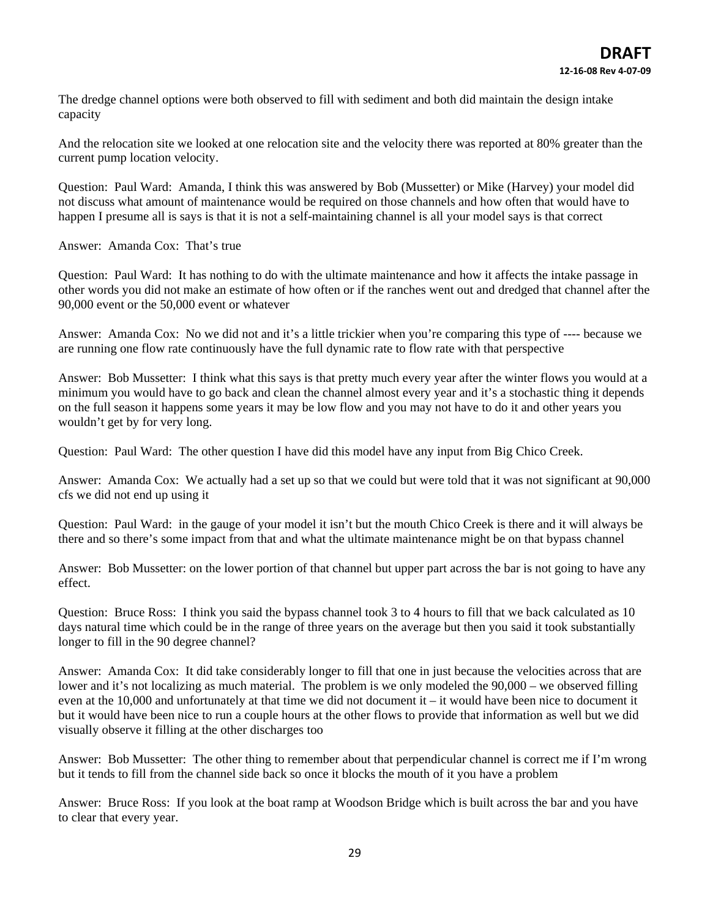The dredge channel options were both observed to fill with sediment and both did maintain the design intake capacity

And the relocation site we looked at one relocation site and the velocity there was reported at 80% greater than the current pump location velocity.

Question: Paul Ward: Amanda, I think this was answered by Bob (Mussetter) or Mike (Harvey) your model did not discuss what amount of maintenance would be required on those channels and how often that would have to happen I presume all is says is that it is not a self-maintaining channel is all your model says is that correct

Answer: Amanda Cox: That's true

Question: Paul Ward: It has nothing to do with the ultimate maintenance and how it affects the intake passage in other words you did not make an estimate of how often or if the ranches went out and dredged that channel after the 90,000 event or the 50,000 event or whatever

Answer: Amanda Cox: No we did not and it's a little trickier when you're comparing this type of ---- because we are running one flow rate continuously have the full dynamic rate to flow rate with that perspective

Answer: Bob Mussetter: I think what this says is that pretty much every year after the winter flows you would at a minimum you would have to go back and clean the channel almost every year and it's a stochastic thing it depends on the full season it happens some years it may be low flow and you may not have to do it and other years you wouldn't get by for very long.

Question: Paul Ward: The other question I have did this model have any input from Big Chico Creek.

Answer: Amanda Cox: We actually had a set up so that we could but were told that it was not significant at 90,000 cfs we did not end up using it

Question: Paul Ward: in the gauge of your model it isn't but the mouth Chico Creek is there and it will always be there and so there's some impact from that and what the ultimate maintenance might be on that bypass channel

Answer: Bob Mussetter: on the lower portion of that channel but upper part across the bar is not going to have any effect.

Question: Bruce Ross: I think you said the bypass channel took 3 to 4 hours to fill that we back calculated as 10 days natural time which could be in the range of three years on the average but then you said it took substantially longer to fill in the 90 degree channel?

Answer: Amanda Cox: It did take considerably longer to fill that one in just because the velocities across that are lower and it's not localizing as much material. The problem is we only modeled the 90,000 – we observed filling even at the 10,000 and unfortunately at that time we did not document it – it would have been nice to document it but it would have been nice to run a couple hours at the other flows to provide that information as well but we did visually observe it filling at the other discharges too

Answer: Bob Mussetter: The other thing to remember about that perpendicular channel is correct me if I'm wrong but it tends to fill from the channel side back so once it blocks the mouth of it you have a problem

Answer: Bruce Ross: If you look at the boat ramp at Woodson Bridge which is built across the bar and you have to clear that every year.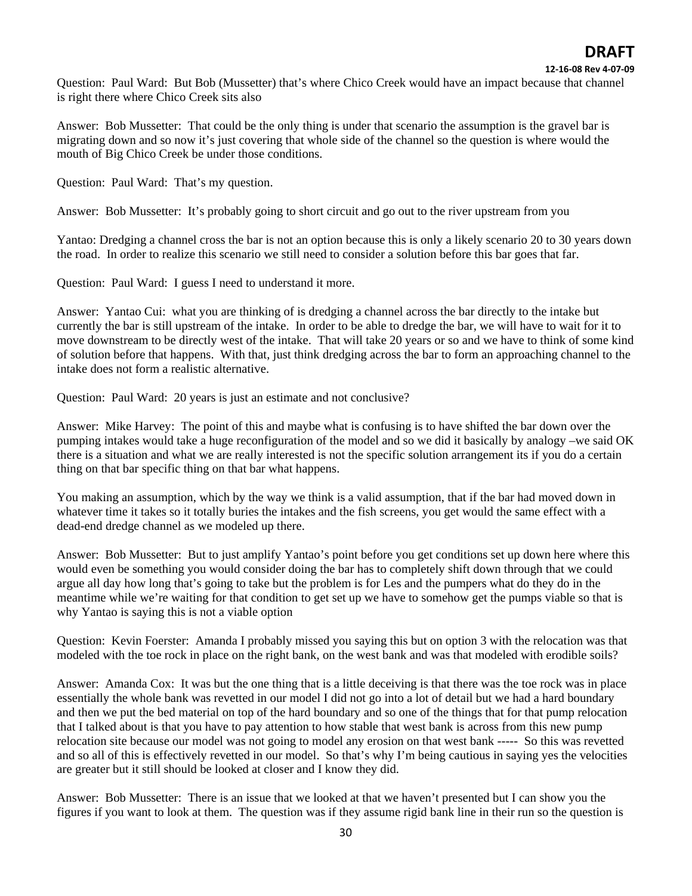Question: Paul Ward: But Bob (Mussetter) that's where Chico Creek would have an impact because that channel is right there where Chico Creek sits also

Answer: Bob Mussetter: That could be the only thing is under that scenario the assumption is the gravel bar is migrating down and so now it's just covering that whole side of the channel so the question is where would the mouth of Big Chico Creek be under those conditions.

Question: Paul Ward: That's my question.

Answer: Bob Mussetter: It's probably going to short circuit and go out to the river upstream from you

Yantao: Dredging a channel cross the bar is not an option because this is only a likely scenario 20 to 30 years down the road. In order to realize this scenario we still need to consider a solution before this bar goes that far.

Question: Paul Ward: I guess I need to understand it more.

Answer: Yantao Cui: what you are thinking of is dredging a channel across the bar directly to the intake but currently the bar is still upstream of the intake. In order to be able to dredge the bar, we will have to wait for it to move downstream to be directly west of the intake. That will take 20 years or so and we have to think of some kind of solution before that happens. With that, just think dredging across the bar to form an approaching channel to the intake does not form a realistic alternative.

Question: Paul Ward: 20 years is just an estimate and not conclusive?

Answer: Mike Harvey: The point of this and maybe what is confusing is to have shifted the bar down over the pumping intakes would take a huge reconfiguration of the model and so we did it basically by analogy –we said OK there is a situation and what we are really interested is not the specific solution arrangement its if you do a certain thing on that bar specific thing on that bar what happens.

You making an assumption, which by the way we think is a valid assumption, that if the bar had moved down in whatever time it takes so it totally buries the intakes and the fish screens, you get would the same effect with a dead-end dredge channel as we modeled up there.

Answer: Bob Mussetter: But to just amplify Yantao's point before you get conditions set up down here where this would even be something you would consider doing the bar has to completely shift down through that we could argue all day how long that's going to take but the problem is for Les and the pumpers what do they do in the meantime while we're waiting for that condition to get set up we have to somehow get the pumps viable so that is why Yantao is saying this is not a viable option

Question: Kevin Foerster: Amanda I probably missed you saying this but on option 3 with the relocation was that modeled with the toe rock in place on the right bank, on the west bank and was that modeled with erodible soils?

Answer: Amanda Cox: It was but the one thing that is a little deceiving is that there was the toe rock was in place essentially the whole bank was revetted in our model I did not go into a lot of detail but we had a hard boundary and then we put the bed material on top of the hard boundary and so one of the things that for that pump relocation that I talked about is that you have to pay attention to how stable that west bank is across from this new pump relocation site because our model was not going to model any erosion on that west bank ----- So this was revetted and so all of this is effectively revetted in our model. So that's why I'm being cautious in saying yes the velocities are greater but it still should be looked at closer and I know they did.

Answer: Bob Mussetter: There is an issue that we looked at that we haven't presented but I can show you the figures if you want to look at them. The question was if they assume rigid bank line in their run so the question is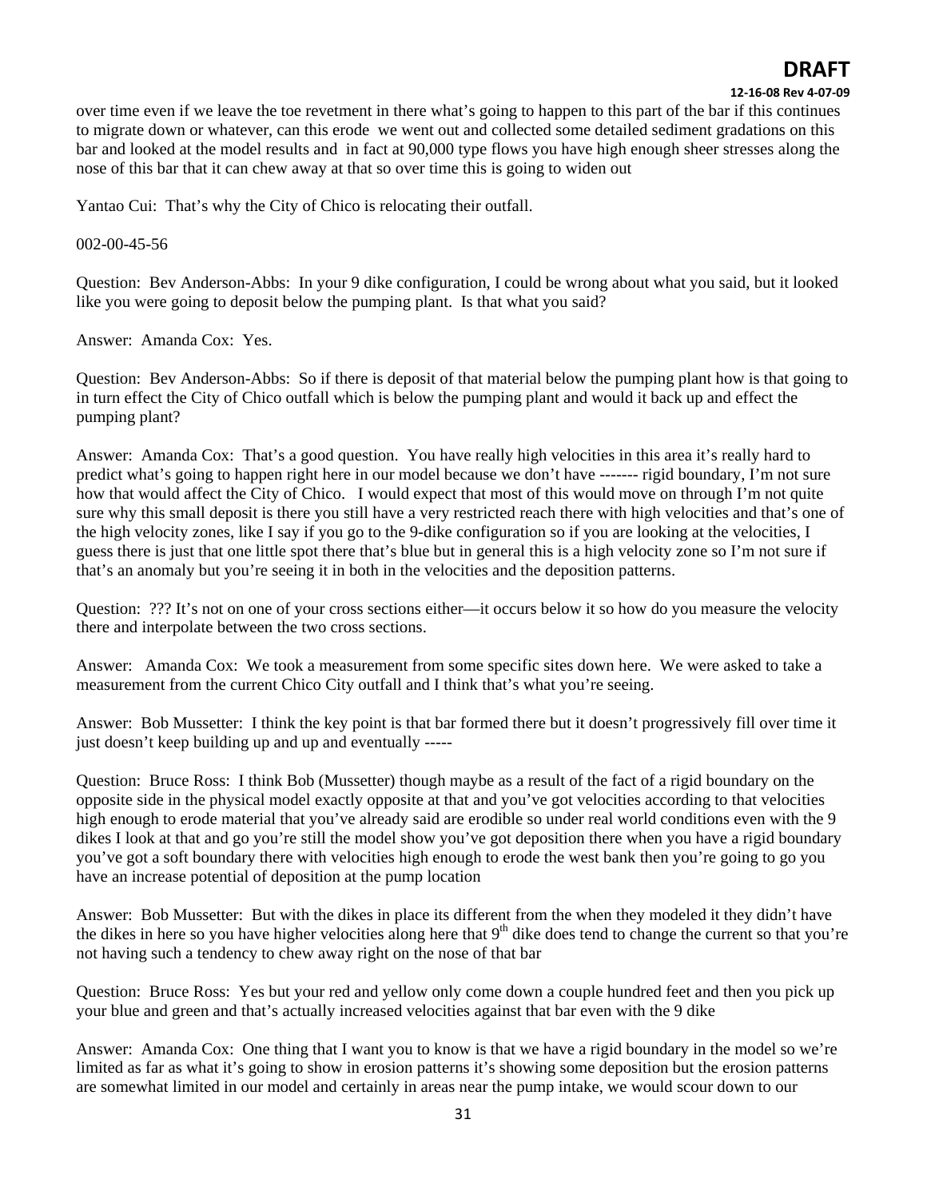over time even if we leave the toe revetment in there what's going to happen to this part of the bar if this continues to migrate down or whatever, can this erode we went out and collected some detailed sediment gradations on this bar and looked at the model results and in fact at 90,000 type flows you have high enough sheer stresses along the nose of this bar that it can chew away at that so over time this is going to widen out

Yantao Cui: That's why the City of Chico is relocating their outfall.

002-00-45-56

Question: Bev Anderson-Abbs: In your 9 dike configuration, I could be wrong about what you said, but it looked like you were going to deposit below the pumping plant. Is that what you said?

Answer: Amanda Cox: Yes.

Question: Bev Anderson-Abbs: So if there is deposit of that material below the pumping plant how is that going to in turn effect the City of Chico outfall which is below the pumping plant and would it back up and effect the pumping plant?

Answer: Amanda Cox: That's a good question. You have really high velocities in this area it's really hard to predict what's going to happen right here in our model because we don't have ------- rigid boundary, I'm not sure how that would affect the City of Chico. I would expect that most of this would move on through I'm not quite sure why this small deposit is there you still have a very restricted reach there with high velocities and that's one of the high velocity zones, like I say if you go to the 9-dike configuration so if you are looking at the velocities, I guess there is just that one little spot there that's blue but in general this is a high velocity zone so I'm not sure if that's an anomaly but you're seeing it in both in the velocities and the deposition patterns.

Question: ??? It's not on one of your cross sections either—it occurs below it so how do you measure the velocity there and interpolate between the two cross sections.

Answer: Amanda Cox: We took a measurement from some specific sites down here. We were asked to take a measurement from the current Chico City outfall and I think that's what you're seeing.

Answer: Bob Mussetter: I think the key point is that bar formed there but it doesn't progressively fill over time it just doesn't keep building up and up and eventually -----

Question: Bruce Ross: I think Bob (Mussetter) though maybe as a result of the fact of a rigid boundary on the opposite side in the physical model exactly opposite at that and you've got velocities according to that velocities high enough to erode material that you've already said are erodible so under real world conditions even with the 9 dikes I look at that and go you're still the model show you've got deposition there when you have a rigid boundary you've got a soft boundary there with velocities high enough to erode the west bank then you're going to go you have an increase potential of deposition at the pump location

Answer: Bob Mussetter: But with the dikes in place its different from the when they modeled it they didn't have the dikes in here so you have higher velocities along here that 9th dike does tend to change the current so that you're not having such a tendency to chew away right on the nose of that bar

Question: Bruce Ross: Yes but your red and yellow only come down a couple hundred feet and then you pick up your blue and green and that's actually increased velocities against that bar even with the 9 dike

Answer: Amanda Cox: One thing that I want you to know is that we have a rigid boundary in the model so we're limited as far as what it's going to show in erosion patterns it's showing some deposition but the erosion patterns are somewhat limited in our model and certainly in areas near the pump intake, we would scour down to our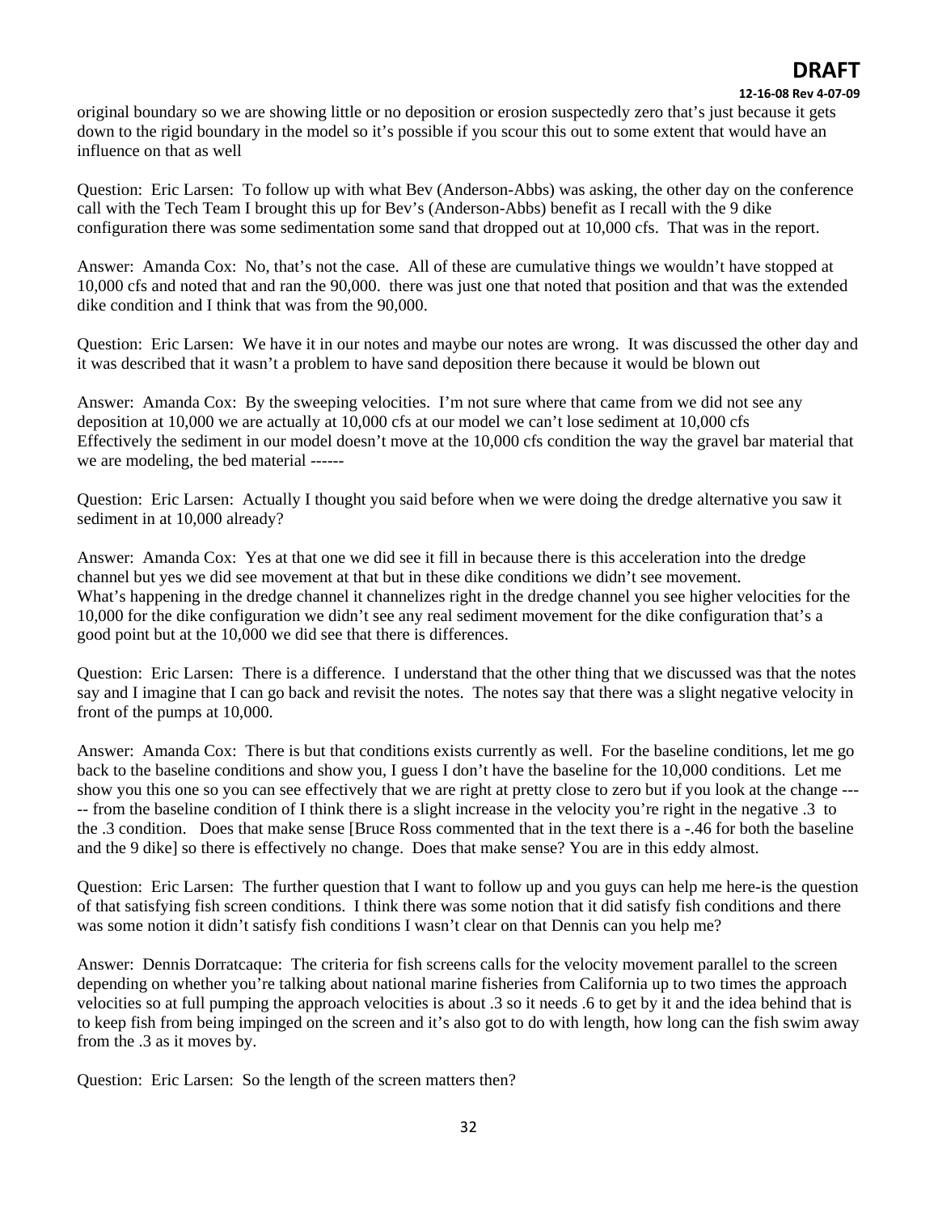original boundary so we are showing little or no deposition or erosion suspectedly zero that's just because it gets down to the rigid boundary in the model so it's possible if you scour this out to some extent that would have an influence on that as well

Question: Eric Larsen: To follow up with what Bev (Anderson-Abbs) was asking, the other day on the conference call with the Tech Team I brought this up for Bev's (Anderson-Abbs) benefit as I recall with the 9 dike configuration there was some sedimentation some sand that dropped out at 10,000 cfs. That was in the report.

Answer: Amanda Cox: No, that's not the case. All of these are cumulative things we wouldn't have stopped at 10,000 cfs and noted that and ran the 90,000. there was just one that noted that position and that was the extended dike condition and I think that was from the 90,000.

Question: Eric Larsen: We have it in our notes and maybe our notes are wrong. It was discussed the other day and it was described that it wasn't a problem to have sand deposition there because it would be blown out

Answer: Amanda Cox: By the sweeping velocities. I'm not sure where that came from we did not see any deposition at 10,000 we are actually at 10,000 cfs at our model we can't lose sediment at 10,000 cfs Effectively the sediment in our model doesn't move at the 10,000 cfs condition the way the gravel bar material that we are modeling, the bed material ------

Question: Eric Larsen: Actually I thought you said before when we were doing the dredge alternative you saw it sediment in at 10,000 already?

Answer: Amanda Cox: Yes at that one we did see it fill in because there is this acceleration into the dredge channel but yes we did see movement at that but in these dike conditions we didn't see movement. What's happening in the dredge channel it channelizes right in the dredge channel you see higher velocities for the 10,000 for the dike configuration we didn't see any real sediment movement for the dike configuration that's a good point but at the 10,000 we did see that there is differences.

Question: Eric Larsen: There is a difference. I understand that the other thing that we discussed was that the notes say and I imagine that I can go back and revisit the notes. The notes say that there was a slight negative velocity in front of the pumps at 10,000.

Answer: Amanda Cox: There is but that conditions exists currently as well. For the baseline conditions, let me go back to the baseline conditions and show you, I guess I don't have the baseline for the 10,000 conditions. Let me show you this one so you can see effectively that we are right at pretty close to zero but if you look at the change ----- from the baseline condition of I think there is a slight increase in the velocity you're right in the negative .3 to the .3 condition. Does that make sense [Bruce Ross commented that in the text there is a -.46 for both the baseline and the 9 dike] so there is effectively no change. Does that make sense? You are in this eddy almost.

Question: Eric Larsen: The further question that I want to follow up and you guys can help me here-is the question of that satisfying fish screen conditions. I think there was some notion that it did satisfy fish conditions and there was some notion it didn't satisfy fish conditions I wasn't clear on that Dennis can you help me?

Answer: Dennis Dorratcaque: The criteria for fish screens calls for the velocity movement parallel to the screen depending on whether you're talking about national marine fisheries from California up to two times the approach velocities so at full pumping the approach velocities is about .3 so it needs .6 to get by it and the idea behind that is to keep fish from being impinged on the screen and it's also got to do with length, how long can the fish swim away from the .3 as it moves by.

Question: Eric Larsen: So the length of the screen matters then?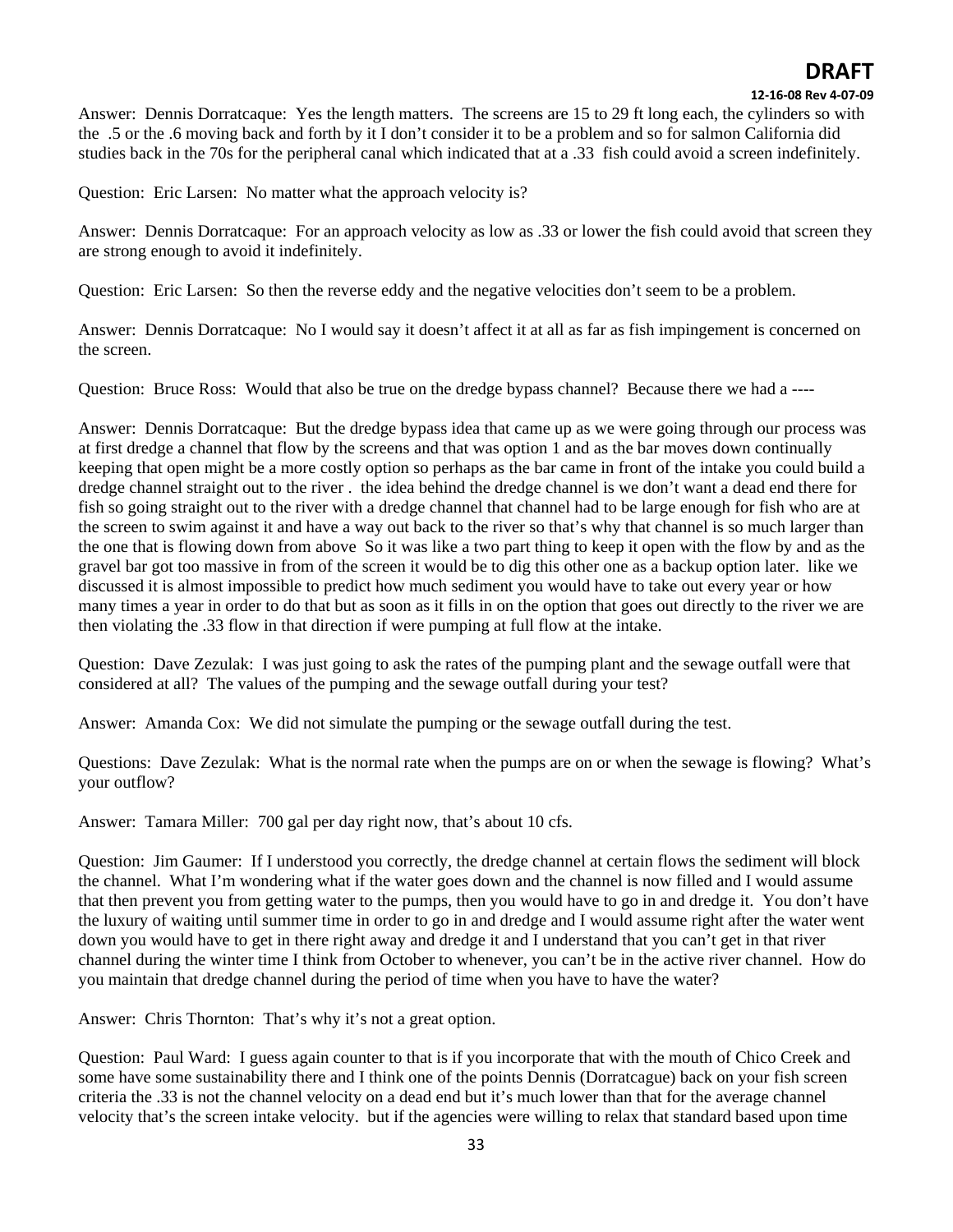Answer: Dennis Dorratcaque: Yes the length matters. The screens are 15 to 29 ft long each, the cylinders so with the .5 or the .6 moving back and forth by it I don't consider it to be a problem and so for salmon California did studies back in the 70s for the peripheral canal which indicated that at a .33 fish could avoid a screen indefinitely.

Question: Eric Larsen: No matter what the approach velocity is?

Answer: Dennis Dorratcaque: For an approach velocity as low as .33 or lower the fish could avoid that screen they are strong enough to avoid it indefinitely.

Question: Eric Larsen: So then the reverse eddy and the negative velocities don't seem to be a problem.

Answer: Dennis Dorratcaque: No I would say it doesn't affect it at all as far as fish impingement is concerned on the screen.

Question: Bruce Ross: Would that also be true on the dredge bypass channel? Because there we had a ----

Answer: Dennis Dorratcaque: But the dredge bypass idea that came up as we were going through our process was at first dredge a channel that flow by the screens and that was option 1 and as the bar moves down continually keeping that open might be a more costly option so perhaps as the bar came in front of the intake you could build a dredge channel straight out to the river . the idea behind the dredge channel is we don't want a dead end there for fish so going straight out to the river with a dredge channel that channel had to be large enough for fish who are at the screen to swim against it and have a way out back to the river so that's why that channel is so much larger than the one that is flowing down from above So it was like a two part thing to keep it open with the flow by and as the gravel bar got too massive in from of the screen it would be to dig this other one as a backup option later. like we discussed it is almost impossible to predict how much sediment you would have to take out every year or how many times a year in order to do that but as soon as it fills in on the option that goes out directly to the river we are then violating the .33 flow in that direction if were pumping at full flow at the intake.

Question: Dave Zezulak: I was just going to ask the rates of the pumping plant and the sewage outfall were that considered at all? The values of the pumping and the sewage outfall during your test?

Answer: Amanda Cox: We did not simulate the pumping or the sewage outfall during the test.

Questions: Dave Zezulak: What is the normal rate when the pumps are on or when the sewage is flowing? What's your outflow?

Answer: Tamara Miller: 700 gal per day right now, that's about 10 cfs.

Question: Jim Gaumer: If I understood you correctly, the dredge channel at certain flows the sediment will block the channel. What I'm wondering what if the water goes down and the channel is now filled and I would assume that then prevent you from getting water to the pumps, then you would have to go in and dredge it. You don't have the luxury of waiting until summer time in order to go in and dredge and I would assume right after the water went down you would have to get in there right away and dredge it and I understand that you can't get in that river channel during the winter time I think from October to whenever, you can't be in the active river channel. How do you maintain that dredge channel during the period of time when you have to have the water?

Answer: Chris Thornton: That's why it's not a great option.

Question: Paul Ward: I guess again counter to that is if you incorporate that with the mouth of Chico Creek and some have some sustainability there and I think one of the points Dennis (Dorratcague) back on your fish screen criteria the .33 is not the channel velocity on a dead end but it's much lower than that for the average channel velocity that's the screen intake velocity. but if the agencies were willing to relax that standard based upon time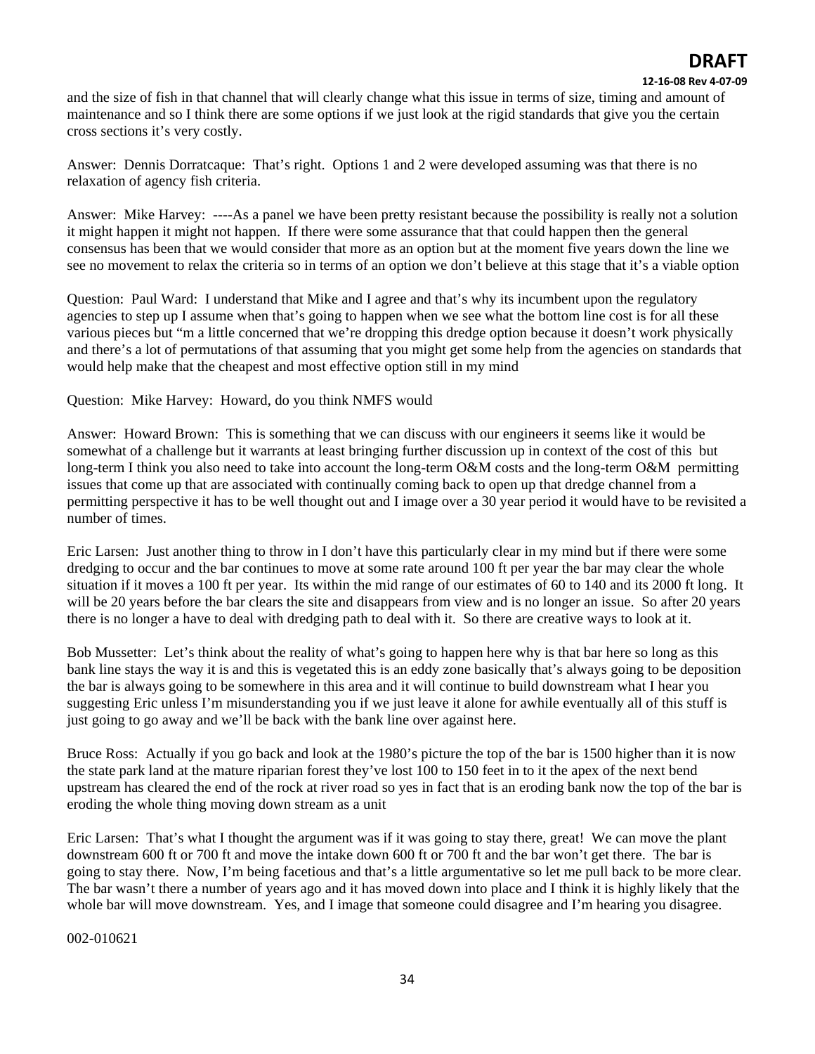and the size of fish in that channel that will clearly change what this issue in terms of size, timing and amount of maintenance and so I think there are some options if we just look at the rigid standards that give you the certain cross sections it's very costly.

Answer: Dennis Dorratcaque: That's right. Options 1 and 2 were developed assuming was that there is no relaxation of agency fish criteria.

Answer: Mike Harvey: ----As a panel we have been pretty resistant because the possibility is really not a solution it might happen it might not happen. If there were some assurance that that could happen then the general consensus has been that we would consider that more as an option but at the moment five years down the line we see no movement to relax the criteria so in terms of an option we don't believe at this stage that it's a viable option

Question: Paul Ward: I understand that Mike and I agree and that's why its incumbent upon the regulatory agencies to step up I assume when that's going to happen when we see what the bottom line cost is for all these various pieces but "m a little concerned that we're dropping this dredge option because it doesn't work physically and there's a lot of permutations of that assuming that you might get some help from the agencies on standards that would help make that the cheapest and most effective option still in my mind

Question: Mike Harvey: Howard, do you think NMFS would

Answer: Howard Brown: This is something that we can discuss with our engineers it seems like it would be somewhat of a challenge but it warrants at least bringing further discussion up in context of the cost of this but long-term I think you also need to take into account the long-term O&M costs and the long-term O&M permitting issues that come up that are associated with continually coming back to open up that dredge channel from a permitting perspective it has to be well thought out and I image over a 30 year period it would have to be revisited a number of times.

Eric Larsen: Just another thing to throw in I don't have this particularly clear in my mind but if there were some dredging to occur and the bar continues to move at some rate around 100 ft per year the bar may clear the whole situation if it moves a 100 ft per year. Its within the mid range of our estimates of 60 to 140 and its 2000 ft long. It will be 20 years before the bar clears the site and disappears from view and is no longer an issue. So after 20 years there is no longer a have to deal with dredging path to deal with it. So there are creative ways to look at it.

Bob Mussetter: Let's think about the reality of what's going to happen here why is that bar here so long as this bank line stays the way it is and this is vegetated this is an eddy zone basically that's always going to be deposition the bar is always going to be somewhere in this area and it will continue to build downstream what I hear you suggesting Eric unless I'm misunderstanding you if we just leave it alone for awhile eventually all of this stuff is just going to go away and we'll be back with the bank line over against here.

Bruce Ross: Actually if you go back and look at the 1980's picture the top of the bar is 1500 higher than it is now the state park land at the mature riparian forest they've lost 100 to 150 feet in to it the apex of the next bend upstream has cleared the end of the rock at river road so yes in fact that is an eroding bank now the top of the bar is eroding the whole thing moving down stream as a unit

Eric Larsen: That's what I thought the argument was if it was going to stay there, great! We can move the plant downstream 600 ft or 700 ft and move the intake down 600 ft or 700 ft and the bar won't get there. The bar is going to stay there. Now, I'm being facetious and that's a little argumentative so let me pull back to be more clear. The bar wasn't there a number of years ago and it has moved down into place and I think it is highly likely that the whole bar will move downstream. Yes, and I image that someone could disagree and I'm hearing you disagree.

002-010621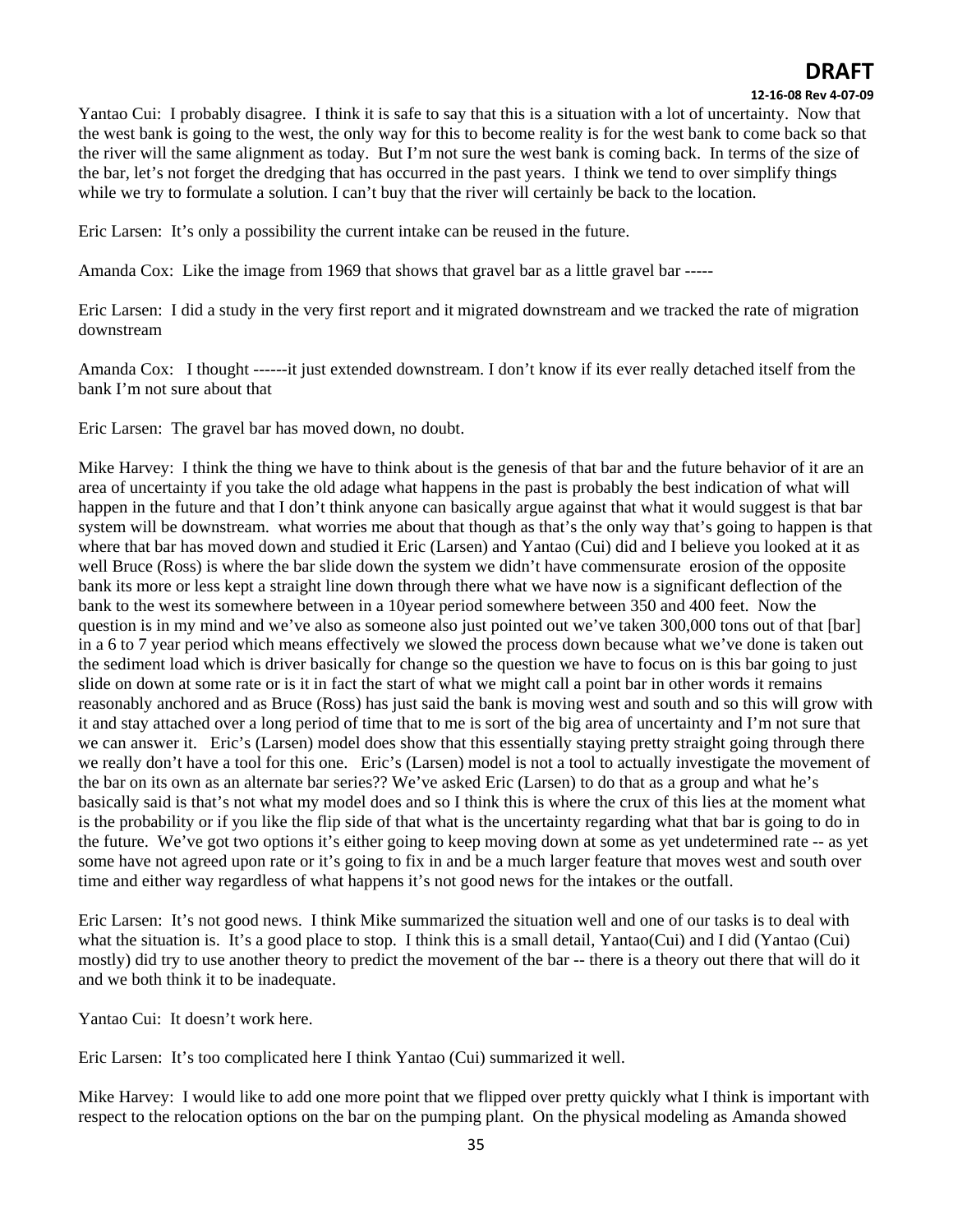Yantao Cui: I probably disagree. I think it is safe to say that this is a situation with a lot of uncertainty. Now that the west bank is going to the west, the only way for this to become reality is for the west bank to come back so that the river will the same alignment as today. But I'm not sure the west bank is coming back. In terms of the size of the bar, let's not forget the dredging that has occurred in the past years. I think we tend to over simplify things while we try to formulate a solution. I can't buy that the river will certainly be back to the location.

Eric Larsen: It's only a possibility the current intake can be reused in the future.

Amanda Cox: Like the image from 1969 that shows that gravel bar as a little gravel bar -----

Eric Larsen: I did a study in the very first report and it migrated downstream and we tracked the rate of migration downstream

Amanda Cox: I thought ------it just extended downstream. I don't know if its ever really detached itself from the bank I'm not sure about that

Eric Larsen: The gravel bar has moved down, no doubt.

Mike Harvey: I think the thing we have to think about is the genesis of that bar and the future behavior of it are an area of uncertainty if you take the old adage what happens in the past is probably the best indication of what will happen in the future and that I don't think anyone can basically argue against that what it would suggest is that bar system will be downstream. what worries me about that though as that's the only way that's going to happen is that where that bar has moved down and studied it Eric (Larsen) and Yantao (Cui) did and I believe you looked at it as well Bruce (Ross) is where the bar slide down the system we didn't have commensurate erosion of the opposite bank its more or less kept a straight line down through there what we have now is a significant deflection of the bank to the west its somewhere between in a 10year period somewhere between 350 and 400 feet. Now the question is in my mind and we've also as someone also just pointed out we've taken 300,000 tons out of that [bar] in a 6 to 7 year period which means effectively we slowed the process down because what we've done is taken out the sediment load which is driver basically for change so the question we have to focus on is this bar going to just slide on down at some rate or is it in fact the start of what we might call a point bar in other words it remains reasonably anchored and as Bruce (Ross) has just said the bank is moving west and south and so this will grow with it and stay attached over a long period of time that to me is sort of the big area of uncertainty and I'm not sure that we can answer it. Eric's (Larsen) model does show that this essentially staying pretty straight going through there we really don't have a tool for this one. Eric's (Larsen) model is not a tool to actually investigate the movement of the bar on its own as an alternate bar series?? We've asked Eric (Larsen) to do that as a group and what he's basically said is that's not what my model does and so I think this is where the crux of this lies at the moment what is the probability or if you like the flip side of that what is the uncertainty regarding what that bar is going to do in the future. We've got two options it's either going to keep moving down at some as yet undetermined rate -- as yet some have not agreed upon rate or it's going to fix in and be a much larger feature that moves west and south over time and either way regardless of what happens it's not good news for the intakes or the outfall.

Eric Larsen: It's not good news. I think Mike summarized the situation well and one of our tasks is to deal with what the situation is. It's a good place to stop. I think this is a small detail, Yantao(Cui) and I did (Yantao (Cui) mostly) did try to use another theory to predict the movement of the bar -- there is a theory out there that will do it and we both think it to be inadequate.

Yantao Cui: It doesn't work here.

Eric Larsen: It's too complicated here I think Yantao (Cui) summarized it well.

Mike Harvey: I would like to add one more point that we flipped over pretty quickly what I think is important with respect to the relocation options on the bar on the pumping plant. On the physical modeling as Amanda showed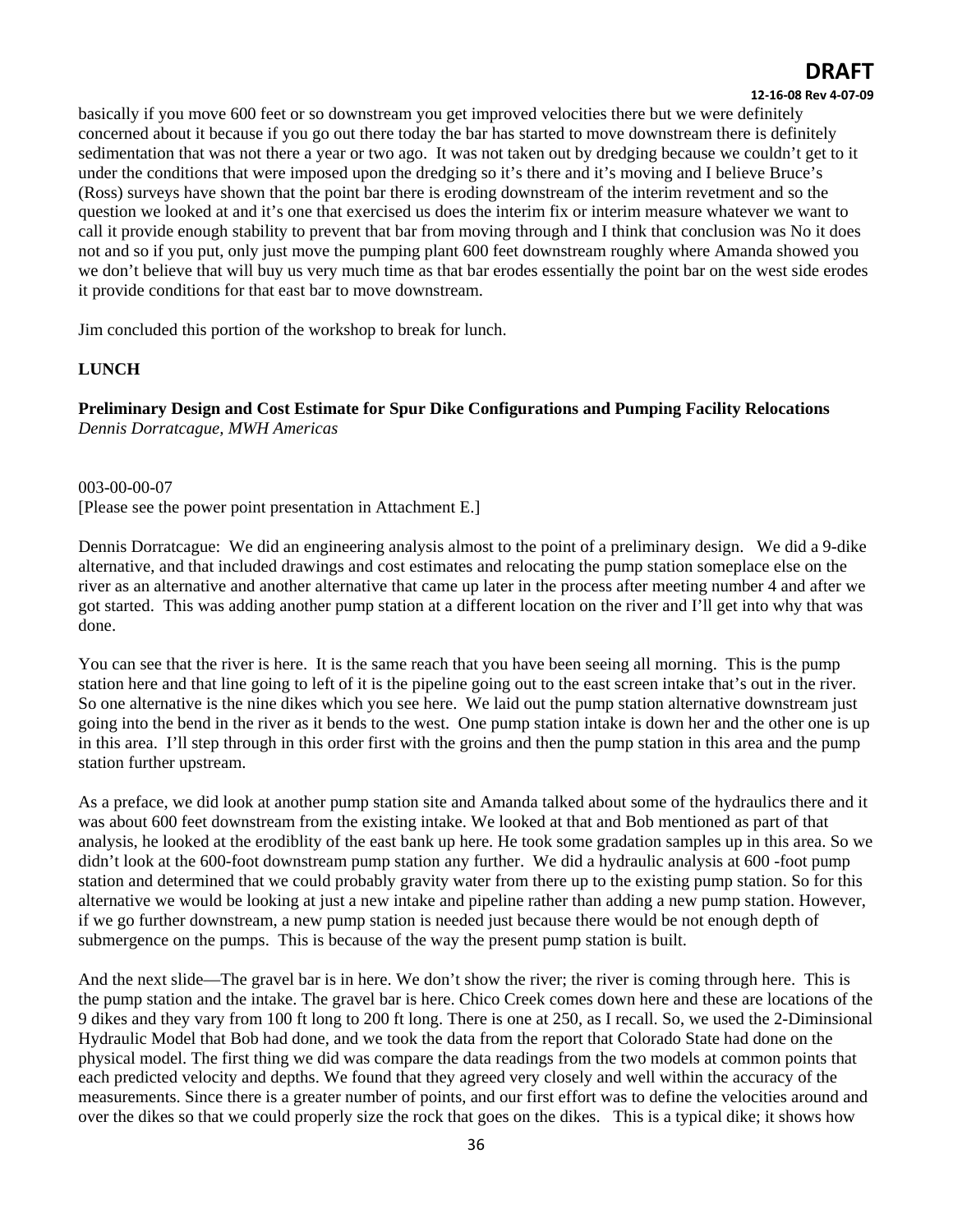basically if you move 600 feet or so downstream you get improved velocities there but we were definitely concerned about it because if you go out there today the bar has started to move downstream there is definitely sedimentation that was not there a year or two ago. It was not taken out by dredging because we couldn't get to it under the conditions that were imposed upon the dredging so it's there and it's moving and I believe Bruce's (Ross) surveys have shown that the point bar there is eroding downstream of the interim revetment and so the question we looked at and it's one that exercised us does the interim fix or interim measure whatever we want to call it provide enough stability to prevent that bar from moving through and I think that conclusion was No it does not and so if you put, only just move the pumping plant 600 feet downstream roughly where Amanda showed you we don't believe that will buy us very much time as that bar erodes essentially the point bar on the west side erodes it provide conditions for that east bar to move downstream.

Jim concluded this portion of the workshop to break for lunch.

**LUNCH**

**Preliminary Design and Cost Estimate for Spur Dike Configurations and Pumping Facility Relocations**
*Dennis Dorratcague, MWH Americas*

003-00-00-07
[Please see the power point presentation in Attachment E.]

Dennis Dorratcague: We did an engineering analysis almost to the point of a preliminary design. We did a 9-dike alternative, and that included drawings and cost estimates and relocating the pump station someplace else on the river as an alternative and another alternative that came up later in the process after meeting number 4 and after we got started. This was adding another pump station at a different location on the river and I'll get into why that was done.

You can see that the river is here. It is the same reach that you have been seeing all morning. This is the pump station here and that line going to left of it is the pipeline going out to the east screen intake that's out in the river. So one alternative is the nine dikes which you see here. We laid out the pump station alternative downstream just going into the bend in the river as it bends to the west. One pump station intake is down her and the other one is up in this area. I'll step through in this order first with the groins and then the pump station in this area and the pump station further upstream.

As a preface, we did look at another pump station site and Amanda talked about some of the hydraulics there and it was about 600 feet downstream from the existing intake. We looked at that and Bob mentioned as part of that analysis, he looked at the erodiblity of the east bank up here. He took some gradation samples up in this area. So we didn't look at the 600-foot downstream pump station any further. We did a hydraulic analysis at 600 -foot pump station and determined that we could probably gravity water from there up to the existing pump station. So for this alternative we would be looking at just a new intake and pipeline rather than adding a new pump station. However, if we go further downstream, a new pump station is needed just because there would be not enough depth of submergence on the pumps. This is because of the way the present pump station is built.

And the next slide—The gravel bar is in here. We don't show the river; the river is coming through here. This is the pump station and the intake. The gravel bar is here. Chico Creek comes down here and these are locations of the 9 dikes and they vary from 100 ft long to 200 ft long. There is one at 250, as I recall. So, we used the 2-Diminsional Hydraulic Model that Bob had done, and we took the data from the report that Colorado State had done on the physical model. The first thing we did was compare the data readings from the two models at common points that each predicted velocity and depths. We found that they agreed very closely and well within the accuracy of the measurements. Since there is a greater number of points, and our first effort was to define the velocities around and over the dikes so that we could properly size the rock that goes on the dikes. This is a typical dike; it shows how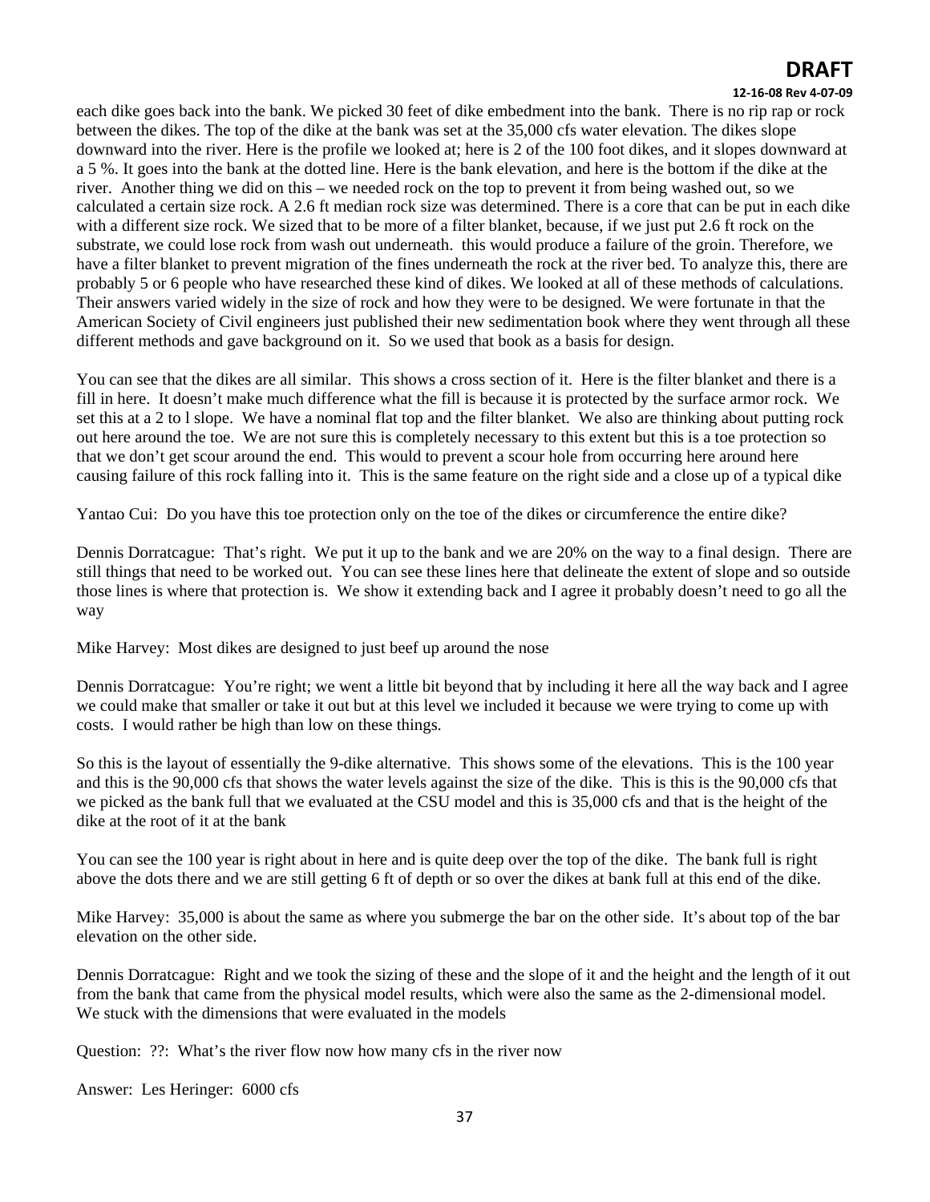each dike goes back into the bank. We picked 30 feet of dike embedment into the bank. There is no rip rap or rock between the dikes. The top of the dike at the bank was set at the 35,000 cfs water elevation. The dikes slope downward into the river. Here is the profile we looked at; here is 2 of the 100 foot dikes, and it slopes downward at a 5 %. It goes into the bank at the dotted line. Here is the bank elevation, and here is the bottom if the dike at the river. Another thing we did on this – we needed rock on the top to prevent it from being washed out, so we calculated a certain size rock. A 2.6 ft median rock size was determined. There is a core that can be put in each dike with a different size rock. We sized that to be more of a filter blanket, because, if we just put 2.6 ft rock on the substrate, we could lose rock from wash out underneath. this would produce a failure of the groin. Therefore, we have a filter blanket to prevent migration of the fines underneath the rock at the river bed. To analyze this, there are probably 5 or 6 people who have researched these kind of dikes. We looked at all of these methods of calculations. Their answers varied widely in the size of rock and how they were to be designed. We were fortunate in that the American Society of Civil engineers just published their new sedimentation book where they went through all these different methods and gave background on it. So we used that book as a basis for design.

You can see that the dikes are all similar. This shows a cross section of it. Here is the filter blanket and there is a fill in here. It doesn't make much difference what the fill is because it is protected by the surface armor rock. We set this at a 2 to l slope. We have a nominal flat top and the filter blanket. We also are thinking about putting rock out here around the toe. We are not sure this is completely necessary to this extent but this is a toe protection so that we don't get scour around the end. This would to prevent a scour hole from occurring here around here causing failure of this rock falling into it. This is the same feature on the right side and a close up of a typical dike

Yantao Cui: Do you have this toe protection only on the toe of the dikes or circumference the entire dike?

Dennis Dorratcague: That's right. We put it up to the bank and we are 20% on the way to a final design. There are still things that need to be worked out. You can see these lines here that delineate the extent of slope and so outside those lines is where that protection is. We show it extending back and I agree it probably doesn't need to go all the way

Mike Harvey: Most dikes are designed to just beef up around the nose

Dennis Dorratcague: You're right; we went a little bit beyond that by including it here all the way back and I agree we could make that smaller or take it out but at this level we included it because we were trying to come up with costs. I would rather be high than low on these things.

So this is the layout of essentially the 9-dike alternative. This shows some of the elevations. This is the 100 year and this is the 90,000 cfs that shows the water levels against the size of the dike. This is this is the 90,000 cfs that we picked as the bank full that we evaluated at the CSU model and this is 35,000 cfs and that is the height of the dike at the root of it at the bank

You can see the 100 year is right about in here and is quite deep over the top of the dike. The bank full is right above the dots there and we are still getting 6 ft of depth or so over the dikes at bank full at this end of the dike.

Mike Harvey: 35,000 is about the same as where you submerge the bar on the other side. It's about top of the bar elevation on the other side.

Dennis Dorratcague: Right and we took the sizing of these and the slope of it and the height and the length of it out from the bank that came from the physical model results, which were also the same as the 2-dimensional model. We stuck with the dimensions that were evaluated in the models

Question: ??: What's the river flow now how many cfs in the river now

Answer: Les Heringer: 6000 cfs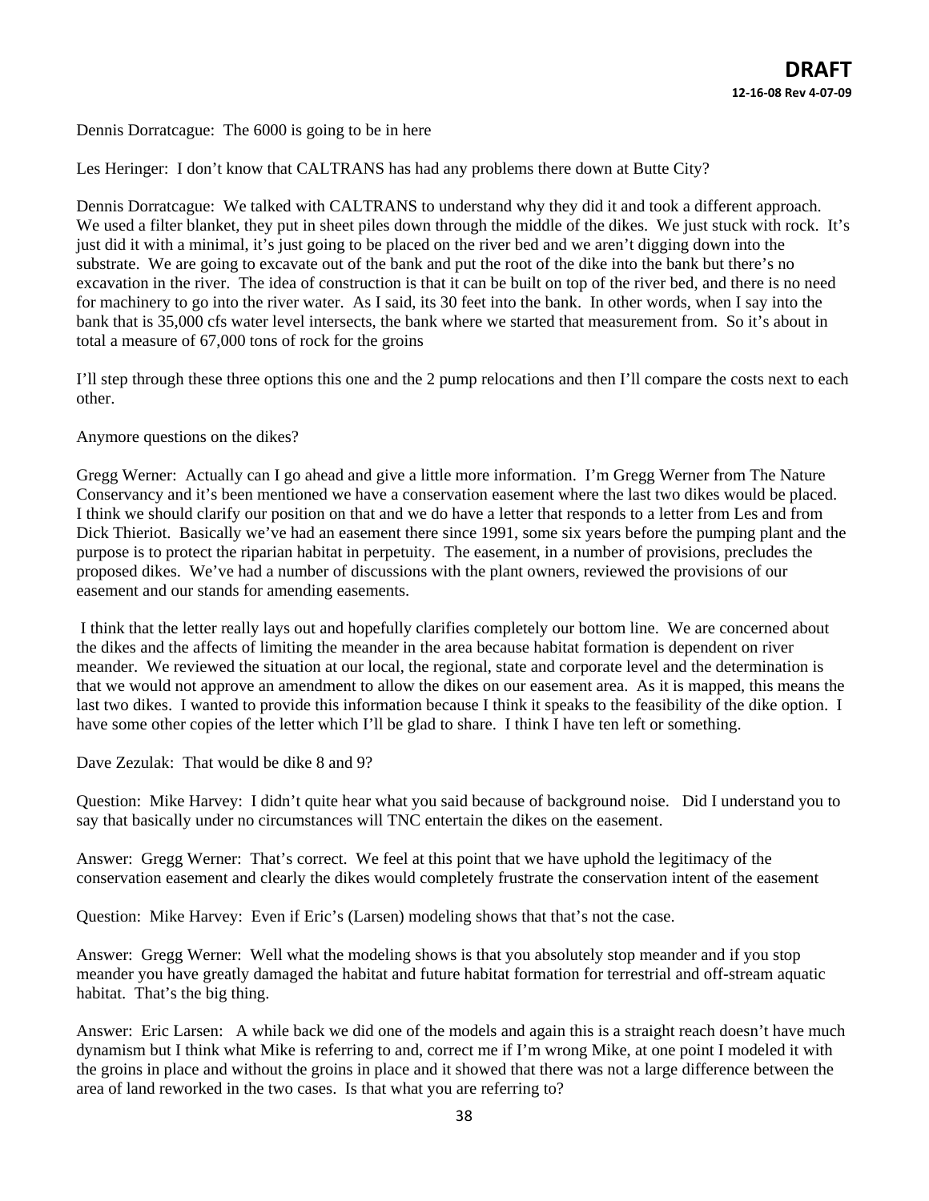Dennis Dorratcague: The 6000 is going to be in here

Les Heringer: I don't know that CALTRANS has had any problems there down at Butte City?

Dennis Dorratcague: We talked with CALTRANS to understand why they did it and took a different approach. We used a filter blanket, they put in sheet piles down through the middle of the dikes. We just stuck with rock. It's just did it with a minimal, it's just going to be placed on the river bed and we aren't digging down into the substrate. We are going to excavate out of the bank and put the root of the dike into the bank but there's no excavation in the river. The idea of construction is that it can be built on top of the river bed, and there is no need for machinery to go into the river water. As I said, its 30 feet into the bank. In other words, when I say into the bank that is 35,000 cfs water level intersects, the bank where we started that measurement from. So it's about in total a measure of 67,000 tons of rock for the groins

I'll step through these three options this one and the 2 pump relocations and then I'll compare the costs next to each other.

Anymore questions on the dikes?

Gregg Werner: Actually can I go ahead and give a little more information. I'm Gregg Werner from The Nature Conservancy and it's been mentioned we have a conservation easement where the last two dikes would be placed. I think we should clarify our position on that and we do have a letter that responds to a letter from Les and from Dick Thieriot. Basically we've had an easement there since 1991, some six years before the pumping plant and the purpose is to protect the riparian habitat in perpetuity. The easement, in a number of provisions, precludes the proposed dikes. We've had a number of discussions with the plant owners, reviewed the provisions of our easement and our stands for amending easements.

I think that the letter really lays out and hopefully clarifies completely our bottom line. We are concerned about the dikes and the affects of limiting the meander in the area because habitat formation is dependent on river meander. We reviewed the situation at our local, the regional, state and corporate level and the determination is that we would not approve an amendment to allow the dikes on our easement area. As it is mapped, this means the last two dikes. I wanted to provide this information because I think it speaks to the feasibility of the dike option. I have some other copies of the letter which I'll be glad to share. I think I have ten left or something.

Dave Zezulak: That would be dike 8 and 9?

Question: Mike Harvey: I didn't quite hear what you said because of background noise. Did I understand you to say that basically under no circumstances will TNC entertain the dikes on the easement.

Answer: Gregg Werner: That's correct. We feel at this point that we have uphold the legitimacy of the conservation easement and clearly the dikes would completely frustrate the conservation intent of the easement

Question: Mike Harvey: Even if Eric's (Larsen) modeling shows that that's not the case.

Answer: Gregg Werner: Well what the modeling shows is that you absolutely stop meander and if you stop meander you have greatly damaged the habitat and future habitat formation for terrestrial and off-stream aquatic habitat. That's the big thing.

Answer: Eric Larsen: A while back we did one of the models and again this is a straight reach doesn't have much dynamism but I think what Mike is referring to and, correct me if I'm wrong Mike, at one point I modeled it with the groins in place and without the groins in place and it showed that there was not a large difference between the area of land reworked in the two cases. Is that what you are referring to?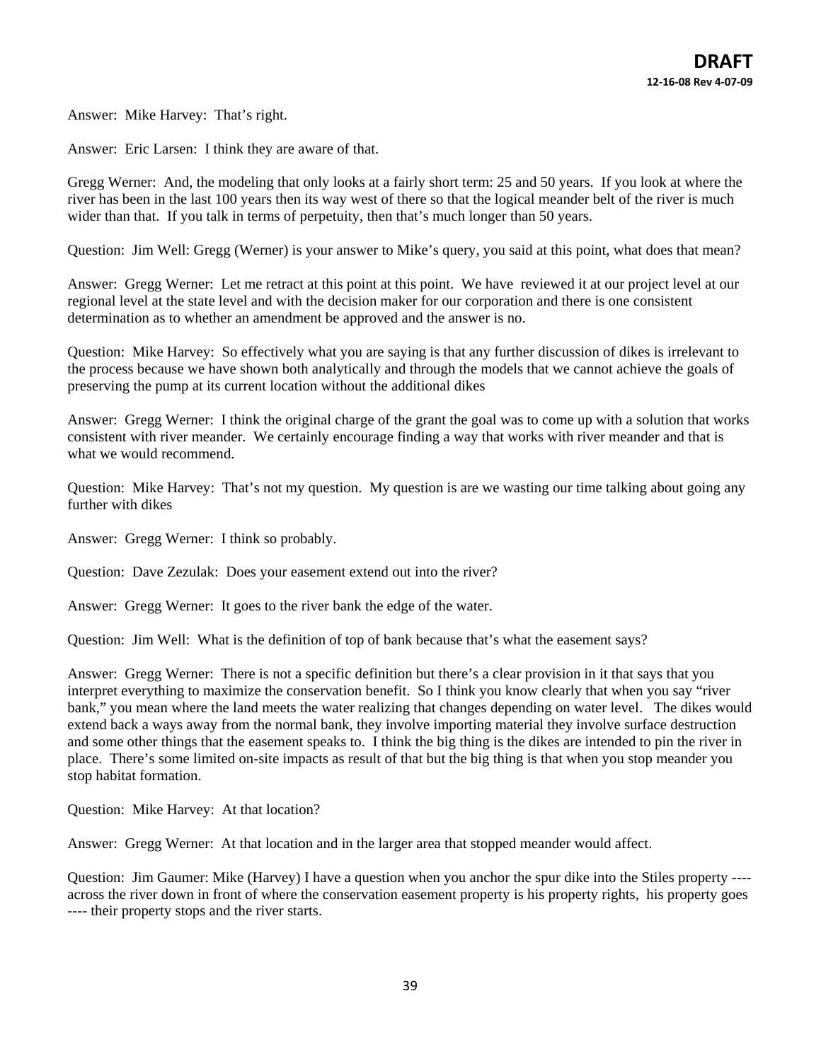Answer: Mike Harvey: That's right.

Answer: Eric Larsen: I think they are aware of that.

Gregg Werner: And, the modeling that only looks at a fairly short term: 25 and 50 years. If you look at where the river has been in the last 100 years then its way west of there so that the logical meander belt of the river is much wider than that. If you talk in terms of perpetuity, then that's much longer than 50 years.

Question: Jim Well: Gregg (Werner) is your answer to Mike's query, you said at this point, what does that mean?

Answer: Gregg Werner: Let me retract at this point at this point. We have reviewed it at our project level at our regional level at the state level and with the decision maker for our corporation and there is one consistent determination as to whether an amendment be approved and the answer is no.

Question: Mike Harvey: So effectively what you are saying is that any further discussion of dikes is irrelevant to the process because we have shown both analytically and through the models that we cannot achieve the goals of preserving the pump at its current location without the additional dikes

Answer: Gregg Werner: I think the original charge of the grant the goal was to come up with a solution that works consistent with river meander. We certainly encourage finding a way that works with river meander and that is what we would recommend.

Question: Mike Harvey: That's not my question. My question is are we wasting our time talking about going any further with dikes

Answer: Gregg Werner: I think so probably.

Question: Dave Zezulak: Does your easement extend out into the river?

Answer: Gregg Werner: It goes to the river bank the edge of the water.

Question: Jim Well: What is the definition of top of bank because that's what the easement says?

Answer: Gregg Werner: There is not a specific definition but there's a clear provision in it that says that you interpret everything to maximize the conservation benefit. So I think you know clearly that when you say "river bank," you mean where the land meets the water realizing that changes depending on water level. The dikes would extend back a ways away from the normal bank, they involve importing material they involve surface destruction and some other things that the easement speaks to. I think the big thing is the dikes are intended to pin the river in place. There's some limited on-site impacts as result of that but the big thing is that when you stop meander you stop habitat formation.

Question: Mike Harvey: At that location?

Answer: Gregg Werner: At that location and in the larger area that stopped meander would affect.

Question: Jim Gaumer: Mike (Harvey) I have a question when you anchor the spur dike into the Stiles property ---- across the river down in front of where the conservation easement property is his property rights, his property goes ---- their property stops and the river starts.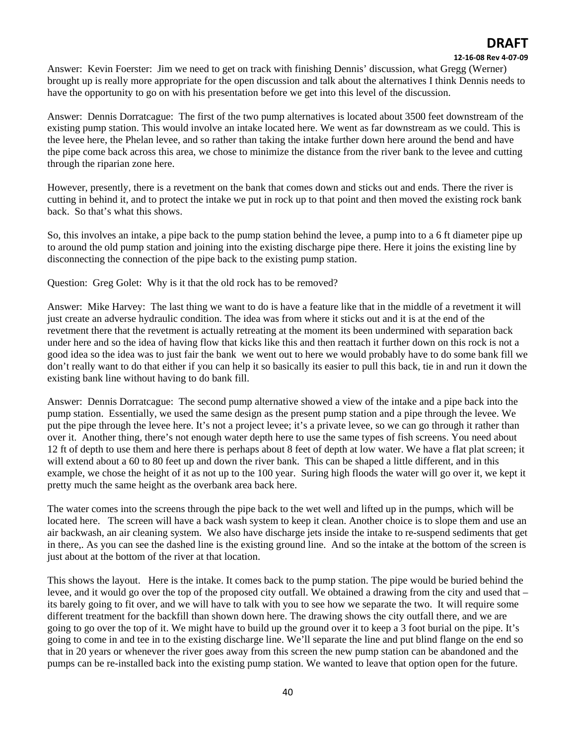Answer: Kevin Foerster: Jim we need to get on track with finishing Dennis' discussion, what Gregg (Werner) brought up is really more appropriate for the open discussion and talk about the alternatives I think Dennis needs to have the opportunity to go on with his presentation before we get into this level of the discussion.

Answer: Dennis Dorratcague: The first of the two pump alternatives is located about 3500 feet downstream of the existing pump station. This would involve an intake located here. We went as far downstream as we could. This is the levee here, the Phelan levee, and so rather than taking the intake further down here around the bend and have the pipe come back across this area, we chose to minimize the distance from the river bank to the levee and cutting through the riparian zone here.

However, presently, there is a revetment on the bank that comes down and sticks out and ends. There the river is cutting in behind it, and to protect the intake we put in rock up to that point and then moved the existing rock bank back. So that's what this shows.

So, this involves an intake, a pipe back to the pump station behind the levee, a pump into to a 6 ft diameter pipe up to around the old pump station and joining into the existing discharge pipe there. Here it joins the existing line by disconnecting the connection of the pipe back to the existing pump station.

Question: Greg Golet: Why is it that the old rock has to be removed?

Answer: Mike Harvey: The last thing we want to do is have a feature like that in the middle of a revetment it will just create an adverse hydraulic condition. The idea was from where it sticks out and it is at the end of the revetment there that the revetment is actually retreating at the moment its been undermined with separation back under here and so the idea of having flow that kicks like this and then reattach it further down on this rock is not a good idea so the idea was to just fair the bank we went out to here we would probably have to do some bank fill we don't really want to do that either if you can help it so basically its easier to pull this back, tie in and run it down the existing bank line without having to do bank fill.

Answer: Dennis Dorratcague: The second pump alternative showed a view of the intake and a pipe back into the pump station. Essentially, we used the same design as the present pump station and a pipe through the levee. We put the pipe through the levee here. It's not a project levee; it's a private levee, so we can go through it rather than over it. Another thing, there's not enough water depth here to use the same types of fish screens. You need about 12 ft of depth to use them and here there is perhaps about 8 feet of depth at low water. We have a flat plat screen; it will extend about a 60 to 80 feet up and down the river bank. This can be shaped a little different, and in this example, we chose the height of it as not up to the 100 year. Suring high floods the water will go over it, we kept it pretty much the same height as the overbank area back here.

The water comes into the screens through the pipe back to the wet well and lifted up in the pumps, which will be located here. The screen will have a back wash system to keep it clean. Another choice is to slope them and use an air backwash, an air cleaning system. We also have discharge jets inside the intake to re-suspend sediments that get in there,. As you can see the dashed line is the existing ground line. And so the intake at the bottom of the screen is just about at the bottom of the river at that location.

This shows the layout. Here is the intake. It comes back to the pump station. The pipe would be buried behind the levee, and it would go over the top of the proposed city outfall. We obtained a drawing from the city and used that – its barely going to fit over, and we will have to talk with you to see how we separate the two. It will require some different treatment for the backfill than shown down here. The drawing shows the city outfall there, and we are going to go over the top of it. We might have to build up the ground over it to keep a 3 foot burial on the pipe. It's going to come in and tee in to the existing discharge line. We'll separate the line and put blind flange on the end so that in 20 years or whenever the river goes away from this screen the new pump station can be abandoned and the pumps can be re-installed back into the existing pump station. We wanted to leave that option open for the future.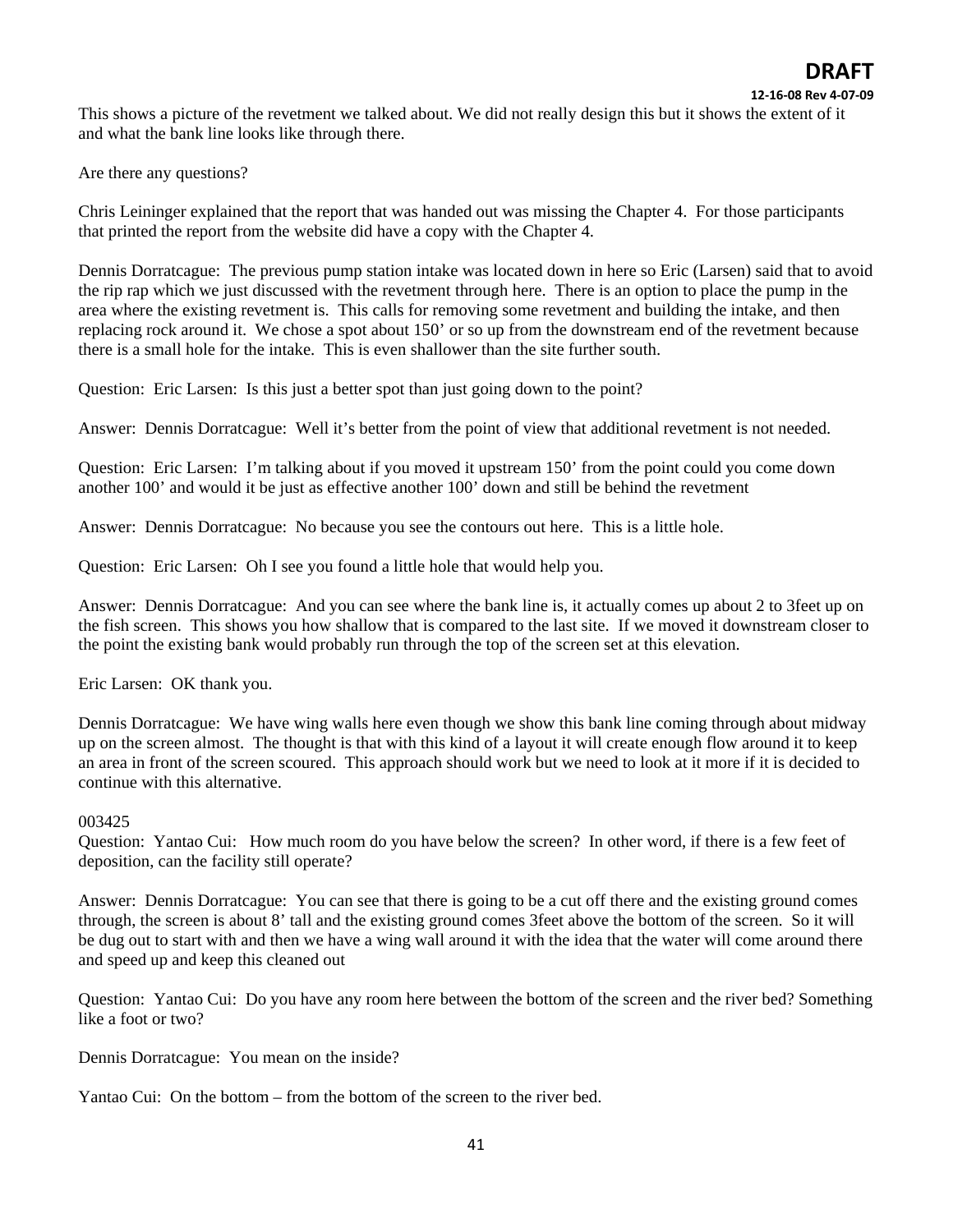This shows a picture of the revetment we talked about. We did not really design this but it shows the extent of it and what the bank line looks like through there.

Are there any questions?

Chris Leininger explained that the report that was handed out was missing the Chapter 4. For those participants that printed the report from the website did have a copy with the Chapter 4.

Dennis Dorratcague: The previous pump station intake was located down in here so Eric (Larsen) said that to avoid the rip rap which we just discussed with the revetment through here. There is an option to place the pump in the area where the existing revetment is. This calls for removing some revetment and building the intake, and then replacing rock around it. We chose a spot about 150' or so up from the downstream end of the revetment because there is a small hole for the intake. This is even shallower than the site further south.

Question: Eric Larsen: Is this just a better spot than just going down to the point?

Answer: Dennis Dorratcague: Well it's better from the point of view that additional revetment is not needed.

Question: Eric Larsen: I'm talking about if you moved it upstream 150' from the point could you come down another 100' and would it be just as effective another 100' down and still be behind the revetment

Answer: Dennis Dorratcague: No because you see the contours out here. This is a little hole.

Question: Eric Larsen: Oh I see you found a little hole that would help you.

Answer: Dennis Dorratcague: And you can see where the bank line is, it actually comes up about 2 to 3feet up on the fish screen. This shows you how shallow that is compared to the last site. If we moved it downstream closer to the point the existing bank would probably run through the top of the screen set at this elevation.

Eric Larsen: OK thank you.

Dennis Dorratcague: We have wing walls here even though we show this bank line coming through about midway up on the screen almost. The thought is that with this kind of a layout it will create enough flow around it to keep an area in front of the screen scoured. This approach should work but we need to look at it more if it is decided to continue with this alternative.

003425

Question: Yantao Cui: How much room do you have below the screen? In other word, if there is a few feet of deposition, can the facility still operate?

Answer: Dennis Dorratcague: You can see that there is going to be a cut off there and the existing ground comes through, the screen is about 8' tall and the existing ground comes 3feet above the bottom of the screen. So it will be dug out to start with and then we have a wing wall around it with the idea that the water will come around there and speed up and keep this cleaned out

Question: Yantao Cui: Do you have any room here between the bottom of the screen and the river bed? Something like a foot or two?

Dennis Dorratcague: You mean on the inside?

Yantao Cui: On the bottom – from the bottom of the screen to the river bed.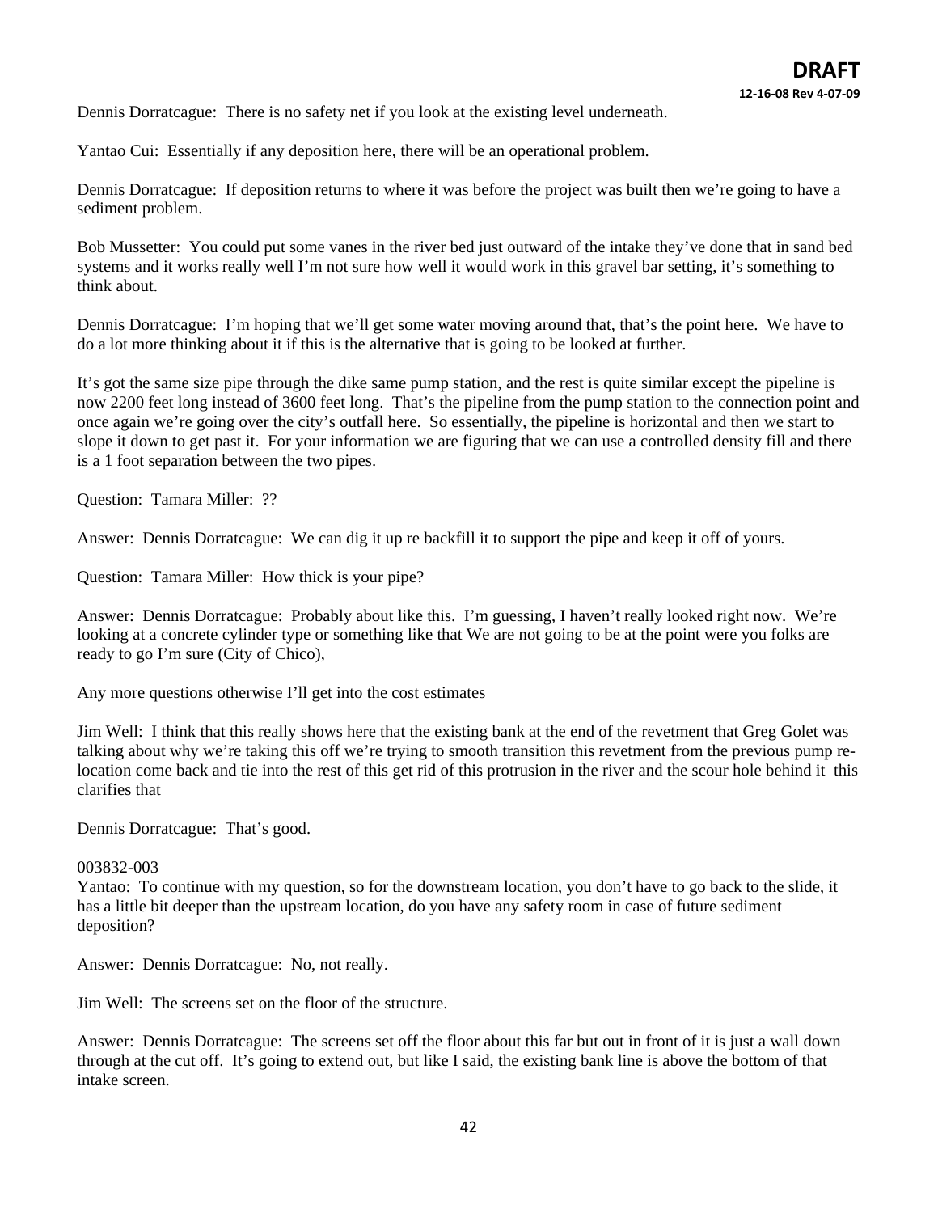Dennis Dorratcague: There is no safety net if you look at the existing level underneath.

Yantao Cui: Essentially if any deposition here, there will be an operational problem.

Dennis Dorratcague: If deposition returns to where it was before the project was built then we're going to have a sediment problem.

Bob Mussetter: You could put some vanes in the river bed just outward of the intake they've done that in sand bed systems and it works really well I'm not sure how well it would work in this gravel bar setting, it's something to think about.

Dennis Dorratcague: I'm hoping that we'll get some water moving around that, that's the point here. We have to do a lot more thinking about it if this is the alternative that is going to be looked at further.

It's got the same size pipe through the dike same pump station, and the rest is quite similar except the pipeline is now 2200 feet long instead of 3600 feet long. That's the pipeline from the pump station to the connection point and once again we're going over the city's outfall here. So essentially, the pipeline is horizontal and then we start to slope it down to get past it. For your information we are figuring that we can use a controlled density fill and there is a 1 foot separation between the two pipes.

Question: Tamara Miller: ??

Answer: Dennis Dorratcague: We can dig it up re backfill it to support the pipe and keep it off of yours.

Question: Tamara Miller: How thick is your pipe?

Answer: Dennis Dorratcague: Probably about like this. I'm guessing, I haven't really looked right now. We're looking at a concrete cylinder type or something like that We are not going to be at the point were you folks are ready to go I'm sure (City of Chico),

Any more questions otherwise I'll get into the cost estimates

Jim Well: I think that this really shows here that the existing bank at the end of the revetment that Greg Golet was talking about why we're taking this off we're trying to smooth transition this revetment from the previous pump re-location come back and tie into the rest of this get rid of this protrusion in the river and the scour hole behind it this clarifies that

Dennis Dorratcague: That's good.

003832-003

Yantao: To continue with my question, so for the downstream location, you don't have to go back to the slide, it has a little bit deeper than the upstream location, do you have any safety room in case of future sediment deposition?

Answer: Dennis Dorratcague: No, not really.

Jim Well: The screens set on the floor of the structure.

Answer: Dennis Dorratcague: The screens set off the floor about this far but out in front of it is just a wall down through at the cut off. It's going to extend out, but like I said, the existing bank line is above the bottom of that intake screen.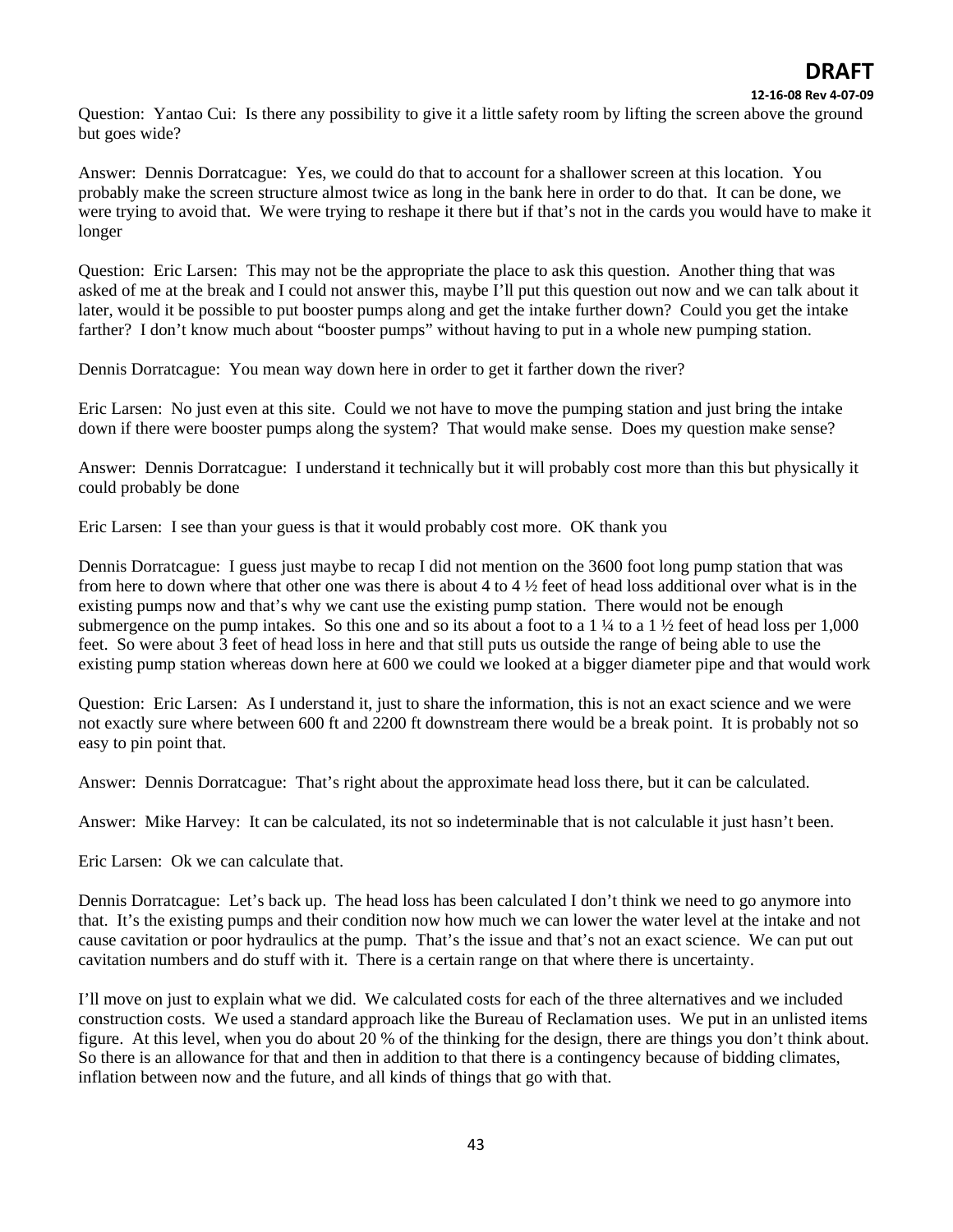Question: Yantao Cui: Is there any possibility to give it a little safety room by lifting the screen above the ground but goes wide?

Answer: Dennis Dorratcague: Yes, we could do that to account for a shallower screen at this location. You probably make the screen structure almost twice as long in the bank here in order to do that. It can be done, we were trying to avoid that. We were trying to reshape it there but if that's not in the cards you would have to make it longer

Question: Eric Larsen: This may not be the appropriate the place to ask this question. Another thing that was asked of me at the break and I could not answer this, maybe I'll put this question out now and we can talk about it later, would it be possible to put booster pumps along and get the intake further down? Could you get the intake farther? I don't know much about "booster pumps" without having to put in a whole new pumping station.

Dennis Dorratcague: You mean way down here in order to get it farther down the river?

Eric Larsen: No just even at this site. Could we not have to move the pumping station and just bring the intake down if there were booster pumps along the system? That would make sense. Does my question make sense?

Answer: Dennis Dorratcague: I understand it technically but it will probably cost more than this but physically it could probably be done

Eric Larsen: I see than your guess is that it would probably cost more. OK thank you

Dennis Dorratcague: I guess just maybe to recap I did not mention on the 3600 foot long pump station that was from here to down where that other one was there is about 4 to 4 ½ feet of head loss additional over what is in the existing pumps now and that's why we cant use the existing pump station. There would not be enough submergence on the pump intakes. So this one and so its about a foot to a 1 ¼ to a 1 ½ feet of head loss per 1,000 feet. So were about 3 feet of head loss in here and that still puts us outside the range of being able to use the existing pump station whereas down here at 600 we could we looked at a bigger diameter pipe and that would work

Question: Eric Larsen: As I understand it, just to share the information, this is not an exact science and we were not exactly sure where between 600 ft and 2200 ft downstream there would be a break point. It is probably not so easy to pin point that.

Answer: Dennis Dorratcague: That's right about the approximate head loss there, but it can be calculated.

Answer: Mike Harvey: It can be calculated, its not so indeterminable that is not calculable it just hasn't been.

Eric Larsen: Ok we can calculate that.

Dennis Dorratcague: Let's back up. The head loss has been calculated I don't think we need to go anymore into that. It's the existing pumps and their condition now how much we can lower the water level at the intake and not cause cavitation or poor hydraulics at the pump. That's the issue and that's not an exact science. We can put out cavitation numbers and do stuff with it. There is a certain range on that where there is uncertainty.

I'll move on just to explain what we did. We calculated costs for each of the three alternatives and we included construction costs. We used a standard approach like the Bureau of Reclamation uses. We put in an unlisted items figure. At this level, when you do about 20 % of the thinking for the design, there are things you don't think about. So there is an allowance for that and then in addition to that there is a contingency because of bidding climates, inflation between now and the future, and all kinds of things that go with that.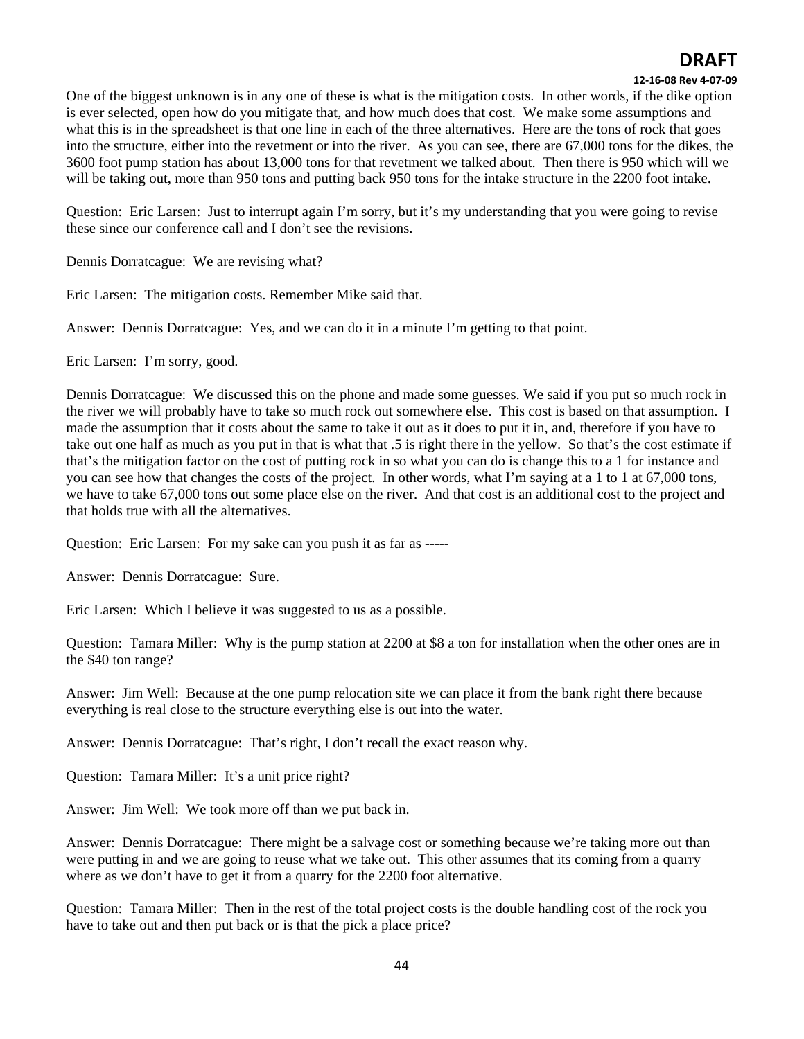One of the biggest unknown is in any one of these is what is the mitigation costs. In other words, if the dike option is ever selected, open how do you mitigate that, and how much does that cost. We make some assumptions and what this is in the spreadsheet is that one line in each of the three alternatives. Here are the tons of rock that goes into the structure, either into the revetment or into the river. As you can see, there are 67,000 tons for the dikes, the 3600 foot pump station has about 13,000 tons for that revetment we talked about. Then there is 950 which will we will be taking out, more than 950 tons and putting back 950 tons for the intake structure in the 2200 foot intake.

Question: Eric Larsen: Just to interrupt again I'm sorry, but it's my understanding that you were going to revise these since our conference call and I don't see the revisions.

Dennis Dorratcague: We are revising what?

Eric Larsen: The mitigation costs. Remember Mike said that.

Answer: Dennis Dorratcague: Yes, and we can do it in a minute I'm getting to that point.

Eric Larsen: I'm sorry, good.

Dennis Dorratcague: We discussed this on the phone and made some guesses. We said if you put so much rock in the river we will probably have to take so much rock out somewhere else. This cost is based on that assumption. I made the assumption that it costs about the same to take it out as it does to put it in, and, therefore if you have to take out one half as much as you put in that is what that .5 is right there in the yellow. So that's the cost estimate if that's the mitigation factor on the cost of putting rock in so what you can do is change this to a 1 for instance and you can see how that changes the costs of the project. In other words, what I'm saying at a 1 to 1 at 67,000 tons, we have to take 67,000 tons out some place else on the river. And that cost is an additional cost to the project and that holds true with all the alternatives.

Question: Eric Larsen: For my sake can you push it as far as -----

Answer: Dennis Dorratcague: Sure.

Eric Larsen: Which I believe it was suggested to us as a possible.

Question: Tamara Miller: Why is the pump station at 2200 at $8 a ton for installation when the other ones are in the $40 ton range?

Answer: Jim Well: Because at the one pump relocation site we can place it from the bank right there because everything is real close to the structure everything else is out into the water.

Answer: Dennis Dorratcague: That's right, I don't recall the exact reason why.

Question: Tamara Miller: It's a unit price right?

Answer: Jim Well: We took more off than we put back in.

Answer: Dennis Dorratcague: There might be a salvage cost or something because we're taking more out than were putting in and we are going to reuse what we take out. This other assumes that its coming from a quarry where as we don't have to get it from a quarry for the 2200 foot alternative.

Question: Tamara Miller: Then in the rest of the total project costs is the double handling cost of the rock you have to take out and then put back or is that the pick a place price?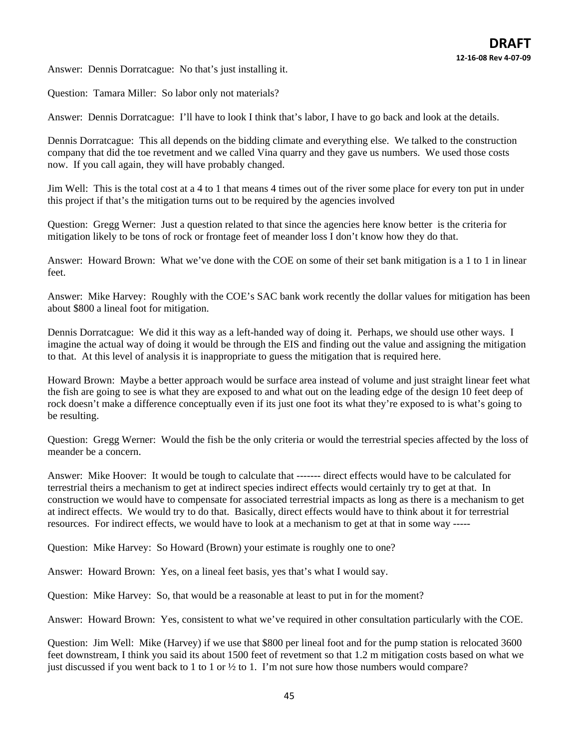Answer: Dennis Dorratcague: No that's just installing it.

Question: Tamara Miller: So labor only not materials?

Answer: Dennis Dorratcague: I'll have to look I think that's labor, I have to go back and look at the details.

Dennis Dorratcague: This all depends on the bidding climate and everything else. We talked to the construction company that did the toe revetment and we called Vina quarry and they gave us numbers. We used those costs now. If you call again, they will have probably changed.

Jim Well: This is the total cost at a 4 to 1 that means 4 times out of the river some place for every ton put in under this project if that's the mitigation turns out to be required by the agencies involved

Question: Gregg Werner: Just a question related to that since the agencies here know better is the criteria for mitigation likely to be tons of rock or frontage feet of meander loss I don't know how they do that.

Answer: Howard Brown: What we've done with the COE on some of their set bank mitigation is a 1 to 1 in linear feet.

Answer: Mike Harvey: Roughly with the COE's SAC bank work recently the dollar values for mitigation has been about $800 a lineal foot for mitigation.

Dennis Dorratcague: We did it this way as a left-handed way of doing it. Perhaps, we should use other ways. I imagine the actual way of doing it would be through the EIS and finding out the value and assigning the mitigation to that. At this level of analysis it is inappropriate to guess the mitigation that is required here.

Howard Brown: Maybe a better approach would be surface area instead of volume and just straight linear feet what the fish are going to see is what they are exposed to and what out on the leading edge of the design 10 feet deep of rock doesn't make a difference conceptually even if its just one foot its what they're exposed to is what's going to be resulting.

Question: Gregg Werner: Would the fish be the only criteria or would the terrestrial species affected by the loss of meander be a concern.

Answer: Mike Hoover: It would be tough to calculate that ------- direct effects would have to be calculated for terrestrial theirs a mechanism to get at indirect species indirect effects would certainly try to get at that. In construction we would have to compensate for associated terrestrial impacts as long as there is a mechanism to get at indirect effects. We would try to do that. Basically, direct effects would have to think about it for terrestrial resources. For indirect effects, we would have to look at a mechanism to get at that in some way -----

Question: Mike Harvey: So Howard (Brown) your estimate is roughly one to one?

Answer: Howard Brown: Yes, on a lineal feet basis, yes that's what I would say.

Question: Mike Harvey: So, that would be a reasonable at least to put in for the moment?

Answer: Howard Brown: Yes, consistent to what we've required in other consultation particularly with the COE.

Question: Jim Well: Mike (Harvey) if we use that $800 per lineal foot and for the pump station is relocated 3600 feet downstream, I think you said its about 1500 feet of revetment so that 1.2 m mitigation costs based on what we just discussed if you went back to 1 to 1 or ½ to 1. I'm not sure how those numbers would compare?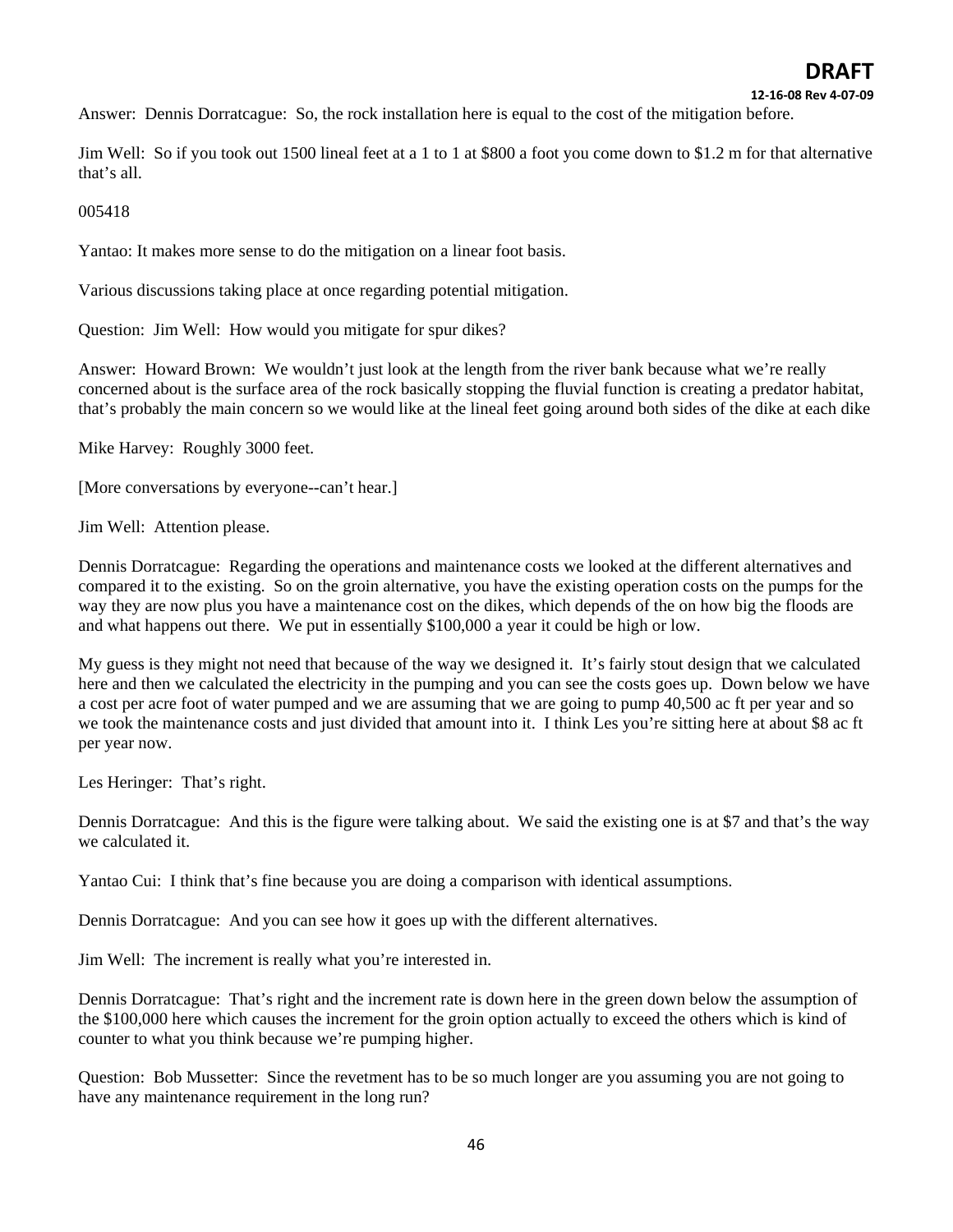Answer: Dennis Dorratcague: So, the rock installation here is equal to the cost of the mitigation before.

Jim Well: So if you took out 1500 lineal feet at a 1 to 1 at $800 a foot you come down to $1.2 m for that alternative that's all.

005418

Yantao: It makes more sense to do the mitigation on a linear foot basis.

Various discussions taking place at once regarding potential mitigation.

Question: Jim Well: How would you mitigate for spur dikes?

Answer: Howard Brown: We wouldn't just look at the length from the river bank because what we're really concerned about is the surface area of the rock basically stopping the fluvial function is creating a predator habitat, that's probably the main concern so we would like at the lineal feet going around both sides of the dike at each dike

Mike Harvey: Roughly 3000 feet.

[More conversations by everyone--can't hear.]

Jim Well: Attention please.

Dennis Dorratcague: Regarding the operations and maintenance costs we looked at the different alternatives and compared it to the existing. So on the groin alternative, you have the existing operation costs on the pumps for the way they are now plus you have a maintenance cost on the dikes, which depends of the on how big the floods are and what happens out there. We put in essentially $100,000 a year it could be high or low.

My guess is they might not need that because of the way we designed it. It's fairly stout design that we calculated here and then we calculated the electricity in the pumping and you can see the costs goes up. Down below we have a cost per acre foot of water pumped and we are assuming that we are going to pump 40,500 ac ft per year and so we took the maintenance costs and just divided that amount into it. I think Les you're sitting here at about $8 ac ft per year now.

Les Heringer: That's right.

Dennis Dorratcague: And this is the figure were talking about. We said the existing one is at $7 and that's the way we calculated it.

Yantao Cui: I think that's fine because you are doing a comparison with identical assumptions.

Dennis Dorratcague: And you can see how it goes up with the different alternatives.

Jim Well: The increment is really what you're interested in.

Dennis Dorratcague: That's right and the increment rate is down here in the green down below the assumption of the $100,000 here which causes the increment for the groin option actually to exceed the others which is kind of counter to what you think because we're pumping higher.

Question: Bob Mussetter: Since the revetment has to be so much longer are you assuming you are not going to have any maintenance requirement in the long run?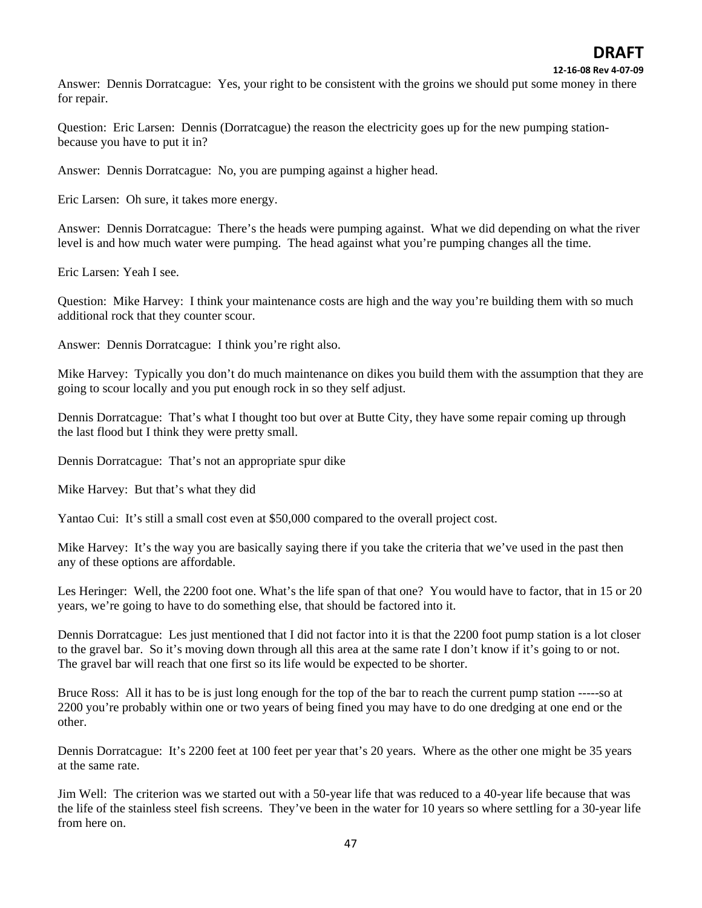Answer: Dennis Dorratcague: Yes, your right to be consistent with the groins we should put some money in there for repair.

Question: Eric Larsen: Dennis (Dorratcague) the reason the electricity goes up for the new pumping station- because you have to put it in?

Answer: Dennis Dorratcague: No, you are pumping against a higher head.

Eric Larsen: Oh sure, it takes more energy.

Answer: Dennis Dorratcague: There's the heads were pumping against. What we did depending on what the river level is and how much water were pumping. The head against what you're pumping changes all the time.

Eric Larsen: Yeah I see.

Question: Mike Harvey: I think your maintenance costs are high and the way you're building them with so much additional rock that they counter scour.

Answer: Dennis Dorratcague: I think you're right also.

Mike Harvey: Typically you don't do much maintenance on dikes you build them with the assumption that they are going to scour locally and you put enough rock in so they self adjust.

Dennis Dorratcague: That's what I thought too but over at Butte City, they have some repair coming up through the last flood but I think they were pretty small.

Dennis Dorratcague: That's not an appropriate spur dike

Mike Harvey: But that's what they did

Yantao Cui: It's still a small cost even at $50,000 compared to the overall project cost.

Mike Harvey: It's the way you are basically saying there if you take the criteria that we've used in the past then any of these options are affordable.

Les Heringer: Well, the 2200 foot one. What's the life span of that one? You would have to factor, that in 15 or 20 years, we're going to have to do something else, that should be factored into it.

Dennis Dorratcague: Les just mentioned that I did not factor into it is that the 2200 foot pump station is a lot closer to the gravel bar. So it's moving down through all this area at the same rate I don't know if it's going to or not. The gravel bar will reach that one first so its life would be expected to be shorter.

Bruce Ross: All it has to be is just long enough for the top of the bar to reach the current pump station -----so at 2200 you're probably within one or two years of being fined you may have to do one dredging at one end or the other.

Dennis Dorratcague: It's 2200 feet at 100 feet per year that's 20 years. Where as the other one might be 35 years at the same rate.

Jim Well: The criterion was we started out with a 50-year life that was reduced to a 40-year life because that was the life of the stainless steel fish screens. They've been in the water for 10 years so where settling for a 30-year life from here on.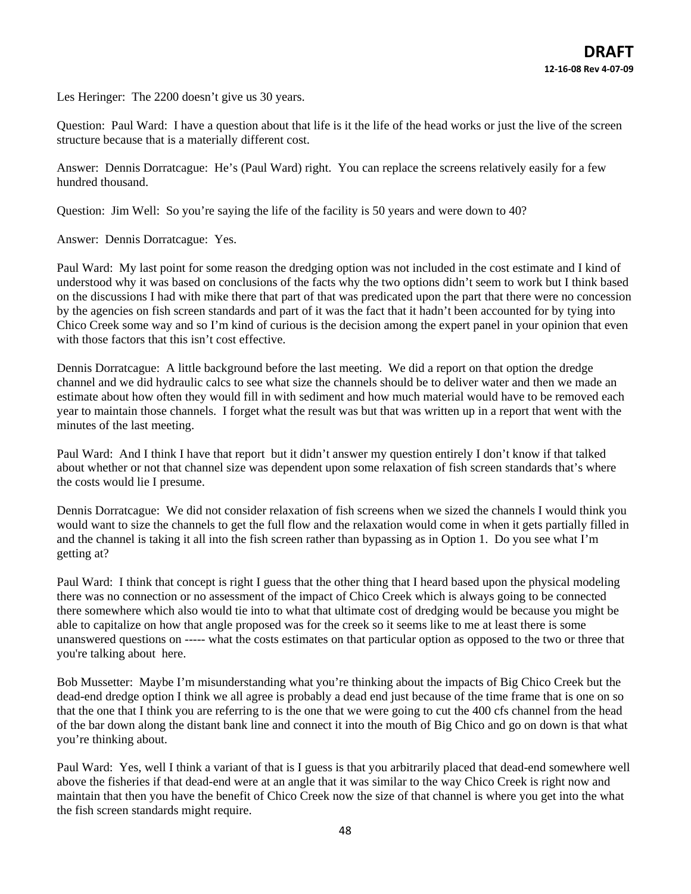Les Heringer: The 2200 doesn't give us 30 years.

Question: Paul Ward: I have a question about that life is it the life of the head works or just the live of the screen structure because that is a materially different cost.

Answer: Dennis Dorratcague: He's (Paul Ward) right. You can replace the screens relatively easily for a few hundred thousand.

Question: Jim Well: So you're saying the life of the facility is 50 years and were down to 40?

Answer: Dennis Dorratcague: Yes.

Paul Ward: My last point for some reason the dredging option was not included in the cost estimate and I kind of understood why it was based on conclusions of the facts why the two options didn't seem to work but I think based on the discussions I had with mike there that part of that was predicated upon the part that there were no concession by the agencies on fish screen standards and part of it was the fact that it hadn't been accounted for by tying into Chico Creek some way and so I'm kind of curious is the decision among the expert panel in your opinion that even with those factors that this isn't cost effective.

Dennis Dorratcague: A little background before the last meeting. We did a report on that option the dredge channel and we did hydraulic calcs to see what size the channels should be to deliver water and then we made an estimate about how often they would fill in with sediment and how much material would have to be removed each year to maintain those channels. I forget what the result was but that was written up in a report that went with the minutes of the last meeting.

Paul Ward: And I think I have that report but it didn't answer my question entirely I don't know if that talked about whether or not that channel size was dependent upon some relaxation of fish screen standards that's where the costs would lie I presume.

Dennis Dorratcague: We did not consider relaxation of fish screens when we sized the channels I would think you would want to size the channels to get the full flow and the relaxation would come in when it gets partially filled in and the channel is taking it all into the fish screen rather than bypassing as in Option 1. Do you see what I'm getting at?

Paul Ward: I think that concept is right I guess that the other thing that I heard based upon the physical modeling there was no connection or no assessment of the impact of Chico Creek which is always going to be connected there somewhere which also would tie into to what that ultimate cost of dredging would be because you might be able to capitalize on how that angle proposed was for the creek so it seems like to me at least there is some unanswered questions on ----- what the costs estimates on that particular option as opposed to the two or three that you're talking about here.

Bob Mussetter: Maybe I'm misunderstanding what you're thinking about the impacts of Big Chico Creek but the dead-end dredge option I think we all agree is probably a dead end just because of the time frame that is one on so that the one that I think you are referring to is the one that we were going to cut the 400 cfs channel from the head of the bar down along the distant bank line and connect it into the mouth of Big Chico and go on down is that what you're thinking about.

Paul Ward: Yes, well I think a variant of that is I guess is that you arbitrarily placed that dead-end somewhere well above the fisheries if that dead-end were at an angle that it was similar to the way Chico Creek is right now and maintain that then you have the benefit of Chico Creek now the size of that channel is where you get into the what the fish screen standards might require.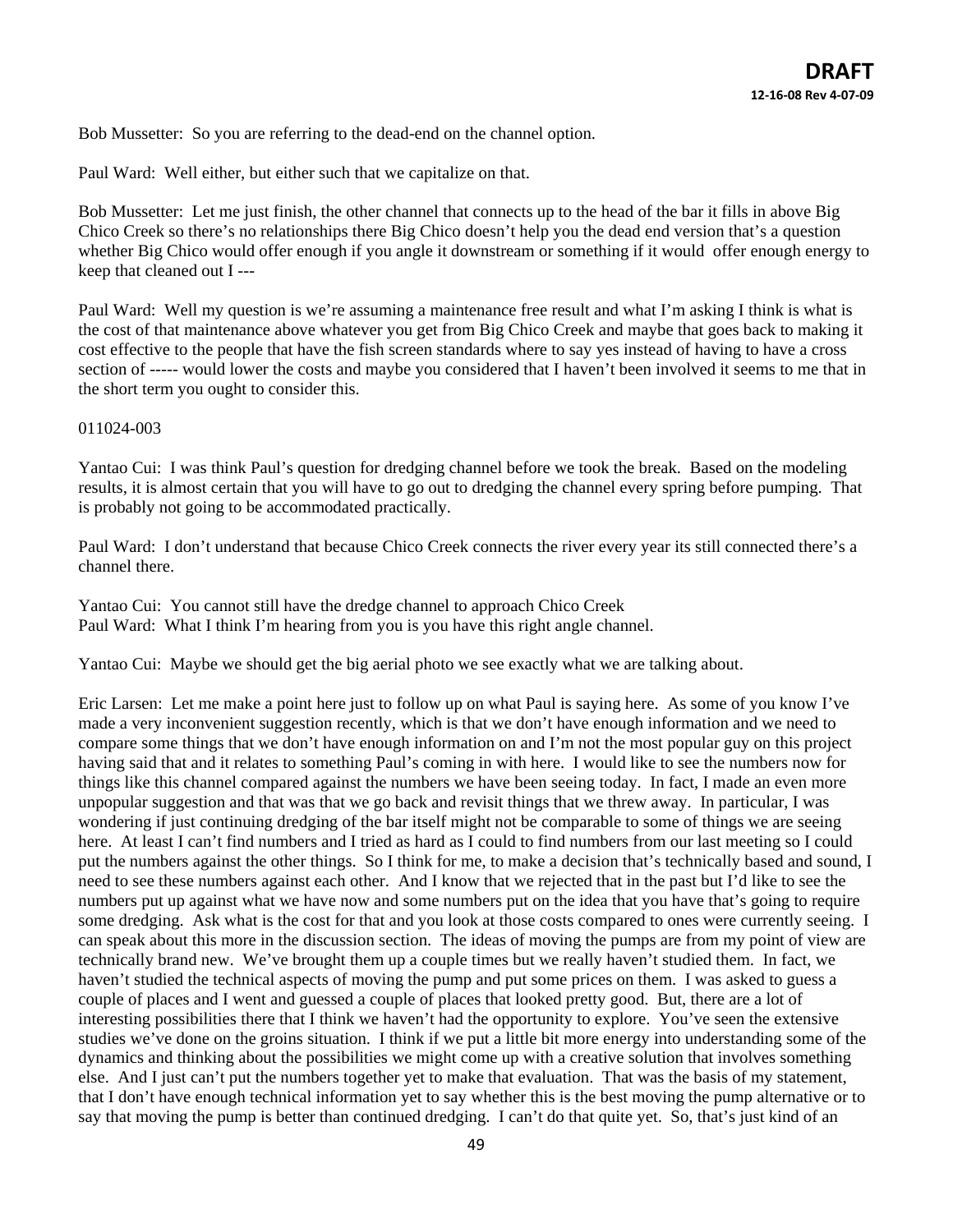Bob Mussetter: So you are referring to the dead-end on the channel option.

Paul Ward: Well either, but either such that we capitalize on that.

Bob Mussetter: Let me just finish, the other channel that connects up to the head of the bar it fills in above Big Chico Creek so there's no relationships there Big Chico doesn't help you the dead end version that's a question whether Big Chico would offer enough if you angle it downstream or something if it would offer enough energy to keep that cleaned out I ---

Paul Ward: Well my question is we're assuming a maintenance free result and what I'm asking I think is what is the cost of that maintenance above whatever you get from Big Chico Creek and maybe that goes back to making it cost effective to the people that have the fish screen standards where to say yes instead of having to have a cross section of ----- would lower the costs and maybe you considered that I haven't been involved it seems to me that in the short term you ought to consider this.

011024-003

Yantao Cui: I was think Paul's question for dredging channel before we took the break. Based on the modeling results, it is almost certain that you will have to go out to dredging the channel every spring before pumping. That is probably not going to be accommodated practically.

Paul Ward: I don't understand that because Chico Creek connects the river every year its still connected there's a channel there.

Yantao Cui: You cannot still have the dredge channel to approach Chico Creek
Paul Ward: What I think I'm hearing from you is you have this right angle channel.

Yantao Cui: Maybe we should get the big aerial photo we see exactly what we are talking about.

Eric Larsen: Let me make a point here just to follow up on what Paul is saying here. As some of you know I've made a very inconvenient suggestion recently, which is that we don't have enough information and we need to compare some things that we don't have enough information on and I'm not the most popular guy on this project having said that and it relates to something Paul's coming in with here. I would like to see the numbers now for things like this channel compared against the numbers we have been seeing today. In fact, I made an even more unpopular suggestion and that was that we go back and revisit things that we threw away. In particular, I was wondering if just continuing dredging of the bar itself might not be comparable to some of things we are seeing here. At least I can't find numbers and I tried as hard as I could to find numbers from our last meeting so I could put the numbers against the other things. So I think for me, to make a decision that's technically based and sound, I need to see these numbers against each other. And I know that we rejected that in the past but I'd like to see the numbers put up against what we have now and some numbers put on the idea that you have that's going to require some dredging. Ask what is the cost for that and you look at those costs compared to ones were currently seeing. I can speak about this more in the discussion section. The ideas of moving the pumps are from my point of view are technically brand new. We've brought them up a couple times but we really haven't studied them. In fact, we haven't studied the technical aspects of moving the pump and put some prices on them. I was asked to guess a couple of places and I went and guessed a couple of places that looked pretty good. But, there are a lot of interesting possibilities there that I think we haven't had the opportunity to explore. You've seen the extensive studies we've done on the groins situation. I think if we put a little bit more energy into understanding some of the dynamics and thinking about the possibilities we might come up with a creative solution that involves something else. And I just can't put the numbers together yet to make that evaluation. That was the basis of my statement, that I don't have enough technical information yet to say whether this is the best moving the pump alternative or to say that moving the pump is better than continued dredging. I can't do that quite yet. So, that's just kind of an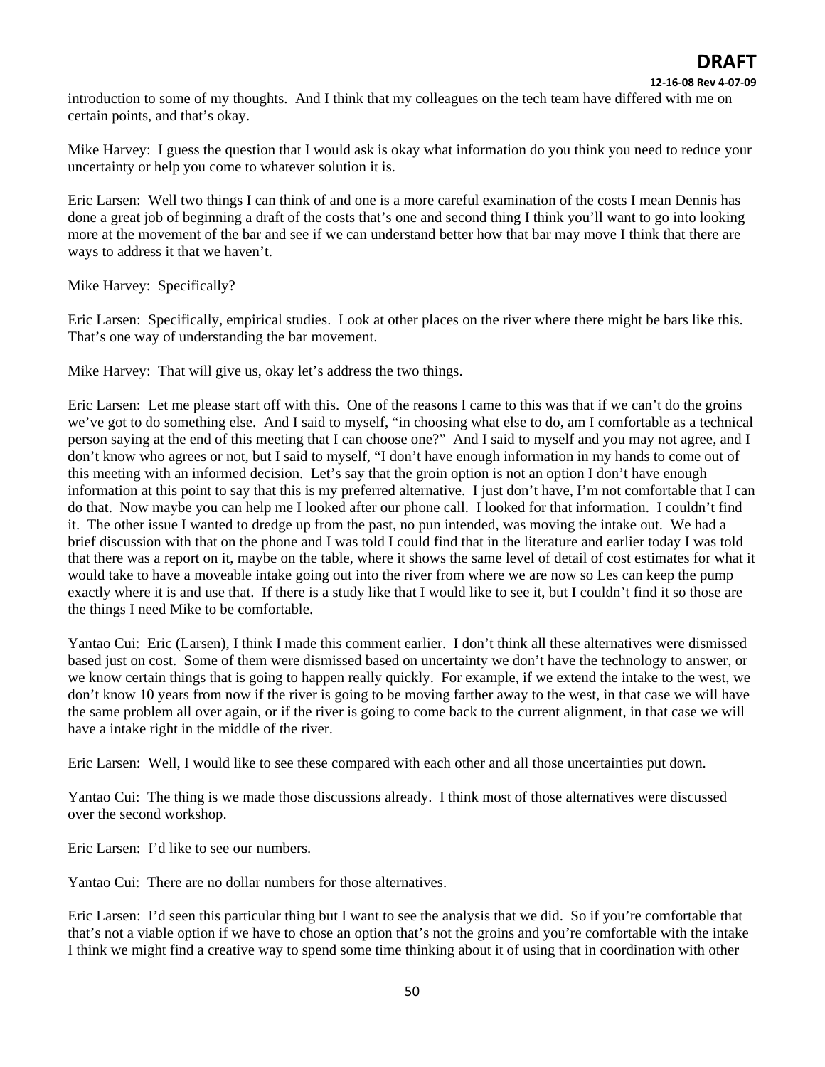introduction to some of my thoughts. And I think that my colleagues on the tech team have differed with me on certain points, and that's okay.

Mike Harvey: I guess the question that I would ask is okay what information do you think you need to reduce your uncertainty or help you come to whatever solution it is.

Eric Larsen: Well two things I can think of and one is a more careful examination of the costs I mean Dennis has done a great job of beginning a draft of the costs that's one and second thing I think you'll want to go into looking more at the movement of the bar and see if we can understand better how that bar may move I think that there are ways to address it that we haven't.

Mike Harvey: Specifically?

Eric Larsen: Specifically, empirical studies. Look at other places on the river where there might be bars like this. That's one way of understanding the bar movement.

Mike Harvey: That will give us, okay let's address the two things.

Eric Larsen: Let me please start off with this. One of the reasons I came to this was that if we can't do the groins we've got to do something else. And I said to myself, "in choosing what else to do, am I comfortable as a technical person saying at the end of this meeting that I can choose one?" And I said to myself and you may not agree, and I don't know who agrees or not, but I said to myself, "I don't have enough information in my hands to come out of this meeting with an informed decision. Let's say that the groin option is not an option I don't have enough information at this point to say that this is my preferred alternative. I just don't have, I'm not comfortable that I can do that. Now maybe you can help me I looked after our phone call. I looked for that information. I couldn't find it. The other issue I wanted to dredge up from the past, no pun intended, was moving the intake out. We had a brief discussion with that on the phone and I was told I could find that in the literature and earlier today I was told that there was a report on it, maybe on the table, where it shows the same level of detail of cost estimates for what it would take to have a moveable intake going out into the river from where we are now so Les can keep the pump exactly where it is and use that. If there is a study like that I would like to see it, but I couldn't find it so those are the things I need Mike to be comfortable.

Yantao Cui: Eric (Larsen), I think I made this comment earlier. I don't think all these alternatives were dismissed based just on cost. Some of them were dismissed based on uncertainty we don't have the technology to answer, or we know certain things that is going to happen really quickly. For example, if we extend the intake to the west, we don't know 10 years from now if the river is going to be moving farther away to the west, in that case we will have the same problem all over again, or if the river is going to come back to the current alignment, in that case we will have a intake right in the middle of the river.

Eric Larsen: Well, I would like to see these compared with each other and all those uncertainties put down.

Yantao Cui: The thing is we made those discussions already. I think most of those alternatives were discussed over the second workshop.

Eric Larsen: I'd like to see our numbers.

Yantao Cui: There are no dollar numbers for those alternatives.

Eric Larsen: I'd seen this particular thing but I want to see the analysis that we did. So if you're comfortable that that's not a viable option if we have to chose an option that's not the groins and you're comfortable with the intake I think we might find a creative way to spend some time thinking about it of using that in coordination with other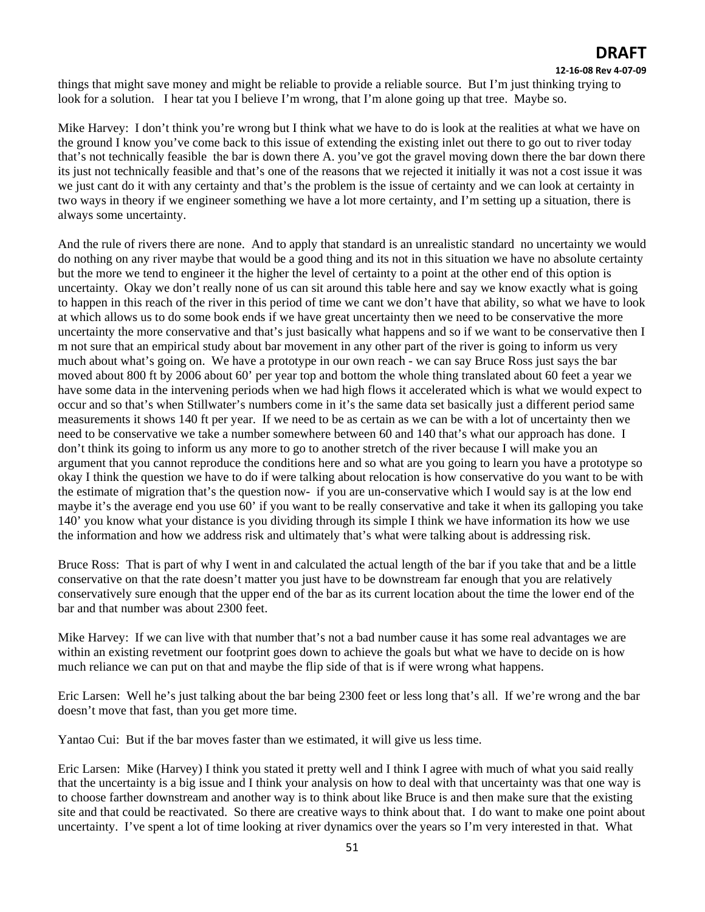things that might save money and might be reliable to provide a reliable source. But I'm just thinking trying to look for a solution. I hear tat you I believe I'm wrong, that I'm alone going up that tree. Maybe so.

Mike Harvey: I don't think you're wrong but I think what we have to do is look at the realities at what we have on the ground I know you've come back to this issue of extending the existing inlet out there to go out to river today that's not technically feasible the bar is down there A. you've got the gravel moving down there the bar down there its just not technically feasible and that's one of the reasons that we rejected it initially it was not a cost issue it was we just cant do it with any certainty and that's the problem is the issue of certainty and we can look at certainty in two ways in theory if we engineer something we have a lot more certainty, and I'm setting up a situation, there is always some uncertainty.

And the rule of rivers there are none. And to apply that standard is an unrealistic standard no uncertainty we would do nothing on any river maybe that would be a good thing and its not in this situation we have no absolute certainty but the more we tend to engineer it the higher the level of certainty to a point at the other end of this option is uncertainty. Okay we don't really none of us can sit around this table here and say we know exactly what is going to happen in this reach of the river in this period of time we cant we don't have that ability, so what we have to look at which allows us to do some book ends if we have great uncertainty then we need to be conservative the more uncertainty the more conservative and that's just basically what happens and so if we want to be conservative then I m not sure that an empirical study about bar movement in any other part of the river is going to inform us very much about what's going on. We have a prototype in our own reach - we can say Bruce Ross just says the bar moved about 800 ft by 2006 about 60' per year top and bottom the whole thing translated about 60 feet a year we have some data in the intervening periods when we had high flows it accelerated which is what we would expect to occur and so that's when Stillwater's numbers come in it's the same data set basically just a different period same measurements it shows 140 ft per year. If we need to be as certain as we can be with a lot of uncertainty then we need to be conservative we take a number somewhere between 60 and 140 that's what our approach has done. I don't think its going to inform us any more to go to another stretch of the river because I will make you an argument that you cannot reproduce the conditions here and so what are you going to learn you have a prototype so okay I think the question we have to do if were talking about relocation is how conservative do you want to be with the estimate of migration that's the question now- if you are un-conservative which I would say is at the low end maybe it's the average end you use 60' if you want to be really conservative and take it when its galloping you take 140' you know what your distance is you dividing through its simple I think we have information its how we use the information and how we address risk and ultimately that's what were talking about is addressing risk.

Bruce Ross: That is part of why I went in and calculated the actual length of the bar if you take that and be a little conservative on that the rate doesn't matter you just have to be downstream far enough that you are relatively conservatively sure enough that the upper end of the bar as its current location about the time the lower end of the bar and that number was about 2300 feet.

Mike Harvey: If we can live with that number that's not a bad number cause it has some real advantages we are within an existing revetment our footprint goes down to achieve the goals but what we have to decide on is how much reliance we can put on that and maybe the flip side of that is if were wrong what happens.

Eric Larsen: Well he's just talking about the bar being 2300 feet or less long that's all. If we're wrong and the bar doesn't move that fast, than you get more time.

Yantao Cui: But if the bar moves faster than we estimated, it will give us less time.

Eric Larsen: Mike (Harvey) I think you stated it pretty well and I think I agree with much of what you said really that the uncertainty is a big issue and I think your analysis on how to deal with that uncertainty was that one way is to choose farther downstream and another way is to think about like Bruce is and then make sure that the existing site and that could be reactivated. So there are creative ways to think about that. I do want to make one point about uncertainty. I've spent a lot of time looking at river dynamics over the years so I'm very interested in that. What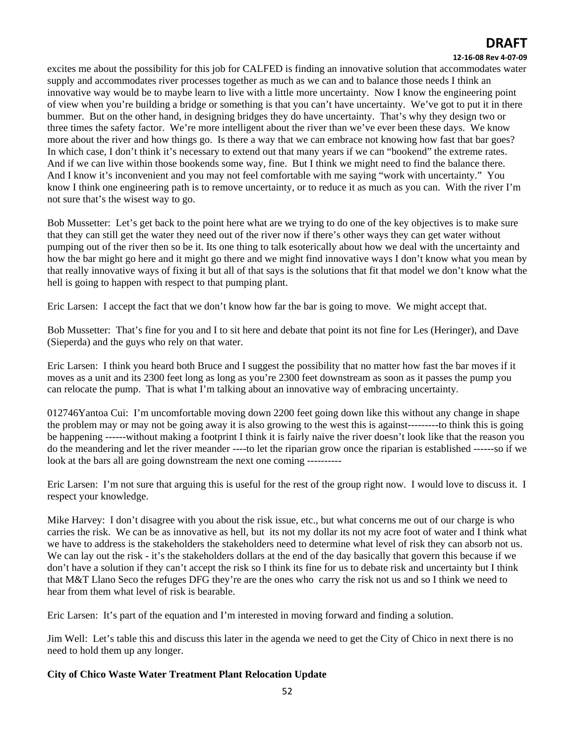excites me about the possibility for this job for CALFED is finding an innovative solution that accommodates water supply and accommodates river processes together as much as we can and to balance those needs I think an innovative way would be to maybe learn to live with a little more uncertainty. Now I know the engineering point of view when you're building a bridge or something is that you can't have uncertainty. We've got to put it in there bummer. But on the other hand, in designing bridges they do have uncertainty. That's why they design two or three times the safety factor. We're more intelligent about the river than we've ever been these days. We know more about the river and how things go. Is there a way that we can embrace not knowing how fast that bar goes? In which case, I don't think it's necessary to extend out that many years if we can "bookend" the extreme rates. And if we can live within those bookends some way, fine. But I think we might need to find the balance there. And I know it's inconvenient and you may not feel comfortable with me saying "work with uncertainty." You know I think one engineering path is to remove uncertainty, or to reduce it as much as you can. With the river I'm not sure that's the wisest way to go.

Bob Mussetter: Let's get back to the point here what are we trying to do one of the key objectives is to make sure that they can still get the water they need out of the river now if there's other ways they can get water without pumping out of the river then so be it. Its one thing to talk esoterically about how we deal with the uncertainty and how the bar might go here and it might go there and we might find innovative ways I don't know what you mean by that really innovative ways of fixing it but all of that says is the solutions that fit that model we don't know what the hell is going to happen with respect to that pumping plant.

Eric Larsen: I accept the fact that we don't know how far the bar is going to move. We might accept that.

Bob Mussetter: That's fine for you and I to sit here and debate that point its not fine for Les (Heringer), and Dave (Sieperda) and the guys who rely on that water.

Eric Larsen: I think you heard both Bruce and I suggest the possibility that no matter how fast the bar moves if it moves as a unit and its 2300 feet long as long as you're 2300 feet downstream as soon as it passes the pump you can relocate the pump. That is what I'm talking about an innovative way of embracing uncertainty.

012746Yantoa Cui: I'm uncomfortable moving down 2200 feet going down like this without any change in shape the problem may or may not be going away it is also growing to the west this is against---------to think this is going be happening ------without making a footprint I think it is fairly naive the river doesn't look like that the reason you do the meandering and let the river meander ----to let the riparian grow once the riparian is established ------so if we look at the bars all are going downstream the next one coming ----------

Eric Larsen: I'm not sure that arguing this is useful for the rest of the group right now. I would love to discuss it. I respect your knowledge.

Mike Harvey: I don't disagree with you about the risk issue, etc., but what concerns me out of our charge is who carries the risk. We can be as innovative as hell, but its not my dollar its not my acre foot of water and I think what we have to address is the stakeholders the stakeholders need to determine what level of risk they can absorb not us. We can lay out the risk - it's the stakeholders dollars at the end of the day basically that govern this because if we don't have a solution if they can't accept the risk so I think its fine for us to debate risk and uncertainty but I think that M&T Llano Seco the refuges DFG they're are the ones who carry the risk not us and so I think we need to hear from them what level of risk is bearable.

Eric Larsen: It's part of the equation and I'm interested in moving forward and finding a solution.

Jim Well: Let's table this and discuss this later in the agenda we need to get the City of Chico in next there is no need to hold them up any longer.

**City of Chico Waste Water Treatment Plant Relocation Update**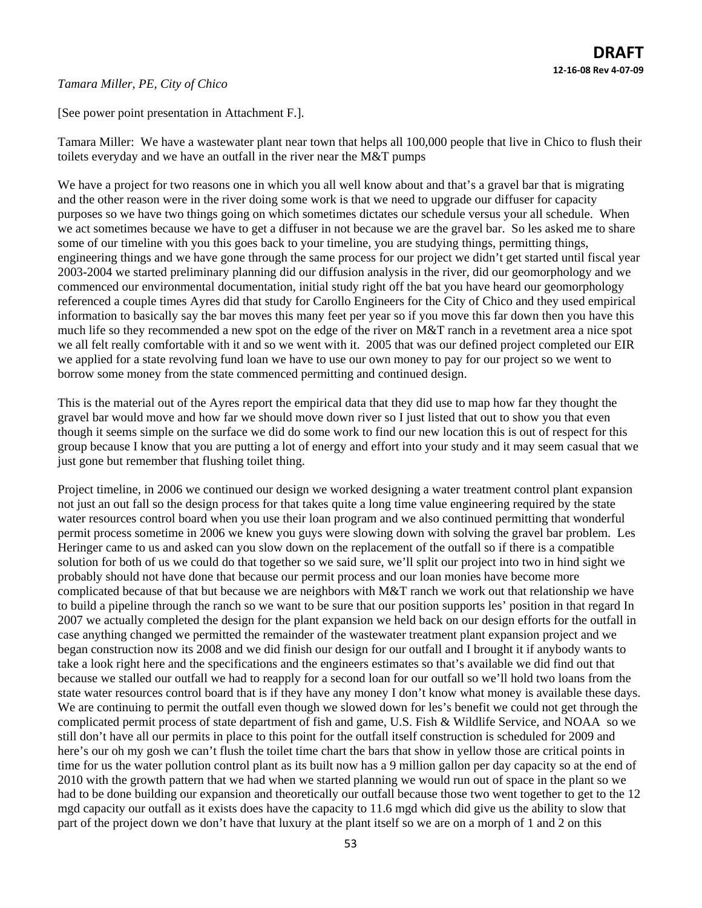*Tamara Miller, PE, City of Chico*

[See power point presentation in Attachment F.].

Tamara Miller: We have a wastewater plant near town that helps all 100,000 people that live in Chico to flush their toilets everyday and we have an outfall in the river near the M&T pumps

We have a project for two reasons one in which you all well know about and that's a gravel bar that is migrating and the other reason were in the river doing some work is that we need to upgrade our diffuser for capacity purposes so we have two things going on which sometimes dictates our schedule versus your all schedule. When we act sometimes because we have to get a diffuser in not because we are the gravel bar. So les asked me to share some of our timeline with you this goes back to your timeline, you are studying things, permitting things, engineering things and we have gone through the same process for our project we didn't get started until fiscal year 2003-2004 we started preliminary planning did our diffusion analysis in the river, did our geomorphology and we commenced our environmental documentation, initial study right off the bat you have heard our geomorphology referenced a couple times Ayres did that study for Carollo Engineers for the City of Chico and they used empirical information to basically say the bar moves this many feet per year so if you move this far down then you have this much life so they recommended a new spot on the edge of the river on M&T ranch in a revetment area a nice spot we all felt really comfortable with it and so we went with it. 2005 that was our defined project completed our EIR we applied for a state revolving fund loan we have to use our own money to pay for our project so we went to borrow some money from the state commenced permitting and continued design.

This is the material out of the Ayres report the empirical data that they did use to map how far they thought the gravel bar would move and how far we should move down river so I just listed that out to show you that even though it seems simple on the surface we did do some work to find our new location this is out of respect for this group because I know that you are putting a lot of energy and effort into your study and it may seem casual that we just gone but remember that flushing toilet thing.

Project timeline, in 2006 we continued our design we worked designing a water treatment control plant expansion not just an out fall so the design process for that takes quite a long time value engineering required by the state water resources control board when you use their loan program and we also continued permitting that wonderful permit process sometime in 2006 we knew you guys were slowing down with solving the gravel bar problem. Les Heringer came to us and asked can you slow down on the replacement of the outfall so if there is a compatible solution for both of us we could do that together so we said sure, we'll split our project into two in hind sight we probably should not have done that because our permit process and our loan monies have become more complicated because of that but because we are neighbors with M&T ranch we work out that relationship we have to build a pipeline through the ranch so we want to be sure that our position supports les' position in that regard In 2007 we actually completed the design for the plant expansion we held back on our design efforts for the outfall in case anything changed we permitted the remainder of the wastewater treatment plant expansion project and we began construction now its 2008 and we did finish our design for our outfall and I brought it if anybody wants to take a look right here and the specifications and the engineers estimates so that's available we did find out that because we stalled our outfall we had to reapply for a second loan for our outfall so we'll hold two loans from the state water resources control board that is if they have any money I don't know what money is available these days. We are continuing to permit the outfall even though we slowed down for les's benefit we could not get through the complicated permit process of state department of fish and game, U.S. Fish & Wildlife Service, and NOAA so we still don't have all our permits in place to this point for the outfall itself construction is scheduled for 2009 and here's our oh my gosh we can't flush the toilet time chart the bars that show in yellow those are critical points in time for us the water pollution control plant as its built now has a 9 million gallon per day capacity so at the end of 2010 with the growth pattern that we had when we started planning we would run out of space in the plant so we had to be done building our expansion and theoretically our outfall because those two went together to get to the 12 mgd capacity our outfall as it exists does have the capacity to 11.6 mgd which did give us the ability to slow that part of the project down we don't have that luxury at the plant itself so we are on a morph of 1 and 2 on this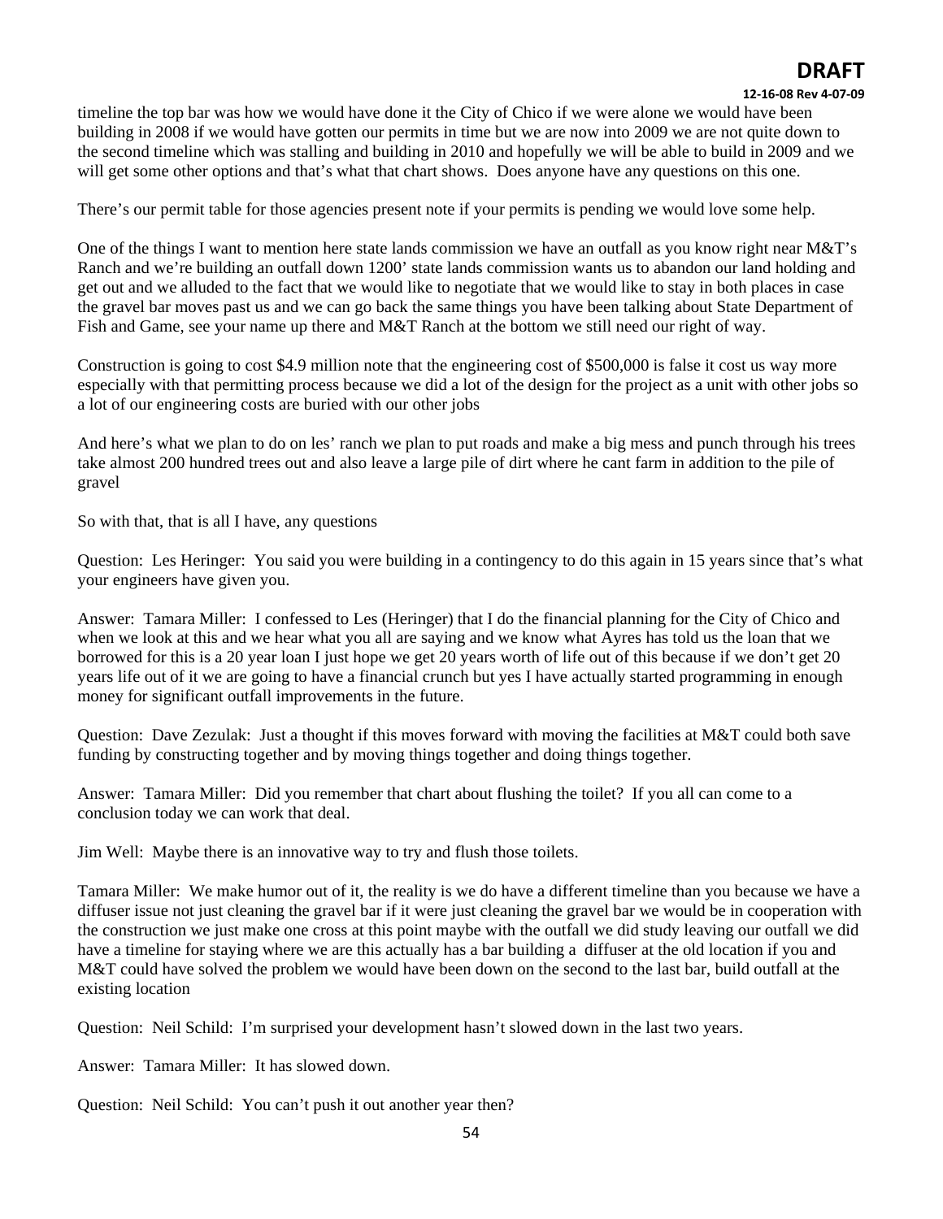timeline the top bar was how we would have done it the City of Chico if we were alone we would have been building in 2008 if we would have gotten our permits in time but we are now into 2009 we are not quite down to the second timeline which was stalling and building in 2010 and hopefully we will be able to build in 2009 and we will get some other options and that's what that chart shows. Does anyone have any questions on this one.

There's our permit table for those agencies present note if your permits is pending we would love some help.

One of the things I want to mention here state lands commission we have an outfall as you know right near M&T's Ranch and we're building an outfall down 1200' state lands commission wants us to abandon our land holding and get out and we alluded to the fact that we would like to negotiate that we would like to stay in both places in case the gravel bar moves past us and we can go back the same things you have been talking about State Department of Fish and Game, see your name up there and M&T Ranch at the bottom we still need our right of way.

Construction is going to cost $4.9 million note that the engineering cost of $500,000 is false it cost us way more especially with that permitting process because we did a lot of the design for the project as a unit with other jobs so a lot of our engineering costs are buried with our other jobs

And here's what we plan to do on les' ranch we plan to put roads and make a big mess and punch through his trees take almost 200 hundred trees out and also leave a large pile of dirt where he cant farm in addition to the pile of gravel

So with that, that is all I have, any questions

Question: Les Heringer: You said you were building in a contingency to do this again in 15 years since that's what your engineers have given you.

Answer: Tamara Miller: I confessed to Les (Heringer) that I do the financial planning for the City of Chico and when we look at this and we hear what you all are saying and we know what Ayres has told us the loan that we borrowed for this is a 20 year loan I just hope we get 20 years worth of life out of this because if we don't get 20 years life out of it we are going to have a financial crunch but yes I have actually started programming in enough money for significant outfall improvements in the future.

Question: Dave Zezulak: Just a thought if this moves forward with moving the facilities at M&T could both save funding by constructing together and by moving things together and doing things together.

Answer: Tamara Miller: Did you remember that chart about flushing the toilet? If you all can come to a conclusion today we can work that deal.

Jim Well: Maybe there is an innovative way to try and flush those toilets.

Tamara Miller: We make humor out of it, the reality is we do have a different timeline than you because we have a diffuser issue not just cleaning the gravel bar if it were just cleaning the gravel bar we would be in cooperation with the construction we just make one cross at this point maybe with the outfall we did study leaving our outfall we did have a timeline for staying where we are this actually has a bar building a diffuser at the old location if you and M&T could have solved the problem we would have been down on the second to the last bar, build outfall at the existing location

Question: Neil Schild: I'm surprised your development hasn't slowed down in the last two years.

Answer: Tamara Miller: It has slowed down.

Question: Neil Schild: You can't push it out another year then?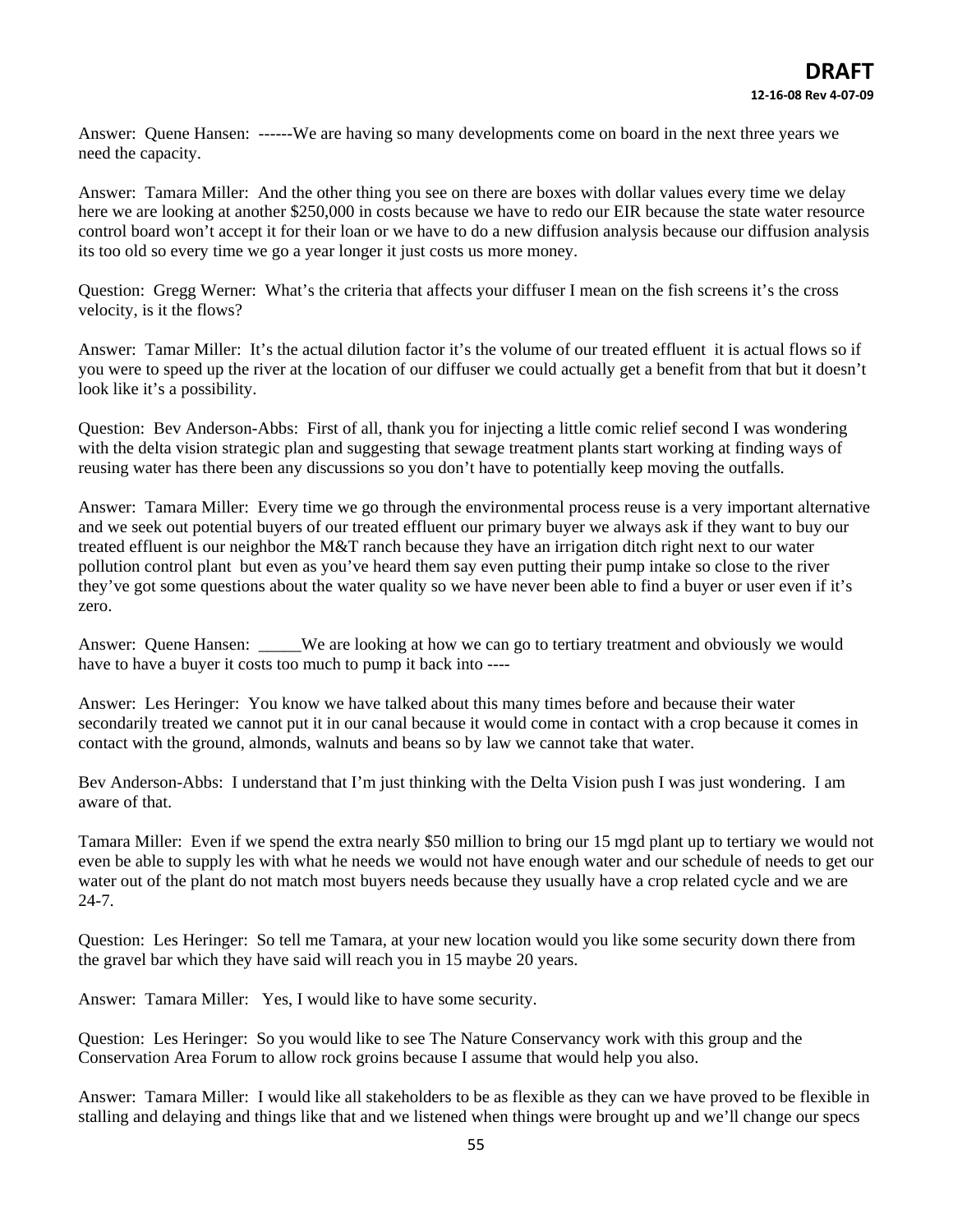Answer: Quene Hansen: ------We are having so many developments come on board in the next three years we need the capacity.

Answer: Tamara Miller: And the other thing you see on there are boxes with dollar values every time we delay here we are looking at another $250,000 in costs because we have to redo our EIR because the state water resource control board won't accept it for their loan or we have to do a new diffusion analysis because our diffusion analysis its too old so every time we go a year longer it just costs us more money.

Question: Gregg Werner: What's the criteria that affects your diffuser I mean on the fish screens it's the cross velocity, is it the flows?

Answer: Tamar Miller: It's the actual dilution factor it's the volume of our treated effluent it is actual flows so if you were to speed up the river at the location of our diffuser we could actually get a benefit from that but it doesn't look like it's a possibility.

Question: Bev Anderson-Abbs: First of all, thank you for injecting a little comic relief second I was wondering with the delta vision strategic plan and suggesting that sewage treatment plants start working at finding ways of reusing water has there been any discussions so you don't have to potentially keep moving the outfalls.

Answer: Tamara Miller: Every time we go through the environmental process reuse is a very important alternative and we seek out potential buyers of our treated effluent our primary buyer we always ask if they want to buy our treated effluent is our neighbor the M&T ranch because they have an irrigation ditch right next to our water pollution control plant but even as you've heard them say even putting their pump intake so close to the river they've got some questions about the water quality so we have never been able to find a buyer or user even if it's zero.

Answer: Quene Hansen: _____We are looking at how we can go to tertiary treatment and obviously we would have to have a buyer it costs too much to pump it back into ----

Answer: Les Heringer: You know we have talked about this many times before and because their water secondarily treated we cannot put it in our canal because it would come in contact with a crop because it comes in contact with the ground, almonds, walnuts and beans so by law we cannot take that water.

Bev Anderson-Abbs: I understand that I'm just thinking with the Delta Vision push I was just wondering. I am aware of that.

Tamara Miller: Even if we spend the extra nearly $50 million to bring our 15 mgd plant up to tertiary we would not even be able to supply les with what he needs we would not have enough water and our schedule of needs to get our water out of the plant do not match most buyers needs because they usually have a crop related cycle and we are 24-7.

Question: Les Heringer: So tell me Tamara, at your new location would you like some security down there from the gravel bar which they have said will reach you in 15 maybe 20 years.

Answer: Tamara Miller: Yes, I would like to have some security.

Question: Les Heringer: So you would like to see The Nature Conservancy work with this group and the Conservation Area Forum to allow rock groins because I assume that would help you also.

Answer: Tamara Miller: I would like all stakeholders to be as flexible as they can we have proved to be flexible in stalling and delaying and things like that and we listened when things were brought up and we'll change our specs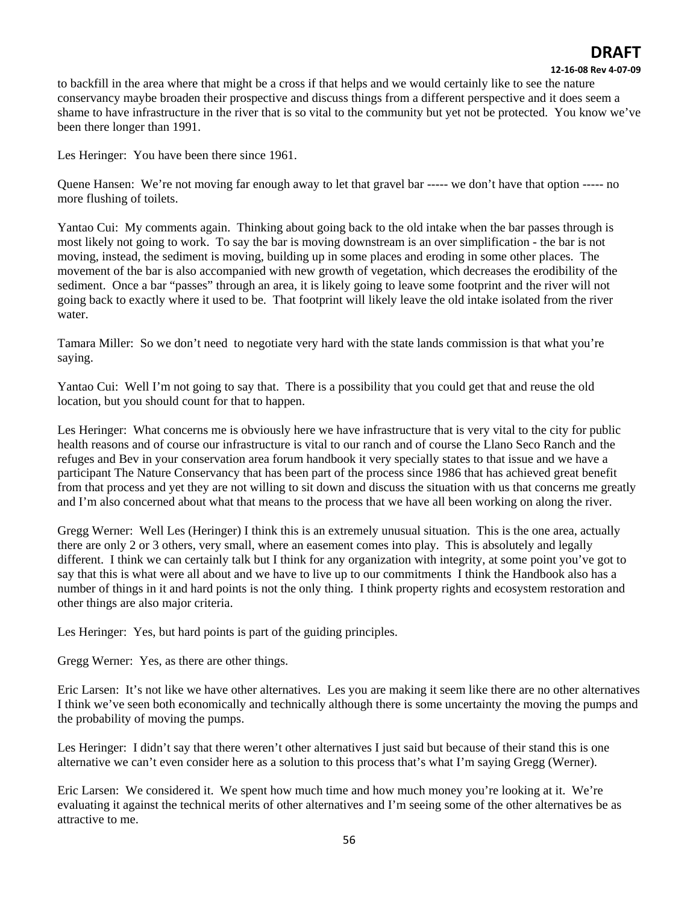to backfill in the area where that might be a cross if that helps and we would certainly like to see the nature conservancy maybe broaden their prospective and discuss things from a different perspective and it does seem a shame to have infrastructure in the river that is so vital to the community but yet not be protected. You know we've been there longer than 1991.

Les Heringer: You have been there since 1961.

Quene Hansen: We're not moving far enough away to let that gravel bar ----- we don't have that option ----- no more flushing of toilets.

Yantao Cui: My comments again. Thinking about going back to the old intake when the bar passes through is most likely not going to work. To say the bar is moving downstream is an over simplification - the bar is not moving, instead, the sediment is moving, building up in some places and eroding in some other places. The movement of the bar is also accompanied with new growth of vegetation, which decreases the erodibility of the sediment. Once a bar "passes" through an area, it is likely going to leave some footprint and the river will not going back to exactly where it used to be. That footprint will likely leave the old intake isolated from the river water.

Tamara Miller: So we don't need to negotiate very hard with the state lands commission is that what you're saying.

Yantao Cui: Well I'm not going to say that. There is a possibility that you could get that and reuse the old location, but you should count for that to happen.

Les Heringer: What concerns me is obviously here we have infrastructure that is very vital to the city for public health reasons and of course our infrastructure is vital to our ranch and of course the Llano Seco Ranch and the refuges and Bev in your conservation area forum handbook it very specially states to that issue and we have a participant The Nature Conservancy that has been part of the process since 1986 that has achieved great benefit from that process and yet they are not willing to sit down and discuss the situation with us that concerns me greatly and I'm also concerned about what that means to the process that we have all been working on along the river.

Gregg Werner: Well Les (Heringer) I think this is an extremely unusual situation. This is the one area, actually there are only 2 or 3 others, very small, where an easement comes into play. This is absolutely and legally different. I think we can certainly talk but I think for any organization with integrity, at some point you've got to say that this is what were all about and we have to live up to our commitments I think the Handbook also has a number of things in it and hard points is not the only thing. I think property rights and ecosystem restoration and other things are also major criteria.

Les Heringer: Yes, but hard points is part of the guiding principles.

Gregg Werner: Yes, as there are other things.

Eric Larsen: It's not like we have other alternatives. Les you are making it seem like there are no other alternatives I think we've seen both economically and technically although there is some uncertainty the moving the pumps and the probability of moving the pumps.

Les Heringer: I didn't say that there weren't other alternatives I just said but because of their stand this is one alternative we can't even consider here as a solution to this process that's what I'm saying Gregg (Werner).

Eric Larsen: We considered it. We spent how much time and how much money you're looking at it. We're evaluating it against the technical merits of other alternatives and I'm seeing some of the other alternatives be as attractive to me.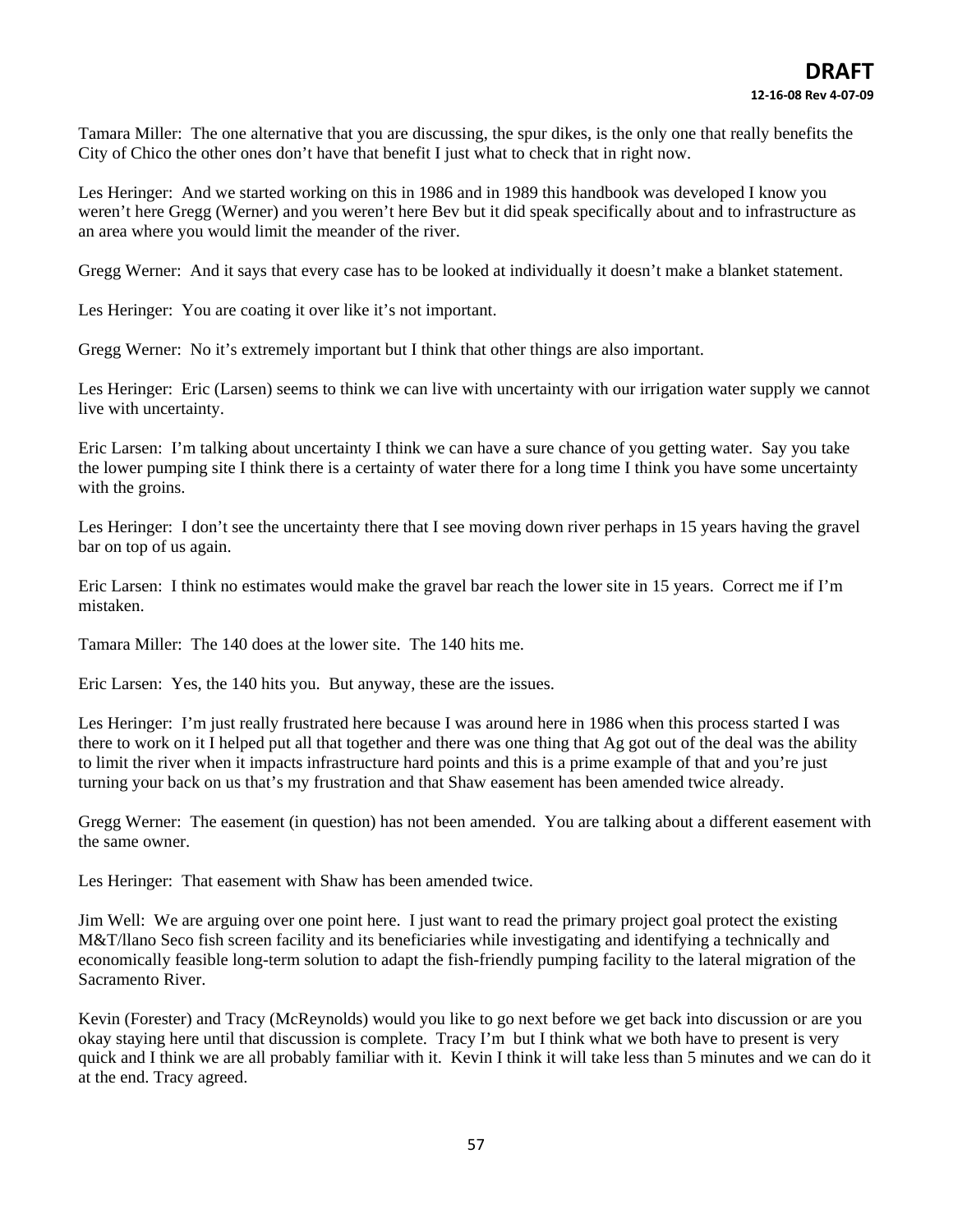Tamara Miller: The one alternative that you are discussing, the spur dikes, is the only one that really benefits the City of Chico the other ones don't have that benefit I just what to check that in right now.

Les Heringer: And we started working on this in 1986 and in 1989 this handbook was developed I know you weren't here Gregg (Werner) and you weren't here Bev but it did speak specifically about and to infrastructure as an area where you would limit the meander of the river.

Gregg Werner: And it says that every case has to be looked at individually it doesn't make a blanket statement.

Les Heringer: You are coating it over like it's not important.

Gregg Werner: No it's extremely important but I think that other things are also important.

Les Heringer: Eric (Larsen) seems to think we can live with uncertainty with our irrigation water supply we cannot live with uncertainty.

Eric Larsen: I'm talking about uncertainty I think we can have a sure chance of you getting water. Say you take the lower pumping site I think there is a certainty of water there for a long time I think you have some uncertainty with the groins.

Les Heringer: I don't see the uncertainty there that I see moving down river perhaps in 15 years having the gravel bar on top of us again.

Eric Larsen: I think no estimates would make the gravel bar reach the lower site in 15 years. Correct me if I'm mistaken.

Tamara Miller: The 140 does at the lower site. The 140 hits me.

Eric Larsen: Yes, the 140 hits you. But anyway, these are the issues.

Les Heringer: I'm just really frustrated here because I was around here in 1986 when this process started I was there to work on it I helped put all that together and there was one thing that Ag got out of the deal was the ability to limit the river when it impacts infrastructure hard points and this is a prime example of that and you're just turning your back on us that's my frustration and that Shaw easement has been amended twice already.

Gregg Werner: The easement (in question) has not been amended. You are talking about a different easement with the same owner.

Les Heringer: That easement with Shaw has been amended twice.

Jim Well: We are arguing over one point here. I just want to read the primary project goal protect the existing M&T/llano Seco fish screen facility and its beneficiaries while investigating and identifying a technically and economically feasible long-term solution to adapt the fish-friendly pumping facility to the lateral migration of the Sacramento River.

Kevin (Forester) and Tracy (McReynolds) would you like to go next before we get back into discussion or are you okay staying here until that discussion is complete. Tracy I'm but I think what we both have to present is very quick and I think we are all probably familiar with it. Kevin I think it will take less than 5 minutes and we can do it at the end. Tracy agreed.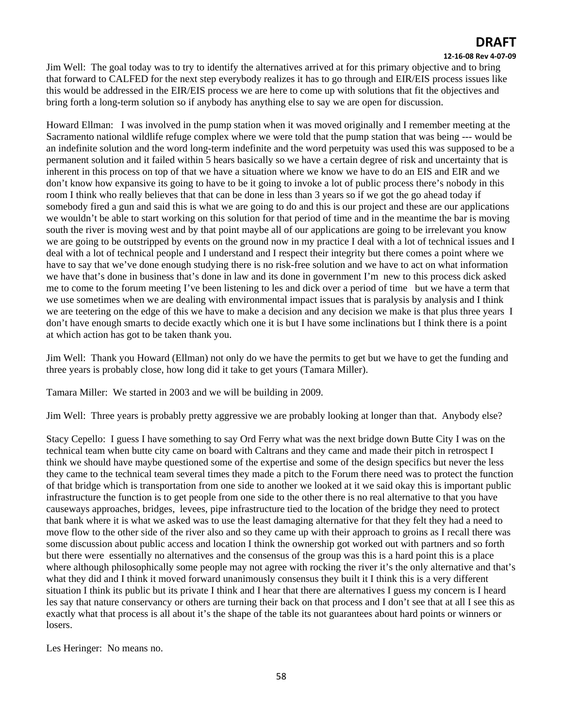Jim Well: The goal today was to try to identify the alternatives arrived at for this primary objective and to bring that forward to CALFED for the next step everybody realizes it has to go through and EIR/EIS process issues like this would be addressed in the EIR/EIS process we are here to come up with solutions that fit the objectives and bring forth a long-term solution so if anybody has anything else to say we are open for discussion.

Howard Ellman: I was involved in the pump station when it was moved originally and I remember meeting at the Sacramento national wildlife refuge complex where we were told that the pump station that was being --- would be an indefinite solution and the word long-term indefinite and the word perpetuity was used this was supposed to be a permanent solution and it failed within 5 hears basically so we have a certain degree of risk and uncertainty that is inherent in this process on top of that we have a situation where we know we have to do an EIS and EIR and we don't know how expansive its going to have to be it going to invoke a lot of public process there's nobody in this room I think who really believes that that can be done in less than 3 years so if we got the go ahead today if somebody fired a gun and said this is what we are going to do and this is our project and these are our applications we wouldn't be able to start working on this solution for that period of time and in the meantime the bar is moving south the river is moving west and by that point maybe all of our applications are going to be irrelevant you know we are going to be outstripped by events on the ground now in my practice I deal with a lot of technical issues and I deal with a lot of technical people and I understand and I respect their integrity but there comes a point where we have to say that we've done enough studying there is no risk-free solution and we have to act on what information we have that's done in business that's done in law and its done in government I'm new to this process dick asked me to come to the forum meeting I've been listening to les and dick over a period of time but we have a term that we use sometimes when we are dealing with environmental impact issues that is paralysis by analysis and I think we are teetering on the edge of this we have to make a decision and any decision we make is that plus three years I don't have enough smarts to decide exactly which one it is but I have some inclinations but I think there is a point at which action has got to be taken thank you.

Jim Well: Thank you Howard (Ellman) not only do we have the permits to get but we have to get the funding and three years is probably close, how long did it take to get yours (Tamara Miller).

Tamara Miller: We started in 2003 and we will be building in 2009.

Jim Well: Three years is probably pretty aggressive we are probably looking at longer than that. Anybody else?

Stacy Cepello: I guess I have something to say Ord Ferry what was the next bridge down Butte City I was on the technical team when butte city came on board with Caltrans and they came and made their pitch in retrospect I think we should have maybe questioned some of the expertise and some of the design specifics but never the less they came to the technical team several times they made a pitch to the Forum there need was to protect the function of that bridge which is transportation from one side to another we looked at it we said okay this is important public infrastructure the function is to get people from one side to the other there is no real alternative to that you have causeways approaches, bridges, levees, pipe infrastructure tied to the location of the bridge they need to protect that bank where it is what we asked was to use the least damaging alternative for that they felt they had a need to move flow to the other side of the river also and so they came up with their approach to groins as I recall there was some discussion about public access and location I think the ownership got worked out with partners and so forth but there were essentially no alternatives and the consensus of the group was this is a hard point this is a place where although philosophically some people may not agree with rocking the river it's the only alternative and that's what they did and I think it moved forward unanimously consensus they built it I think this is a very different situation I think its public but its private I think and I hear that there are alternatives I guess my concern is I heard les say that nature conservancy or others are turning their back on that process and I don't see that at all I see this as exactly what that process is all about it's the shape of the table its not guarantees about hard points or winners or losers.

Les Heringer: No means no.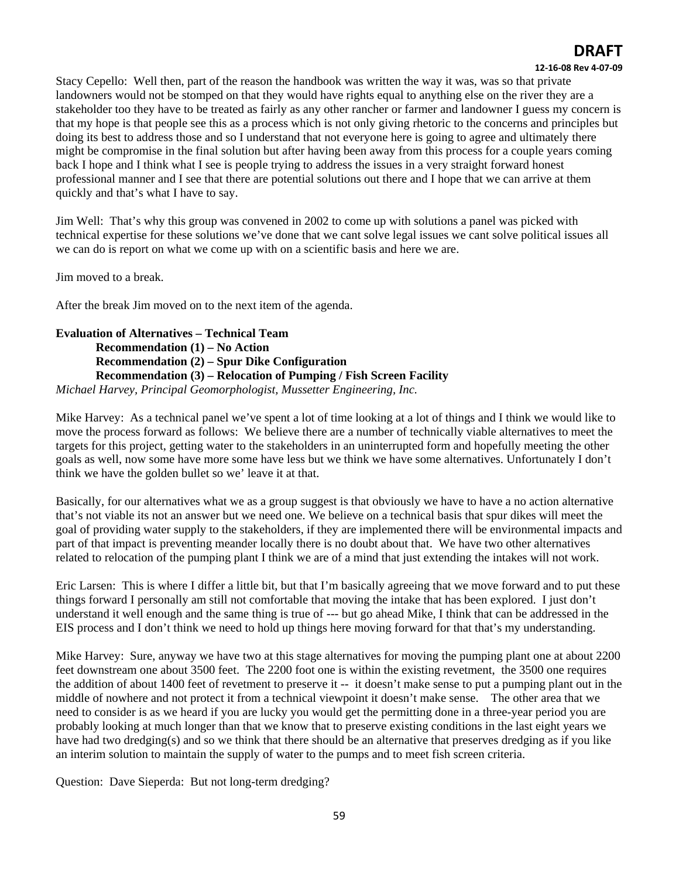Stacy Cepello: Well then, part of the reason the handbook was written the way it was, was so that private landowners would not be stomped on that they would have rights equal to anything else on the river they are a stakeholder too they have to be treated as fairly as any other rancher or farmer and landowner I guess my concern is that my hope is that people see this as a process which is not only giving rhetoric to the concerns and principles but doing its best to address those and so I understand that not everyone here is going to agree and ultimately there might be compromise in the final solution but after having been away from this process for a couple years coming back I hope and I think what I see is people trying to address the issues in a very straight forward honest professional manner and I see that there are potential solutions out there and I hope that we can arrive at them quickly and that's what I have to say.

Jim Well: That's why this group was convened in 2002 to come up with solutions a panel was picked with technical expertise for these solutions we've done that we cant solve legal issues we cant solve political issues all we can do is report on what we come up with on a scientific basis and here we are.

Jim moved to a break.

After the break Jim moved on to the next item of the agenda.

**Evaluation of Alternatives – Technical Team**

**Recommendation (1) – No Action**

**Recommendation (2) – Spur Dike Configuration**

**Recommendation (3) – Relocation of Pumping / Fish Screen Facility**

*Michael Harvey, Principal Geomorphologist, Mussetter Engineering, Inc.*

Mike Harvey: As a technical panel we've spent a lot of time looking at a lot of things and I think we would like to move the process forward as follows: We believe there are a number of technically viable alternatives to meet the targets for this project, getting water to the stakeholders in an uninterrupted form and hopefully meeting the other goals as well, now some have more some have less but we think we have some alternatives. Unfortunately I don't think we have the golden bullet so we' leave it at that.

Basically, for our alternatives what we as a group suggest is that obviously we have to have a no action alternative that's not viable its not an answer but we need one. We believe on a technical basis that spur dikes will meet the goal of providing water supply to the stakeholders, if they are implemented there will be environmental impacts and part of that impact is preventing meander locally there is no doubt about that. We have two other alternatives related to relocation of the pumping plant I think we are of a mind that just extending the intakes will not work.

Eric Larsen: This is where I differ a little bit, but that I'm basically agreeing that we move forward and to put these things forward I personally am still not comfortable that moving the intake that has been explored. I just don't understand it well enough and the same thing is true of --- but go ahead Mike, I think that can be addressed in the EIS process and I don't think we need to hold up things here moving forward for that that's my understanding.

Mike Harvey: Sure, anyway we have two at this stage alternatives for moving the pumping plant one at about 2200 feet downstream one about 3500 feet. The 2200 foot one is within the existing revetment, the 3500 one requires the addition of about 1400 feet of revetment to preserve it -- it doesn't make sense to put a pumping plant out in the middle of nowhere and not protect it from a technical viewpoint it doesn't make sense. The other area that we need to consider is as we heard if you are lucky you would get the permitting done in a three-year period you are probably looking at much longer than that we know that to preserve existing conditions in the last eight years we have had two dredging(s) and so we think that there should be an alternative that preserves dredging as if you like an interim solution to maintain the supply of water to the pumps and to meet fish screen criteria.

Question: Dave Sieperda: But not long-term dredging?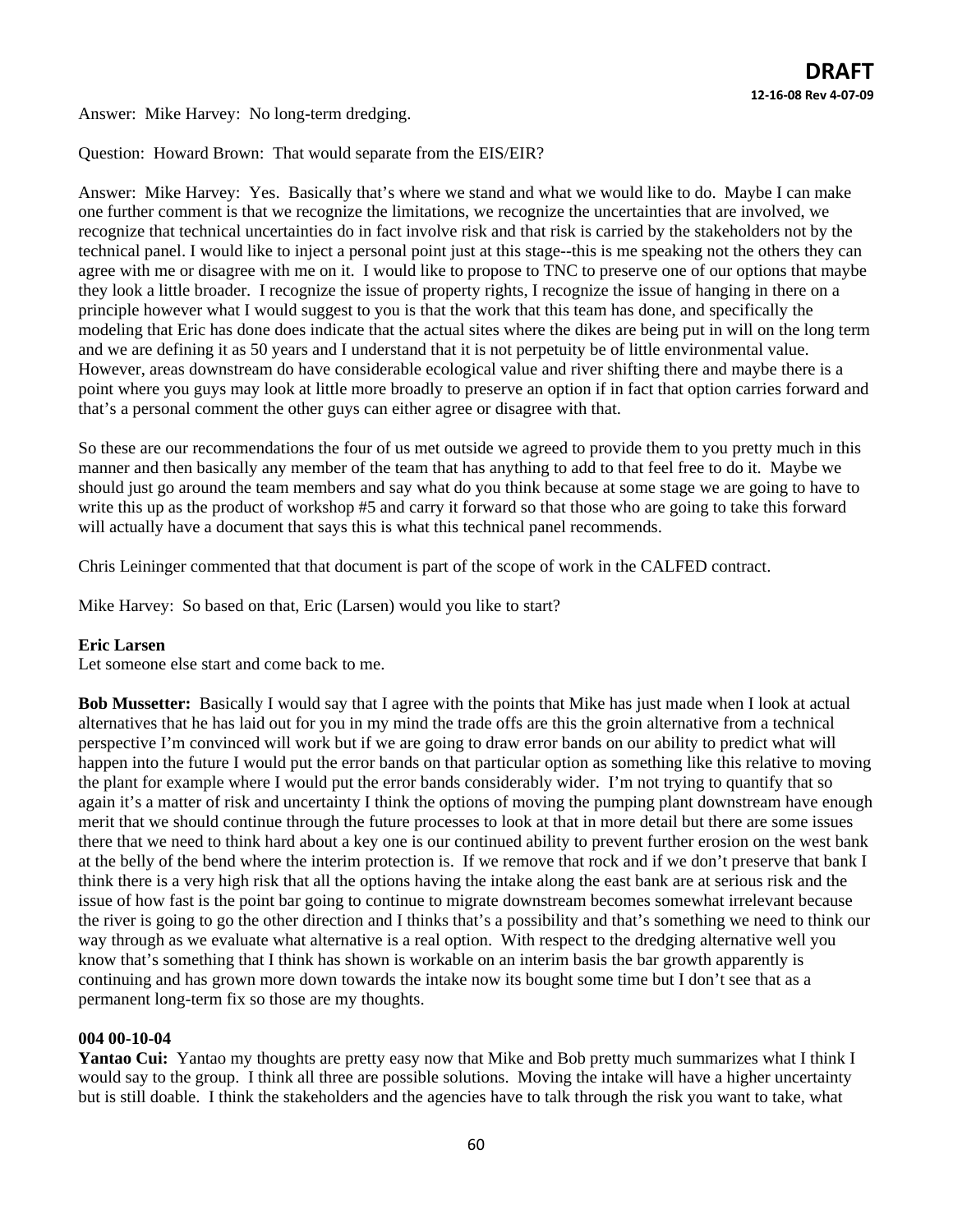Answer: Mike Harvey: No long-term dredging.

Question: Howard Brown: That would separate from the EIS/EIR?

Answer: Mike Harvey: Yes. Basically that's where we stand and what we would like to do. Maybe I can make one further comment is that we recognize the limitations, we recognize the uncertainties that are involved, we recognize that technical uncertainties do in fact involve risk and that risk is carried by the stakeholders not by the technical panel. I would like to inject a personal point just at this stage--this is me speaking not the others they can agree with me or disagree with me on it. I would like to propose to TNC to preserve one of our options that maybe they look a little broader. I recognize the issue of property rights, I recognize the issue of hanging in there on a principle however what I would suggest to you is that the work that this team has done, and specifically the modeling that Eric has done does indicate that the actual sites where the dikes are being put in will on the long term and we are defining it as 50 years and I understand that it is not perpetuity be of little environmental value. However, areas downstream do have considerable ecological value and river shifting there and maybe there is a point where you guys may look at little more broadly to preserve an option if in fact that option carries forward and that's a personal comment the other guys can either agree or disagree with that.

So these are our recommendations the four of us met outside we agreed to provide them to you pretty much in this manner and then basically any member of the team that has anything to add to that feel free to do it. Maybe we should just go around the team members and say what do you think because at some stage we are going to have to write this up as the product of workshop #5 and carry it forward so that those who are going to take this forward will actually have a document that says this is what this technical panel recommends.

Chris Leininger commented that that document is part of the scope of work in the CALFED contract.

Mike Harvey: So based on that, Eric (Larsen) would you like to start?

**Eric Larsen**
Let someone else start and come back to me.

**Bob Mussetter:** Basically I would say that I agree with the points that Mike has just made when I look at actual alternatives that he has laid out for you in my mind the trade offs are this the groin alternative from a technical perspective I'm convinced will work but if we are going to draw error bands on our ability to predict what will happen into the future I would put the error bands on that particular option as something like this relative to moving the plant for example where I would put the error bands considerably wider. I'm not trying to quantify that so again it's a matter of risk and uncertainty I think the options of moving the pumping plant downstream have enough merit that we should continue through the future processes to look at that in more detail but there are some issues there that we need to think hard about a key one is our continued ability to prevent further erosion on the west bank at the belly of the bend where the interim protection is. If we remove that rock and if we don't preserve that bank I think there is a very high risk that all the options having the intake along the east bank are at serious risk and the issue of how fast is the point bar going to continue to migrate downstream becomes somewhat irrelevant because the river is going to go the other direction and I thinks that's a possibility and that's something we need to think our way through as we evaluate what alternative is a real option. With respect to the dredging alternative well you know that's something that I think has shown is workable on an interim basis the bar growth apparently is continuing and has grown more down towards the intake now its bought some time but I don't see that as a permanent long-term fix so those are my thoughts.

**004 00-10-04**
**Yantao Cui:** Yantao my thoughts are pretty easy now that Mike and Bob pretty much summarizes what I think I would say to the group. I think all three are possible solutions. Moving the intake will have a higher uncertainty but is still doable. I think the stakeholders and the agencies have to talk through the risk you want to take, what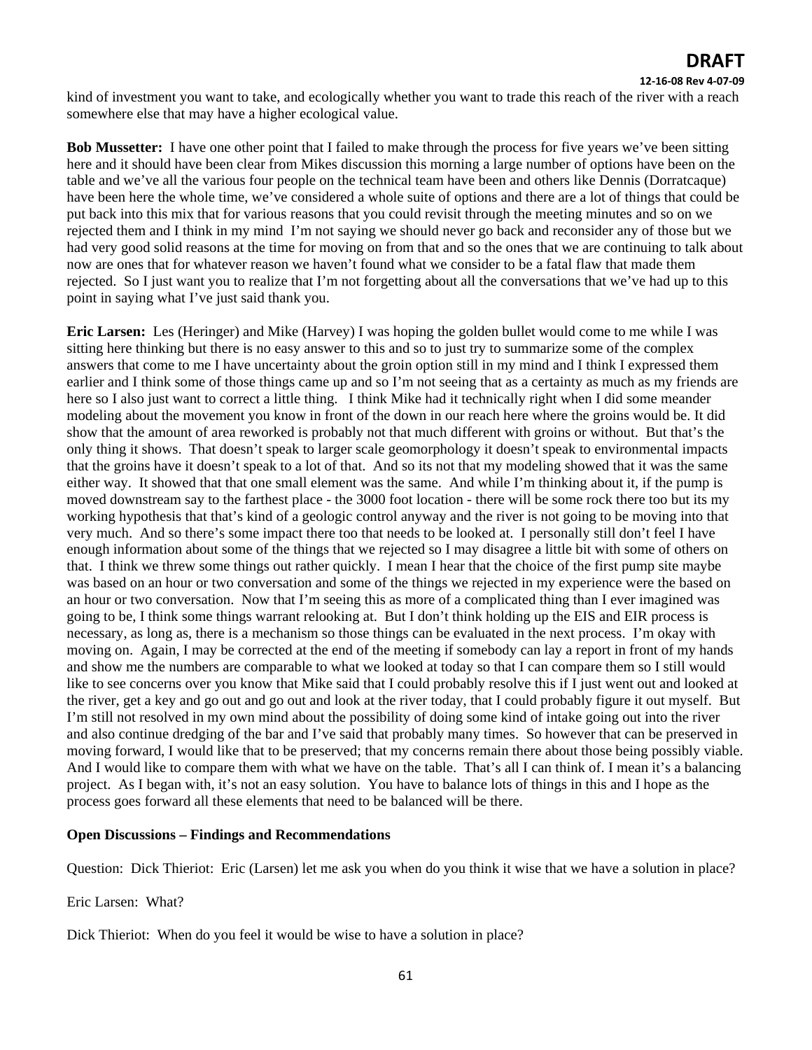kind of investment you want to take, and ecologically whether you want to trade this reach of the river with a reach somewhere else that may have a higher ecological value.

**Bob Mussetter:** I have one other point that I failed to make through the process for five years we've been sitting here and it should have been clear from Mikes discussion this morning a large number of options have been on the table and we've all the various four people on the technical team have been and others like Dennis (Dorratcaque) have been here the whole time, we've considered a whole suite of options and there are a lot of things that could be put back into this mix that for various reasons that you could revisit through the meeting minutes and so on we rejected them and I think in my mind I'm not saying we should never go back and reconsider any of those but we had very good solid reasons at the time for moving on from that and so the ones that we are continuing to talk about now are ones that for whatever reason we haven't found what we consider to be a fatal flaw that made them rejected. So I just want you to realize that I'm not forgetting about all the conversations that we've had up to this point in saying what I've just said thank you.

**Eric Larsen:** Les (Heringer) and Mike (Harvey) I was hoping the golden bullet would come to me while I was sitting here thinking but there is no easy answer to this and so to just try to summarize some of the complex answers that come to me I have uncertainty about the groin option still in my mind and I think I expressed them earlier and I think some of those things came up and so I'm not seeing that as a certainty as much as my friends are here so I also just want to correct a little thing. I think Mike had it technically right when I did some meander modeling about the movement you know in front of the down in our reach here where the groins would be. It did show that the amount of area reworked is probably not that much different with groins or without. But that's the only thing it shows. That doesn't speak to larger scale geomorphology it doesn't speak to environmental impacts that the groins have it doesn't speak to a lot of that. And so its not that my modeling showed that it was the same either way. It showed that that one small element was the same. And while I'm thinking about it, if the pump is moved downstream say to the farthest place - the 3000 foot location - there will be some rock there too but its my working hypothesis that that's kind of a geologic control anyway and the river is not going to be moving into that very much. And so there's some impact there too that needs to be looked at. I personally still don't feel I have enough information about some of the things that we rejected so I may disagree a little bit with some of others on that. I think we threw some things out rather quickly. I mean I hear that the choice of the first pump site maybe was based on an hour or two conversation and some of the things we rejected in my experience were the based on an hour or two conversation. Now that I'm seeing this as more of a complicated thing than I ever imagined was going to be, I think some things warrant relooking at. But I don't think holding up the EIS and EIR process is necessary, as long as, there is a mechanism so those things can be evaluated in the next process. I'm okay with moving on. Again, I may be corrected at the end of the meeting if somebody can lay a report in front of my hands and show me the numbers are comparable to what we looked at today so that I can compare them so I still would like to see concerns over you know that Mike said that I could probably resolve this if I just went out and looked at the river, get a key and go out and go out and look at the river today, that I could probably figure it out myself. But I'm still not resolved in my own mind about the possibility of doing some kind of intake going out into the river and also continue dredging of the bar and I've said that probably many times. So however that can be preserved in moving forward, I would like that to be preserved; that my concerns remain there about those being possibly viable. And I would like to compare them with what we have on the table. That's all I can think of. I mean it's a balancing project. As I began with, it's not an easy solution. You have to balance lots of things in this and I hope as the process goes forward all these elements that need to be balanced will be there.

**Open Discussions – Findings and Recommendations**

Question: Dick Thieriot: Eric (Larsen) let me ask you when do you think it wise that we have a solution in place?

Eric Larsen: What?

Dick Thieriot: When do you feel it would be wise to have a solution in place?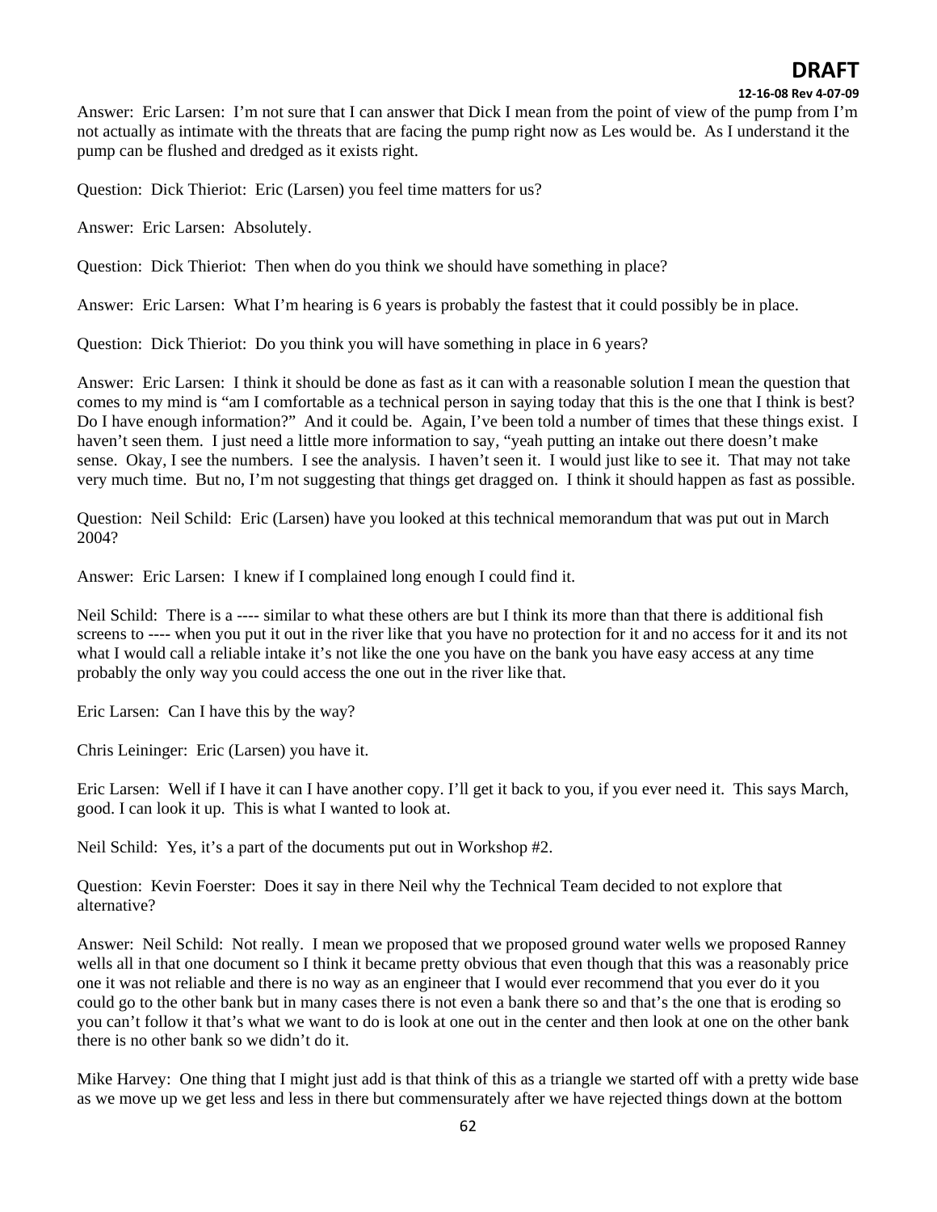Answer: Eric Larsen: I'm not sure that I can answer that Dick I mean from the point of view of the pump from I'm not actually as intimate with the threats that are facing the pump right now as Les would be. As I understand it the pump can be flushed and dredged as it exists right.

Question: Dick Thieriot: Eric (Larsen) you feel time matters for us?

Answer: Eric Larsen: Absolutely.

Question: Dick Thieriot: Then when do you think we should have something in place?

Answer: Eric Larsen: What I'm hearing is 6 years is probably the fastest that it could possibly be in place.

Question: Dick Thieriot: Do you think you will have something in place in 6 years?

Answer: Eric Larsen: I think it should be done as fast as it can with a reasonable solution I mean the question that comes to my mind is "am I comfortable as a technical person in saying today that this is the one that I think is best? Do I have enough information?" And it could be. Again, I've been told a number of times that these things exist. I haven't seen them. I just need a little more information to say, "yeah putting an intake out there doesn't make sense. Okay, I see the numbers. I see the analysis. I haven't seen it. I would just like to see it. That may not take very much time. But no, I'm not suggesting that things get dragged on. I think it should happen as fast as possible.

Question: Neil Schild: Eric (Larsen) have you looked at this technical memorandum that was put out in March 2004?

Answer: Eric Larsen: I knew if I complained long enough I could find it.

Neil Schild: There is a ---- similar to what these others are but I think its more than that there is additional fish screens to ---- when you put it out in the river like that you have no protection for it and no access for it and its not what I would call a reliable intake it's not like the one you have on the bank you have easy access at any time probably the only way you could access the one out in the river like that.

Eric Larsen: Can I have this by the way?

Chris Leininger: Eric (Larsen) you have it.

Eric Larsen: Well if I have it can I have another copy. I'll get it back to you, if you ever need it. This says March, good. I can look it up. This is what I wanted to look at.

Neil Schild: Yes, it's a part of the documents put out in Workshop #2.

Question: Kevin Foerster: Does it say in there Neil why the Technical Team decided to not explore that alternative?

Answer: Neil Schild: Not really. I mean we proposed that we proposed ground water wells we proposed Ranney wells all in that one document so I think it became pretty obvious that even though that this was a reasonably price one it was not reliable and there is no way as an engineer that I would ever recommend that you ever do it you could go to the other bank but in many cases there is not even a bank there so and that's the one that is eroding so you can't follow it that's what we want to do is look at one out in the center and then look at one on the other bank there is no other bank so we didn't do it.

Mike Harvey: One thing that I might just add is that think of this as a triangle we started off with a pretty wide base as we move up we get less and less in there but commensurately after we have rejected things down at the bottom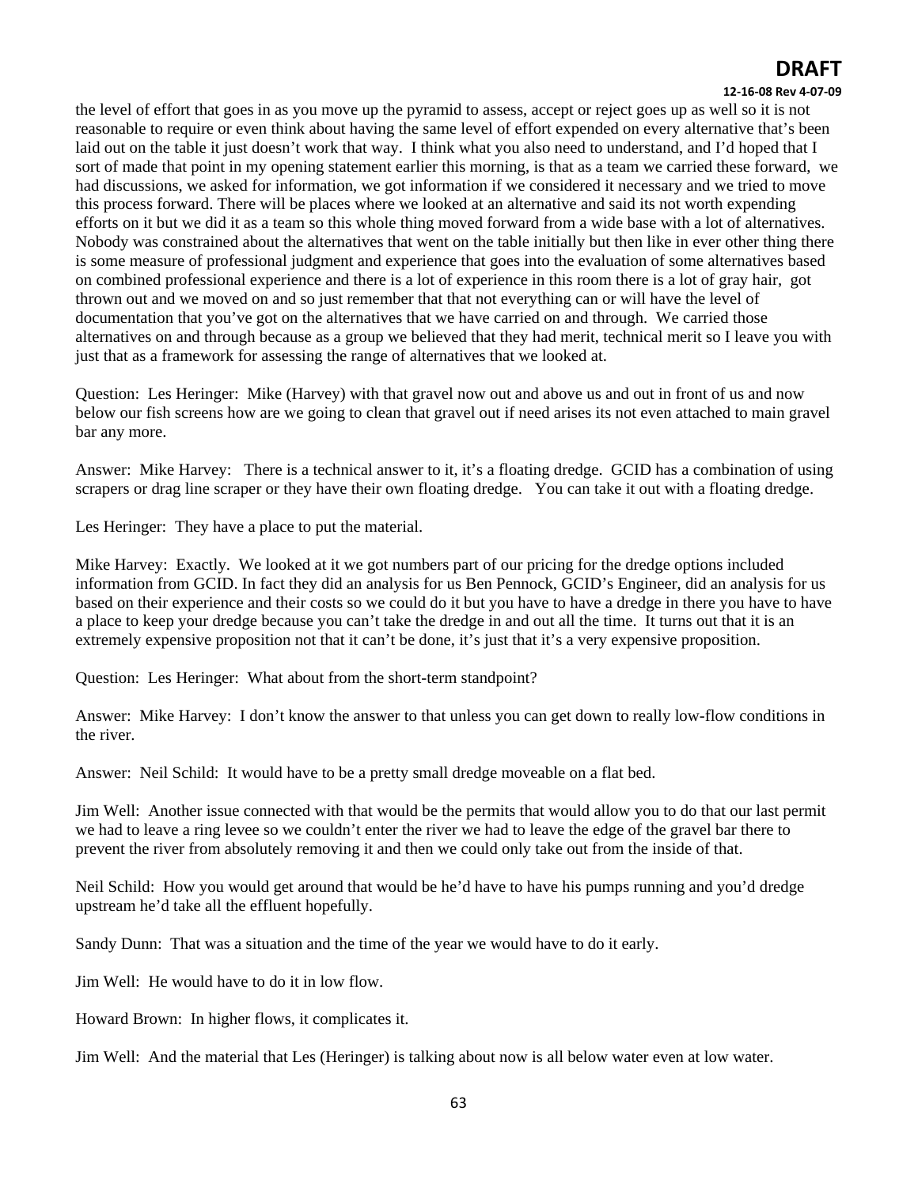the level of effort that goes in as you move up the pyramid to assess, accept or reject goes up as well so it is not reasonable to require or even think about having the same level of effort expended on every alternative that's been laid out on the table it just doesn't work that way. I think what you also need to understand, and I'd hoped that I sort of made that point in my opening statement earlier this morning, is that as a team we carried these forward, we had discussions, we asked for information, we got information if we considered it necessary and we tried to move this process forward. There will be places where we looked at an alternative and said its not worth expending efforts on it but we did it as a team so this whole thing moved forward from a wide base with a lot of alternatives. Nobody was constrained about the alternatives that went on the table initially but then like in ever other thing there is some measure of professional judgment and experience that goes into the evaluation of some alternatives based on combined professional experience and there is a lot of experience in this room there is a lot of gray hair, got thrown out and we moved on and so just remember that that not everything can or will have the level of documentation that you've got on the alternatives that we have carried on and through. We carried those alternatives on and through because as a group we believed that they had merit, technical merit so I leave you with just that as a framework for assessing the range of alternatives that we looked at.

Question: Les Heringer: Mike (Harvey) with that gravel now out and above us and out in front of us and now below our fish screens how are we going to clean that gravel out if need arises its not even attached to main gravel bar any more.

Answer: Mike Harvey: There is a technical answer to it, it's a floating dredge. GCID has a combination of using scrapers or drag line scraper or they have their own floating dredge. You can take it out with a floating dredge.

Les Heringer: They have a place to put the material.

Mike Harvey: Exactly. We looked at it we got numbers part of our pricing for the dredge options included information from GCID. In fact they did an analysis for us Ben Pennock, GCID's Engineer, did an analysis for us based on their experience and their costs so we could do it but you have to have a dredge in there you have to have a place to keep your dredge because you can't take the dredge in and out all the time. It turns out that it is an extremely expensive proposition not that it can't be done, it's just that it's a very expensive proposition.

Question: Les Heringer: What about from the short-term standpoint?

Answer: Mike Harvey: I don't know the answer to that unless you can get down to really low-flow conditions in the river.

Answer: Neil Schild: It would have to be a pretty small dredge moveable on a flat bed.

Jim Well: Another issue connected with that would be the permits that would allow you to do that our last permit we had to leave a ring levee so we couldn't enter the river we had to leave the edge of the gravel bar there to prevent the river from absolutely removing it and then we could only take out from the inside of that.

Neil Schild: How you would get around that would be he'd have to have his pumps running and you'd dredge upstream he'd take all the effluent hopefully.

Sandy Dunn: That was a situation and the time of the year we would have to do it early.

Jim Well: He would have to do it in low flow.

Howard Brown: In higher flows, it complicates it.

Jim Well: And the material that Les (Heringer) is talking about now is all below water even at low water.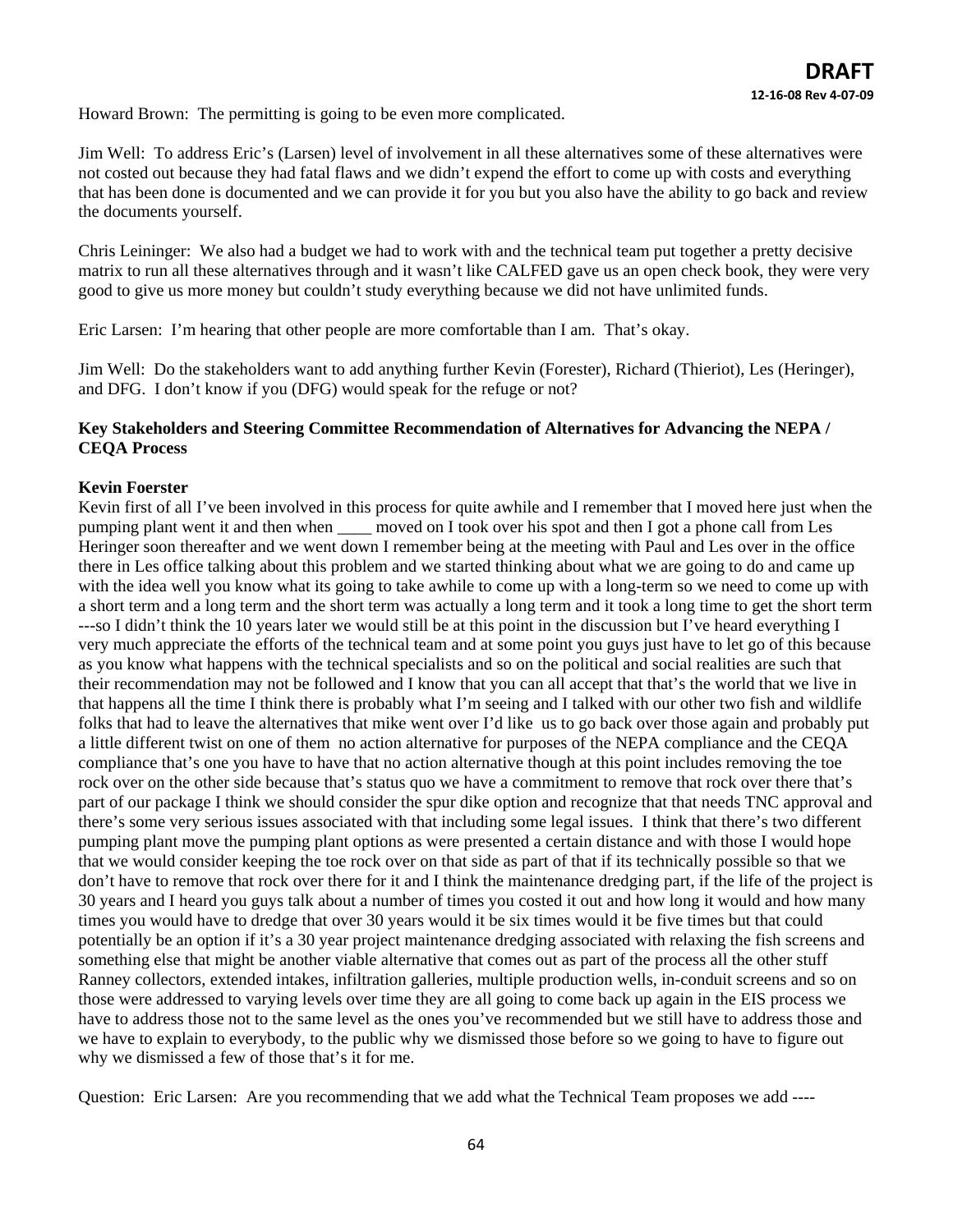Howard Brown: The permitting is going to be even more complicated.

Jim Well: To address Eric's (Larsen) level of involvement in all these alternatives some of these alternatives were not costed out because they had fatal flaws and we didn't expend the effort to come up with costs and everything that has been done is documented and we can provide it for you but you also have the ability to go back and review the documents yourself.

Chris Leininger: We also had a budget we had to work with and the technical team put together a pretty decisive matrix to run all these alternatives through and it wasn't like CALFED gave us an open check book, they were very good to give us more money but couldn't study everything because we did not have unlimited funds.

Eric Larsen: I'm hearing that other people are more comfortable than I am. That's okay.

Jim Well: Do the stakeholders want to add anything further Kevin (Forester), Richard (Thieriot), Les (Heringer), and DFG. I don't know if you (DFG) would speak for the refuge or not?

**Key Stakeholders and Steering Committee Recommendation of Alternatives for Advancing the NEPA / CEQA Process**

**Kevin Foerster**

Kevin first of all I've been involved in this process for quite awhile and I remember that I moved here just when the pumping plant went it and then when ____ moved on I took over his spot and then I got a phone call from Les Heringer soon thereafter and we went down I remember being at the meeting with Paul and Les over in the office there in Les office talking about this problem and we started thinking about what we are going to do and came up with the idea well you know what its going to take awhile to come up with a long-term so we need to come up with a short term and a long term and the short term was actually a long term and it took a long time to get the short term ---so I didn't think the 10 years later we would still be at this point in the discussion but I've heard everything I very much appreciate the efforts of the technical team and at some point you guys just have to let go of this because as you know what happens with the technical specialists and so on the political and social realities are such that their recommendation may not be followed and I know that you can all accept that that's the world that we live in that happens all the time I think there is probably what I'm seeing and I talked with our other two fish and wildlife folks that had to leave the alternatives that mike went over I'd like us to go back over those again and probably put a little different twist on one of them no action alternative for purposes of the NEPA compliance and the CEQA compliance that's one you have to have that no action alternative though at this point includes removing the toe rock over on the other side because that's status quo we have a commitment to remove that rock over there that's part of our package I think we should consider the spur dike option and recognize that that needs TNC approval and there's some very serious issues associated with that including some legal issues. I think that there's two different pumping plant move the pumping plant options as were presented a certain distance and with those I would hope that we would consider keeping the toe rock over on that side as part of that if its technically possible so that we don't have to remove that rock over there for it and I think the maintenance dredging part, if the life of the project is 30 years and I heard you guys talk about a number of times you costed it out and how long it would and how many times you would have to dredge that over 30 years would it be six times would it be five times but that could potentially be an option if it's a 30 year project maintenance dredging associated with relaxing the fish screens and something else that might be another viable alternative that comes out as part of the process all the other stuff Ranney collectors, extended intakes, infiltration galleries, multiple production wells, in-conduit screens and so on those were addressed to varying levels over time they are all going to come back up again in the EIS process we have to address those not to the same level as the ones you've recommended but we still have to address those and we have to explain to everybody, to the public why we dismissed those before so we going to have to figure out why we dismissed a few of those that's it for me.

Question: Eric Larsen: Are you recommending that we add what the Technical Team proposes we add ----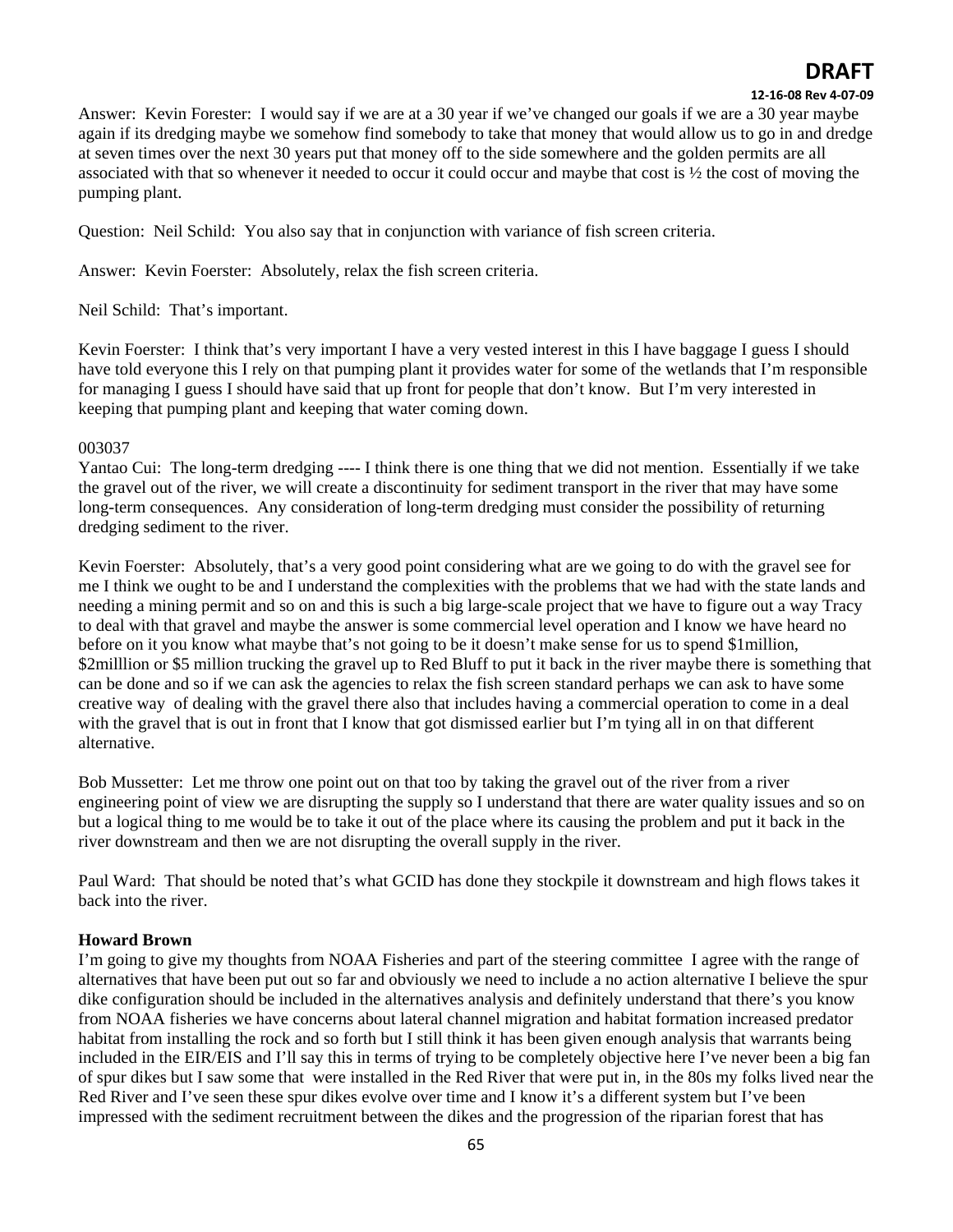Answer: Kevin Forester: I would say if we are at a 30 year if we've changed our goals if we are a 30 year maybe again if its dredging maybe we somehow find somebody to take that money that would allow us to go in and dredge at seven times over the next 30 years put that money off to the side somewhere and the golden permits are all associated with that so whenever it needed to occur it could occur and maybe that cost is ½ the cost of moving the pumping plant.

Question: Neil Schild: You also say that in conjunction with variance of fish screen criteria.

Answer: Kevin Foerster: Absolutely, relax the fish screen criteria.

Neil Schild: That's important.

Kevin Foerster: I think that's very important I have a very vested interest in this I have baggage I guess I should have told everyone this I rely on that pumping plant it provides water for some of the wetlands that I'm responsible for managing I guess I should have said that up front for people that don't know. But I'm very interested in keeping that pumping plant and keeping that water coming down.

003037

Yantao Cui: The long-term dredging ---- I think there is one thing that we did not mention. Essentially if we take the gravel out of the river, we will create a discontinuity for sediment transport in the river that may have some long-term consequences. Any consideration of long-term dredging must consider the possibility of returning dredging sediment to the river.

Kevin Foerster: Absolutely, that's a very good point considering what are we going to do with the gravel see for me I think we ought to be and I understand the complexities with the problems that we had with the state lands and needing a mining permit and so on and this is such a big large-scale project that we have to figure out a way Tracy to deal with that gravel and maybe the answer is some commercial level operation and I know we have heard no before on it you know what maybe that's not going to be it doesn't make sense for us to spend $1million, $2milllion or $5 million trucking the gravel up to Red Bluff to put it back in the river maybe there is something that can be done and so if we can ask the agencies to relax the fish screen standard perhaps we can ask to have some creative way of dealing with the gravel there also that includes having a commercial operation to come in a deal with the gravel that is out in front that I know that got dismissed earlier but I'm tying all in on that different alternative.

Bob Mussetter: Let me throw one point out on that too by taking the gravel out of the river from a river engineering point of view we are disrupting the supply so I understand that there are water quality issues and so on but a logical thing to me would be to take it out of the place where its causing the problem and put it back in the river downstream and then we are not disrupting the overall supply in the river.

Paul Ward: That should be noted that's what GCID has done they stockpile it downstream and high flows takes it back into the river.

**Howard Brown**

I'm going to give my thoughts from NOAA Fisheries and part of the steering committee I agree with the range of alternatives that have been put out so far and obviously we need to include a no action alternative I believe the spur dike configuration should be included in the alternatives analysis and definitely understand that there's you know from NOAA fisheries we have concerns about lateral channel migration and habitat formation increased predator habitat from installing the rock and so forth but I still think it has been given enough analysis that warrants being included in the EIR/EIS and I'll say this in terms of trying to be completely objective here I've never been a big fan of spur dikes but I saw some that were installed in the Red River that were put in, in the 80s my folks lived near the Red River and I've seen these spur dikes evolve over time and I know it's a different system but I've been impressed with the sediment recruitment between the dikes and the progression of the riparian forest that has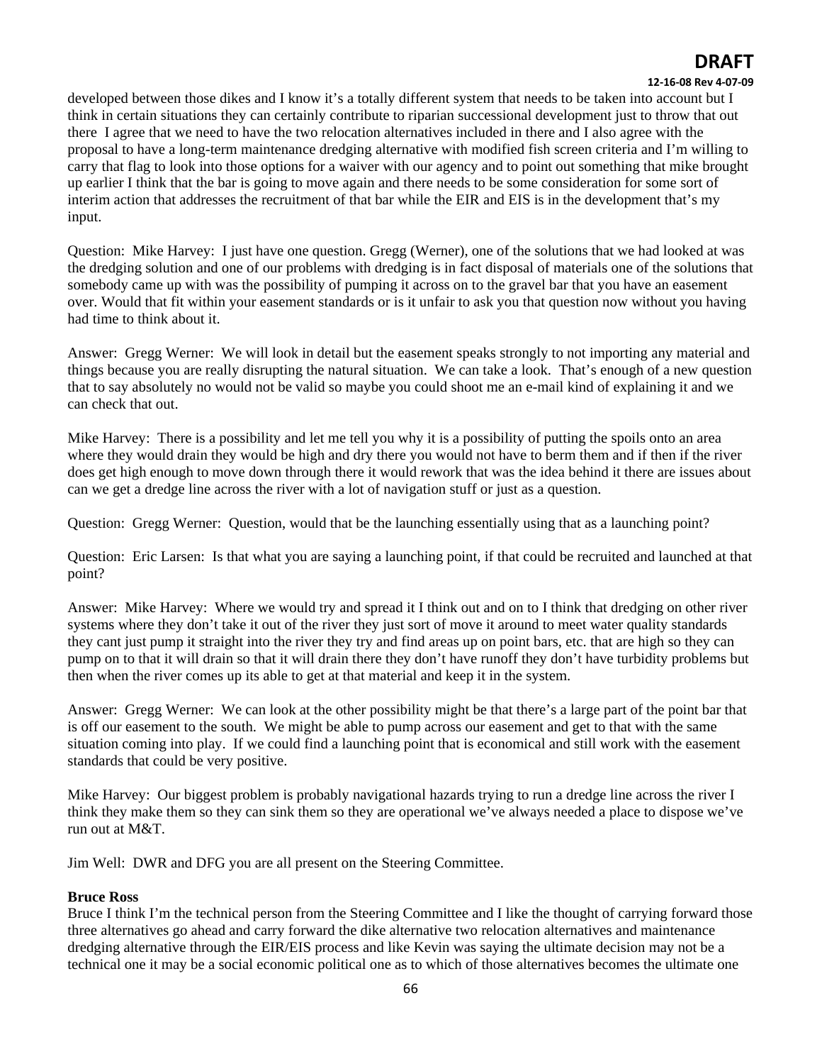developed between those dikes and I know it's a totally different system that needs to be taken into account but I think in certain situations they can certainly contribute to riparian successional development just to throw that out there I agree that we need to have the two relocation alternatives included in there and I also agree with the proposal to have a long-term maintenance dredging alternative with modified fish screen criteria and I'm willing to carry that flag to look into those options for a waiver with our agency and to point out something that mike brought up earlier I think that the bar is going to move again and there needs to be some consideration for some sort of interim action that addresses the recruitment of that bar while the EIR and EIS is in the development that's my input.

Question: Mike Harvey: I just have one question. Gregg (Werner), one of the solutions that we had looked at was the dredging solution and one of our problems with dredging is in fact disposal of materials one of the solutions that somebody came up with was the possibility of pumping it across on to the gravel bar that you have an easement over. Would that fit within your easement standards or is it unfair to ask you that question now without you having had time to think about it.

Answer: Gregg Werner: We will look in detail but the easement speaks strongly to not importing any material and things because you are really disrupting the natural situation. We can take a look. That's enough of a new question that to say absolutely no would not be valid so maybe you could shoot me an e-mail kind of explaining it and we can check that out.

Mike Harvey: There is a possibility and let me tell you why it is a possibility of putting the spoils onto an area where they would drain they would be high and dry there you would not have to berm them and if then if the river does get high enough to move down through there it would rework that was the idea behind it there are issues about can we get a dredge line across the river with a lot of navigation stuff or just as a question.

Question: Gregg Werner: Question, would that be the launching essentially using that as a launching point?

Question: Eric Larsen: Is that what you are saying a launching point, if that could be recruited and launched at that point?

Answer: Mike Harvey: Where we would try and spread it I think out and on to I think that dredging on other river systems where they don't take it out of the river they just sort of move it around to meet water quality standards they cant just pump it straight into the river they try and find areas up on point bars, etc. that are high so they can pump on to that it will drain so that it will drain there they don't have runoff they don't have turbidity problems but then when the river comes up its able to get at that material and keep it in the system.

Answer: Gregg Werner: We can look at the other possibility might be that there's a large part of the point bar that is off our easement to the south. We might be able to pump across our easement and get to that with the same situation coming into play. If we could find a launching point that is economical and still work with the easement standards that could be very positive.

Mike Harvey: Our biggest problem is probably navigational hazards trying to run a dredge line across the river I think they make them so they can sink them so they are operational we've always needed a place to dispose we've run out at M&T.

Jim Well: DWR and DFG you are all present on the Steering Committee.

**Bruce Ross**

Bruce I think I'm the technical person from the Steering Committee and I like the thought of carrying forward those three alternatives go ahead and carry forward the dike alternative two relocation alternatives and maintenance dredging alternative through the EIR/EIS process and like Kevin was saying the ultimate decision may not be a technical one it may be a social economic political one as to which of those alternatives becomes the ultimate one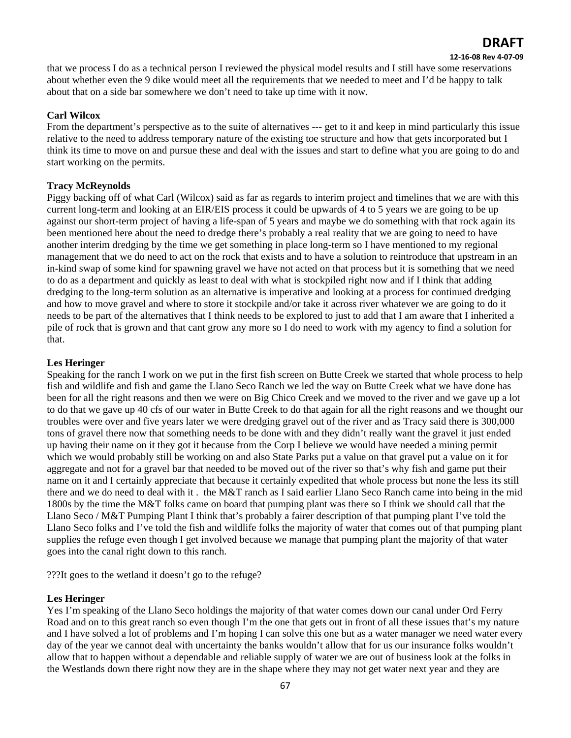that we process I do as a technical person I reviewed the physical model results and I still have some reservations about whether even the 9 dike would meet all the requirements that we needed to meet and I'd be happy to talk about that on a side bar somewhere we don't need to take up time with it now.

**Carl Wilcox**

From the department's perspective as to the suite of alternatives --- get to it and keep in mind particularly this issue relative to the need to address temporary nature of the existing toe structure and how that gets incorporated but I think its time to move on and pursue these and deal with the issues and start to define what you are going to do and start working on the permits.

**Tracy McReynolds**

Piggy backing off of what Carl (Wilcox) said as far as regards to interim project and timelines that we are with this current long-term and looking at an EIR/EIS process it could be upwards of 4 to 5 years we are going to be up against our short-term project of having a life-span of 5 years and maybe we do something with that rock again its been mentioned here about the need to dredge there's probably a real reality that we are going to need to have another interim dredging by the time we get something in place long-term so I have mentioned to my regional management that we do need to act on the rock that exists and to have a solution to reintroduce that upstream in an in-kind swap of some kind for spawning gravel we have not acted on that process but it is something that we need to do as a department and quickly as least to deal with what is stockpiled right now and if I think that adding dredging to the long-term solution as an alternative is imperative and looking at a process for continued dredging and how to move gravel and where to store it stockpile and/or take it across river whatever we are going to do it needs to be part of the alternatives that I think needs to be explored to just to add that I am aware that I inherited a pile of rock that is grown and that cant grow any more so I do need to work with my agency to find a solution for that.

**Les Heringer**

Speaking for the ranch I work on we put in the first fish screen on Butte Creek we started that whole process to help fish and wildlife and fish and game the Llano Seco Ranch we led the way on Butte Creek what we have done has been for all the right reasons and then we were on Big Chico Creek and we moved to the river and we gave up a lot to do that we gave up 40 cfs of our water in Butte Creek to do that again for all the right reasons and we thought our troubles were over and five years later we were dredging gravel out of the river and as Tracy said there is 300,000 tons of gravel there now that something needs to be done with and they didn't really want the gravel it just ended up having their name on it they got it because from the Corp I believe we would have needed a mining permit which we would probably still be working on and also State Parks put a value on that gravel put a value on it for aggregate and not for a gravel bar that needed to be moved out of the river so that's why fish and game put their name on it and I certainly appreciate that because it certainly expedited that whole process but none the less its still there and we do need to deal with it . the M&T ranch as I said earlier Llano Seco Ranch came into being in the mid 1800s by the time the M&T folks came on board that pumping plant was there so I think we should call that the Llano Seco / M&T Pumping Plant I think that's probably a fairer description of that pumping plant I've told the Llano Seco folks and I've told the fish and wildlife folks the majority of water that comes out of that pumping plant supplies the refuge even though I get involved because we manage that pumping plant the majority of that water goes into the canal right down to this ranch.

???It goes to the wetland it doesn't go to the refuge?

**Les Heringer**

Yes I'm speaking of the Llano Seco holdings the majority of that water comes down our canal under Ord Ferry Road and on to this great ranch so even though I'm the one that gets out in front of all these issues that's my nature and I have solved a lot of problems and I'm hoping I can solve this one but as a water manager we need water every day of the year we cannot deal with uncertainty the banks wouldn't allow that for us our insurance folks wouldn't allow that to happen without a dependable and reliable supply of water we are out of business look at the folks in the Westlands down there right now they are in the shape where they may not get water next year and they are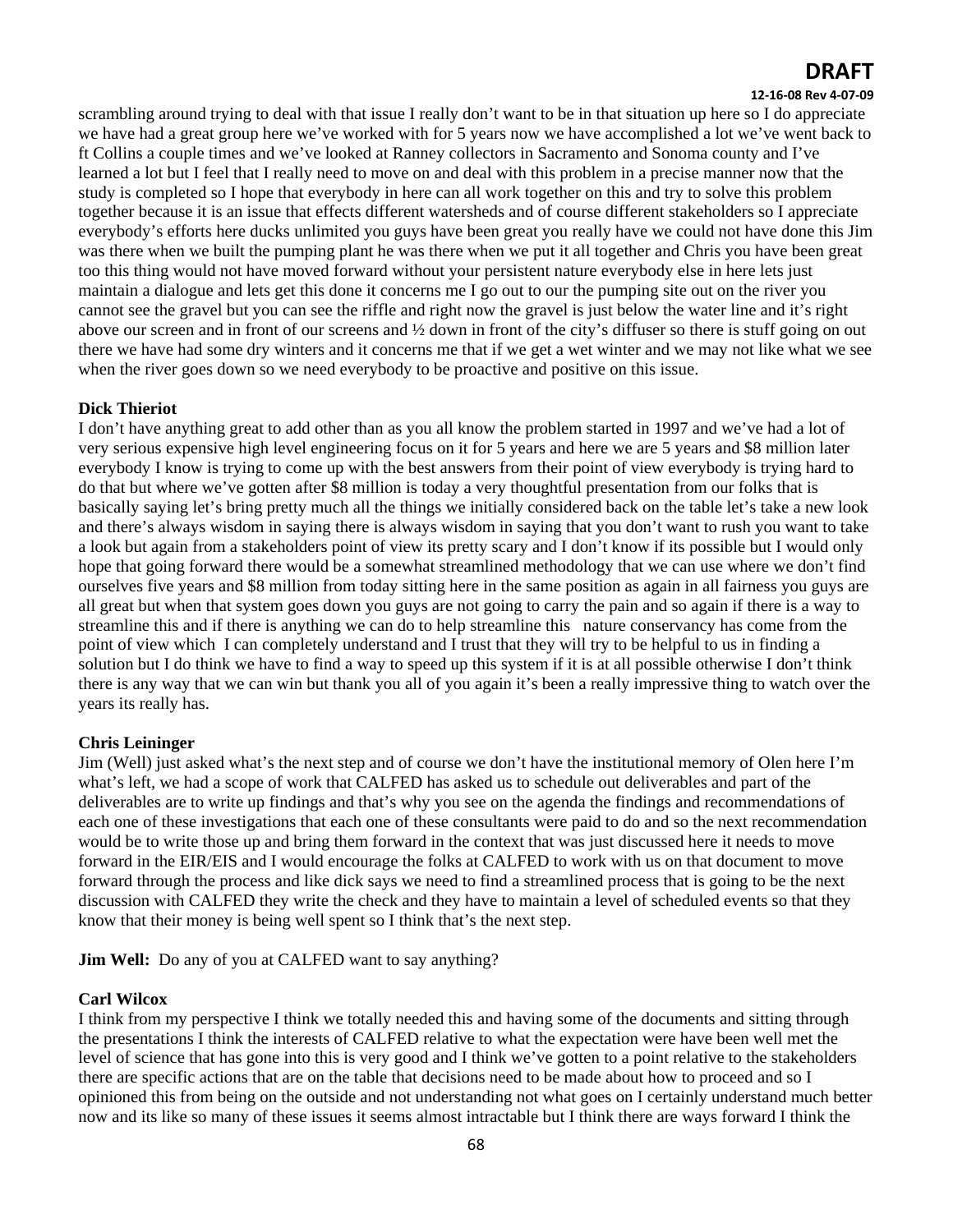scrambling around trying to deal with that issue I really don't want to be in that situation up here so I do appreciate we have had a great group here we've worked with for 5 years now we have accomplished a lot we've went back to ft Collins a couple times and we've looked at Ranney collectors in Sacramento and Sonoma county and I've learned a lot but I feel that I really need to move on and deal with this problem in a precise manner now that the study is completed so I hope that everybody in here can all work together on this and try to solve this problem together because it is an issue that effects different watersheds and of course different stakeholders so I appreciate everybody's efforts here ducks unlimited you guys have been great you really have we could not have done this Jim was there when we built the pumping plant he was there when we put it all together and Chris you have been great too this thing would not have moved forward without your persistent nature everybody else in here lets just maintain a dialogue and lets get this done it concerns me I go out to our the pumping site out on the river you cannot see the gravel but you can see the riffle and right now the gravel is just below the water line and it's right above our screen and in front of our screens and ½ down in front of the city's diffuser so there is stuff going on out there we have had some dry winters and it concerns me that if we get a wet winter and we may not like what we see when the river goes down so we need everybody to be proactive and positive on this issue.

**Dick Thieriot**

I don't have anything great to add other than as you all know the problem started in 1997 and we've had a lot of very serious expensive high level engineering focus on it for 5 years and here we are 5 years and $8 million later everybody I know is trying to come up with the best answers from their point of view everybody is trying hard to do that but where we've gotten after $8 million is today a very thoughtful presentation from our folks that is basically saying let's bring pretty much all the things we initially considered back on the table let's take a new look and there's always wisdom in saying there is always wisdom in saying that you don't want to rush you want to take a look but again from a stakeholders point of view its pretty scary and I don't know if its possible but I would only hope that going forward there would be a somewhat streamlined methodology that we can use where we don't find ourselves five years and $8 million from today sitting here in the same position as again in all fairness you guys are all great but when that system goes down you guys are not going to carry the pain and so again if there is a way to streamline this and if there is anything we can do to help streamline this nature conservancy has come from the point of view which I can completely understand and I trust that they will try to be helpful to us in finding a solution but I do think we have to find a way to speed up this system if it is at all possible otherwise I don't think there is any way that we can win but thank you all of you again it's been a really impressive thing to watch over the years its really has.

**Chris Leininger**

Jim (Well) just asked what's the next step and of course we don't have the institutional memory of Olen here I'm what's left, we had a scope of work that CALFED has asked us to schedule out deliverables and part of the deliverables are to write up findings and that's why you see on the agenda the findings and recommendations of each one of these investigations that each one of these consultants were paid to do and so the next recommendation would be to write those up and bring them forward in the context that was just discussed here it needs to move forward in the EIR/EIS and I would encourage the folks at CALFED to work with us on that document to move forward through the process and like dick says we need to find a streamlined process that is going to be the next discussion with CALFED they write the check and they have to maintain a level of scheduled events so that they know that their money is being well spent so I think that's the next step.

**Jim Well:** Do any of you at CALFED want to say anything?

**Carl Wilcox**

I think from my perspective I think we totally needed this and having some of the documents and sitting through the presentations I think the interests of CALFED relative to what the expectation were have been well met the level of science that has gone into this is very good and I think we've gotten to a point relative to the stakeholders there are specific actions that are on the table that decisions need to be made about how to proceed and so I opinioned this from being on the outside and not understanding not what goes on I certainly understand much better now and its like so many of these issues it seems almost intractable but I think there are ways forward I think the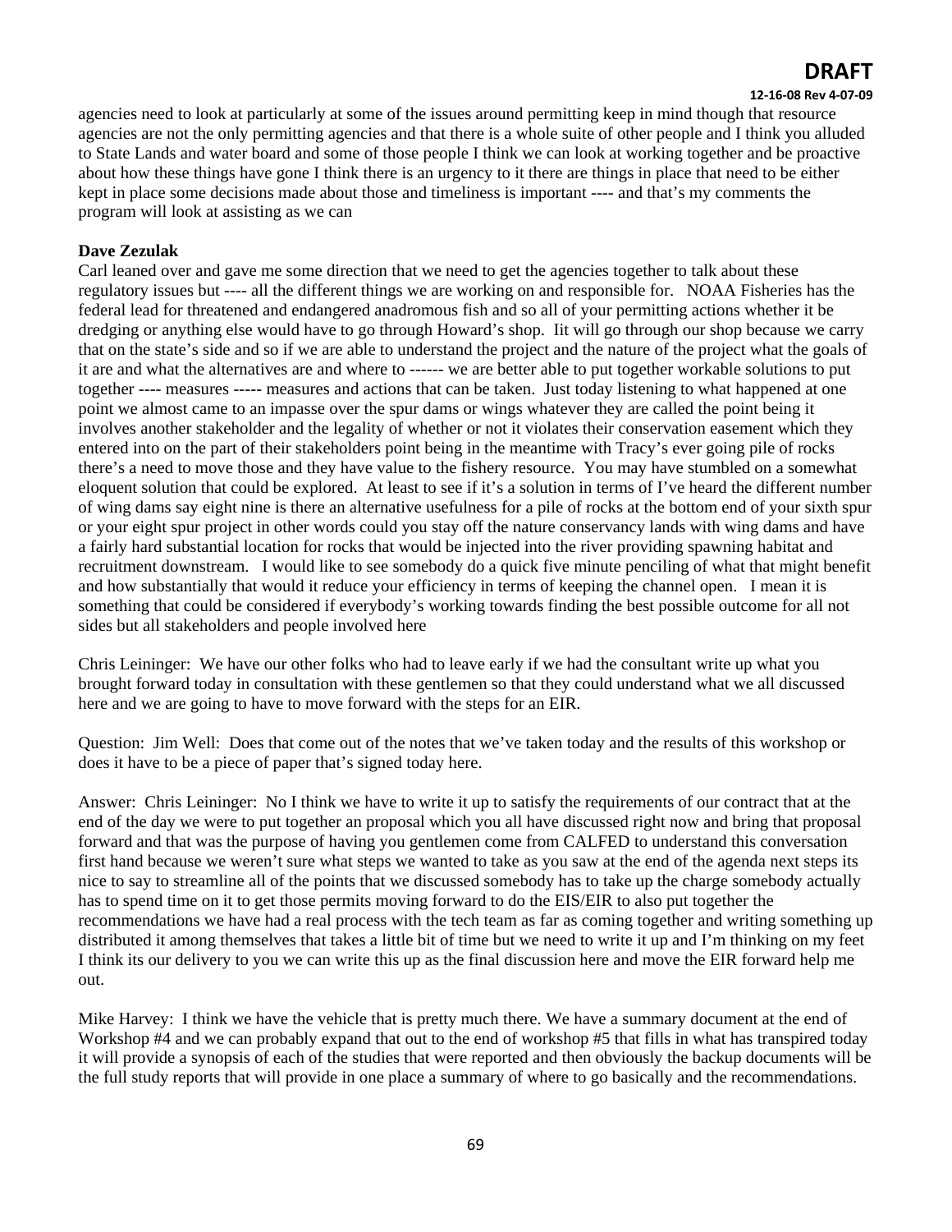agencies need to look at particularly at some of the issues around permitting keep in mind though that resource agencies are not the only permitting agencies and that there is a whole suite of other people and I think you alluded to State Lands and water board and some of those people I think we can look at working together and be proactive about how these things have gone I think there is an urgency to it there are things in place that need to be either kept in place some decisions made about those and timeliness is important ---- and that's my comments the program will look at assisting as we can

**Dave Zezulak**

Carl leaned over and gave me some direction that we need to get the agencies together to talk about these regulatory issues but ---- all the different things we are working on and responsible for. NOAA Fisheries has the federal lead for threatened and endangered anadromous fish and so all of your permitting actions whether it be dredging or anything else would have to go through Howard's shop. Iit will go through our shop because we carry that on the state's side and so if we are able to understand the project and the nature of the project what the goals of it are and what the alternatives are and where to ------ we are better able to put together workable solutions to put together ---- measures ----- measures and actions that can be taken. Just today listening to what happened at one point we almost came to an impasse over the spur dams or wings whatever they are called the point being it involves another stakeholder and the legality of whether or not it violates their conservation easement which they entered into on the part of their stakeholders point being in the meantime with Tracy's ever going pile of rocks there's a need to move those and they have value to the fishery resource. You may have stumbled on a somewhat eloquent solution that could be explored. At least to see if it's a solution in terms of I've heard the different number of wing dams say eight nine is there an alternative usefulness for a pile of rocks at the bottom end of your sixth spur or your eight spur project in other words could you stay off the nature conservancy lands with wing dams and have a fairly hard substantial location for rocks that would be injected into the river providing spawning habitat and recruitment downstream. I would like to see somebody do a quick five minute penciling of what that might benefit and how substantially that would it reduce your efficiency in terms of keeping the channel open. I mean it is something that could be considered if everybody's working towards finding the best possible outcome for all not sides but all stakeholders and people involved here

Chris Leininger: We have our other folks who had to leave early if we had the consultant write up what you brought forward today in consultation with these gentlemen so that they could understand what we all discussed here and we are going to have to move forward with the steps for an EIR.

Question: Jim Well: Does that come out of the notes that we've taken today and the results of this workshop or does it have to be a piece of paper that's signed today here.

Answer: Chris Leininger: No I think we have to write it up to satisfy the requirements of our contract that at the end of the day we were to put together an proposal which you all have discussed right now and bring that proposal forward and that was the purpose of having you gentlemen come from CALFED to understand this conversation first hand because we weren't sure what steps we wanted to take as you saw at the end of the agenda next steps its nice to say to streamline all of the points that we discussed somebody has to take up the charge somebody actually has to spend time on it to get those permits moving forward to do the EIS/EIR to also put together the recommendations we have had a real process with the tech team as far as coming together and writing something up distributed it among themselves that takes a little bit of time but we need to write it up and I'm thinking on my feet I think its our delivery to you we can write this up as the final discussion here and move the EIR forward help me out.

Mike Harvey: I think we have the vehicle that is pretty much there. We have a summary document at the end of Workshop #4 and we can probably expand that out to the end of workshop #5 that fills in what has transpired today it will provide a synopsis of each of the studies that were reported and then obviously the backup documents will be the full study reports that will provide in one place a summary of where to go basically and the recommendations.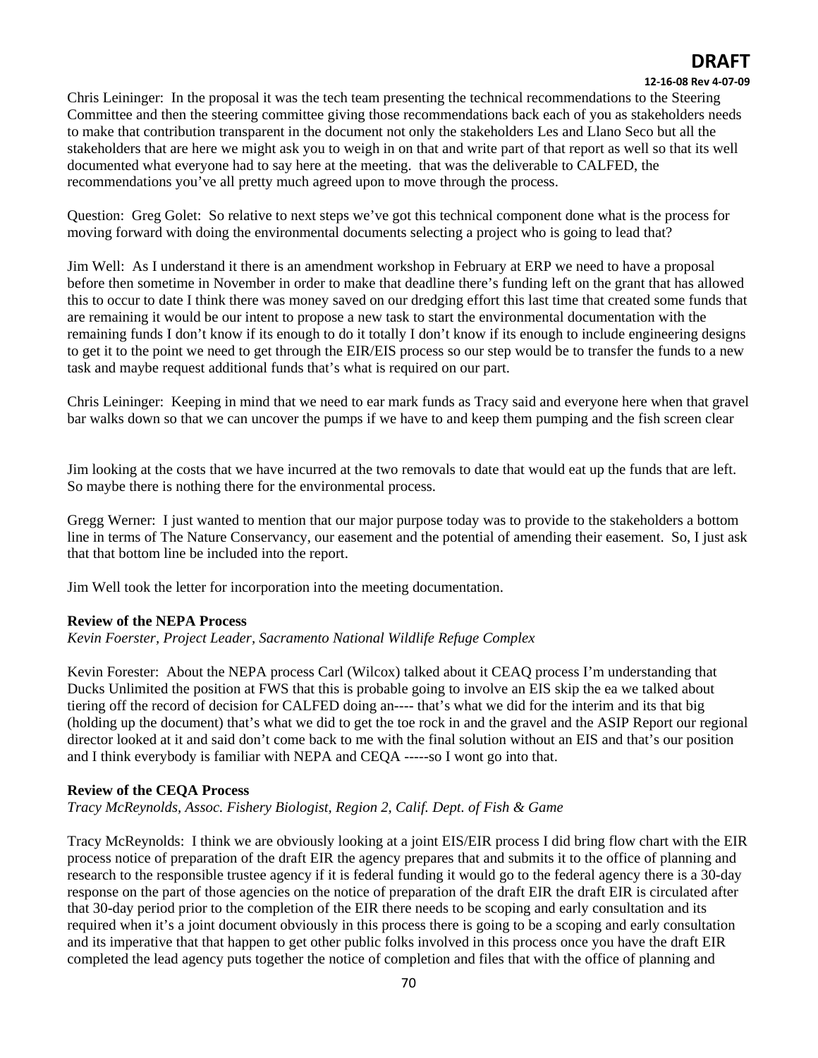Chris Leininger: In the proposal it was the tech team presenting the technical recommendations to the Steering Committee and then the steering committee giving those recommendations back each of you as stakeholders needs to make that contribution transparent in the document not only the stakeholders Les and Llano Seco but all the stakeholders that are here we might ask you to weigh in on that and write part of that report as well so that its well documented what everyone had to say here at the meeting. that was the deliverable to CALFED, the recommendations you've all pretty much agreed upon to move through the process.

Question: Greg Golet: So relative to next steps we've got this technical component done what is the process for moving forward with doing the environmental documents selecting a project who is going to lead that?

Jim Well: As I understand it there is an amendment workshop in February at ERP we need to have a proposal before then sometime in November in order to make that deadline there's funding left on the grant that has allowed this to occur to date I think there was money saved on our dredging effort this last time that created some funds that are remaining it would be our intent to propose a new task to start the environmental documentation with the remaining funds I don't know if its enough to do it totally I don't know if its enough to include engineering designs to get it to the point we need to get through the EIR/EIS process so our step would be to transfer the funds to a new task and maybe request additional funds that's what is required on our part.

Chris Leininger: Keeping in mind that we need to ear mark funds as Tracy said and everyone here when that gravel bar walks down so that we can uncover the pumps if we have to and keep them pumping and the fish screen clear

Jim looking at the costs that we have incurred at the two removals to date that would eat up the funds that are left. So maybe there is nothing there for the environmental process.

Gregg Werner: I just wanted to mention that our major purpose today was to provide to the stakeholders a bottom line in terms of The Nature Conservancy, our easement and the potential of amending their easement. So, I just ask that that bottom line be included into the report.

Jim Well took the letter for incorporation into the meeting documentation.

**Review of the NEPA Process**
*Kevin Foerster, Project Leader, Sacramento National Wildlife Refuge Complex*

Kevin Forester: About the NEPA process Carl (Wilcox) talked about it CEAQ process I'm understanding that Ducks Unlimited the position at FWS that this is probable going to involve an EIS skip the ea we talked about tiering off the record of decision for CALFED doing an---- that's what we did for the interim and its that big (holding up the document) that's what we did to get the toe rock in and the gravel and the ASIP Report our regional director looked at it and said don't come back to me with the final solution without an EIS and that's our position and I think everybody is familiar with NEPA and CEQA -----so I wont go into that.

**Review of the CEQA Process**
*Tracy McReynolds, Assoc. Fishery Biologist, Region 2, Calif. Dept. of Fish & Game*

Tracy McReynolds: I think we are obviously looking at a joint EIS/EIR process I did bring flow chart with the EIR process notice of preparation of the draft EIR the agency prepares that and submits it to the office of planning and research to the responsible trustee agency if it is federal funding it would go to the federal agency there is a 30-day response on the part of those agencies on the notice of preparation of the draft EIR the draft EIR is circulated after that 30-day period prior to the completion of the EIR there needs to be scoping and early consultation and its required when it's a joint document obviously in this process there is going to be a scoping and early consultation and its imperative that that happen to get other public folks involved in this process once you have the draft EIR completed the lead agency puts together the notice of completion and files that with the office of planning and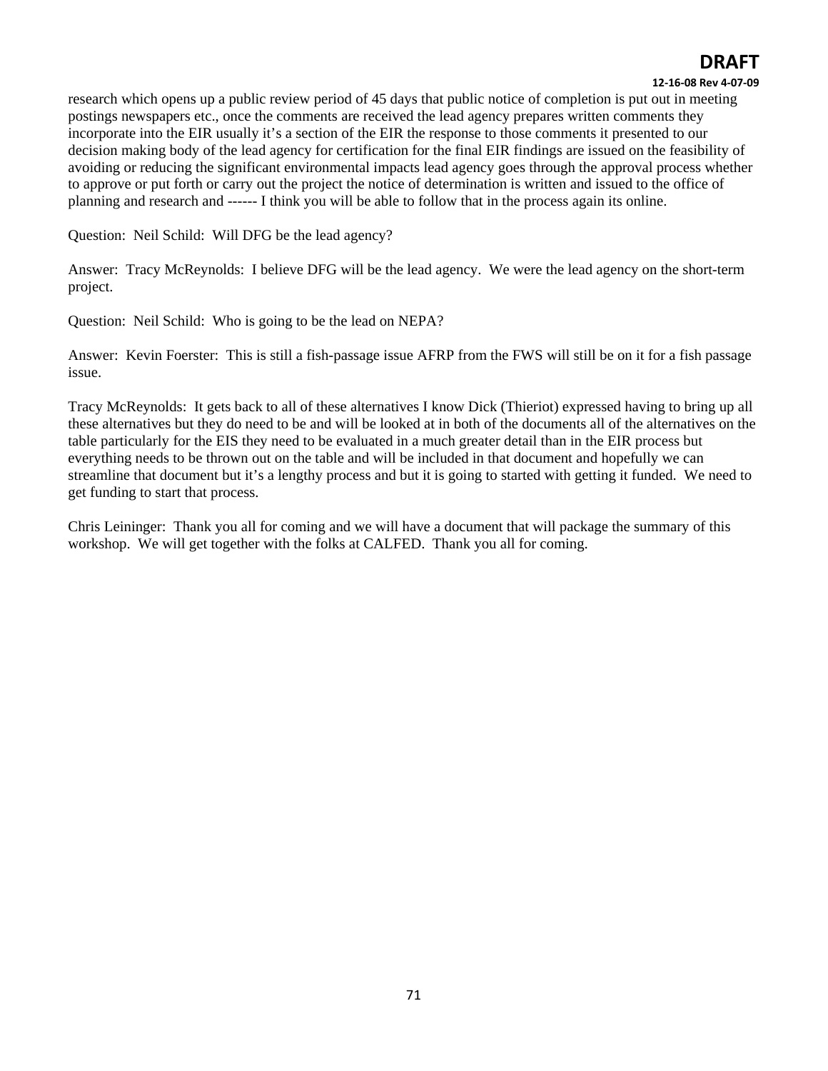research which opens up a public review period of 45 days that public notice of completion is put out in meeting postings newspapers etc., once the comments are received the lead agency prepares written comments they incorporate into the EIR usually it's a section of the EIR the response to those comments it presented to our decision making body of the lead agency for certification for the final EIR findings are issued on the feasibility of avoiding or reducing the significant environmental impacts lead agency goes through the approval process whether to approve or put forth or carry out the project the notice of determination is written and issued to the office of planning and research and ------ I think you will be able to follow that in the process again its online.

Question: Neil Schild: Will DFG be the lead agency?

Answer: Tracy McReynolds: I believe DFG will be the lead agency. We were the lead agency on the short-term project.

Question: Neil Schild: Who is going to be the lead on NEPA?

Answer: Kevin Foerster: This is still a fish-passage issue AFRP from the FWS will still be on it for a fish passage issue.

Tracy McReynolds: It gets back to all of these alternatives I know Dick (Thieriot) expressed having to bring up all these alternatives but they do need to be and will be looked at in both of the documents all of the alternatives on the table particularly for the EIS they need to be evaluated in a much greater detail than in the EIR process but everything needs to be thrown out on the table and will be included in that document and hopefully we can streamline that document but it's a lengthy process and but it is going to started with getting it funded. We need to get funding to start that process.

Chris Leininger: Thank you all for coming and we will have a document that will package the summary of this workshop. We will get together with the folks at CALFED. Thank you all for coming.